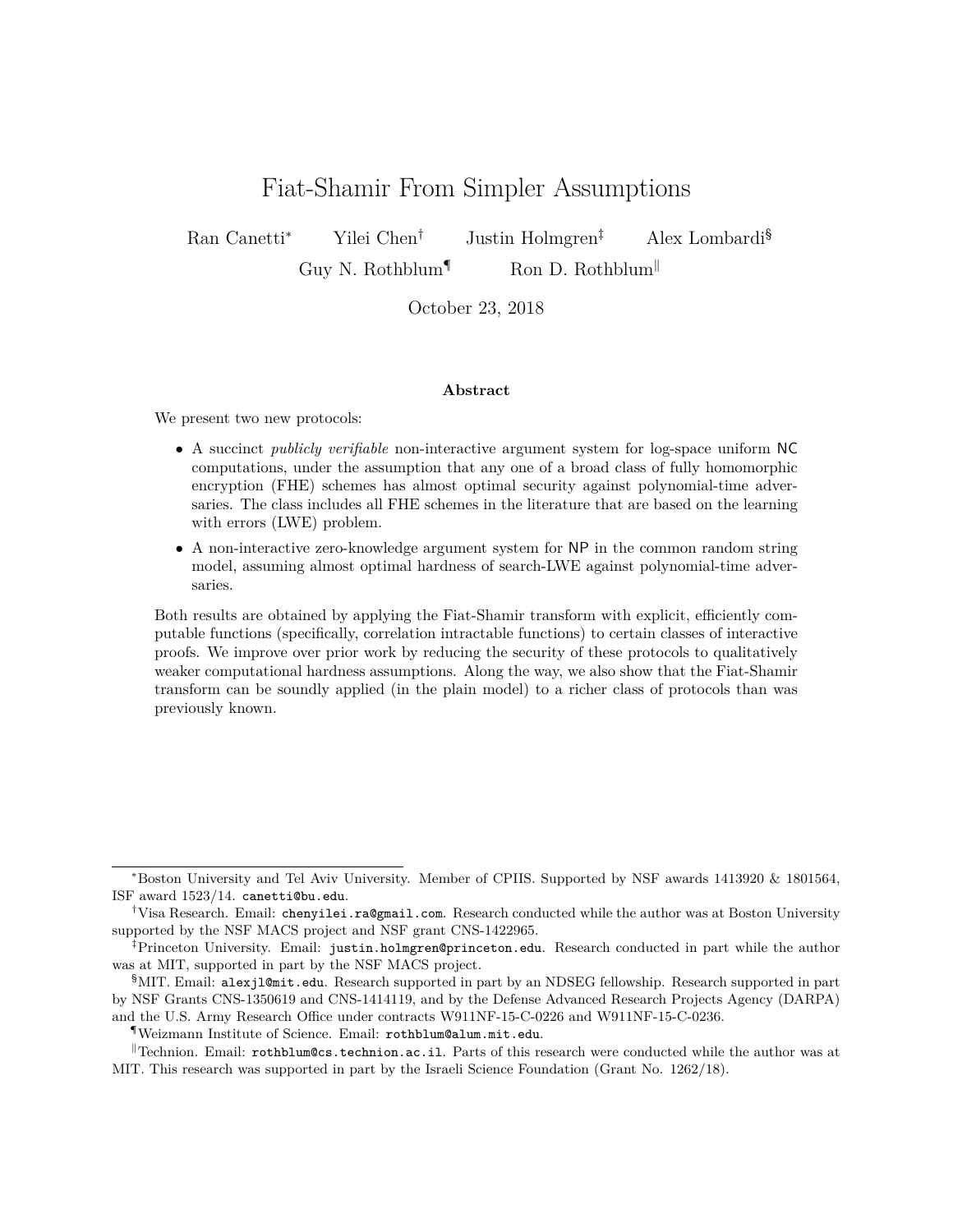# Fiat-Shamir From Simpler Assumptions

Ran Canetti[*] Yilei Chen[†] Justin Holmgren[‡] Alex Lombardi[§]

Guy N. Rothblum[¶] Ron D. Rothblum[‖]

October 23, 2018

### Abstract

We present two new protocols:

- A succinct *publicly verifiable* non-interactive argument system for log-space uniform NC computations, under the assumption that any one of a broad class of fully homomorphic encryption (FHE) schemes has almost optimal security against polynomial-time adversaries. The class includes all FHE schemes in the literature that are based on the learning with errors (LWE) problem.
- A non-interactive zero-knowledge argument system for NP in the common random string model, assuming almost optimal hardness of search-LWE against polynomial-time adversaries.

Both results are obtained by applying the Fiat-Shamir transform with explicit, efficiently computable functions (specifically, correlation intractable functions) to certain classes of interactive proofs. We improve over prior work by reducing the security of these protocols to qualitatively weaker computational hardness assumptions. Along the way, we also show that the Fiat-Shamir transform can be soundly applied (in the plain model) to a richer class of protocols than was previously known.

---

[*] Boston University and Tel Aviv University. Member of CPIIS. Supported by NSF awards 1413920 & 1801564, ISF award 1523/14. canetti@bu.edu.

[†] Visa Research. Email: chenyilei.ra@gmail.com. Research conducted while the author was at Boston University supported by the NSF MACS project and NSF grant CNS-1422965.

[‡] Princeton University. Email: justin.holmgren@princeton.edu. Research conducted in part while the author was at MIT, supported in part by the NSF MACS project.

[§] MIT. Email: alexjl@mit.edu. Research supported in part by an NDSEG fellowship. Research supported in part by NSF Grants CNS-1350619 and CNS-1414119, and by the Defense Advanced Research Projects Agency (DARPA) and the U.S. Army Research Office under contracts W911NF-15-C-0226 and W911NF-15-C-0236.

[¶] Weizmann Institute of Science. Email: rothblum@alum.mit.edu.

[‖] Technion. Email: rothblum@cs.technion.ac.il. Parts of this research were conducted while the author was at MIT. This research was supported in part by the Israeli Science Foundation (Grant No. 1262/18).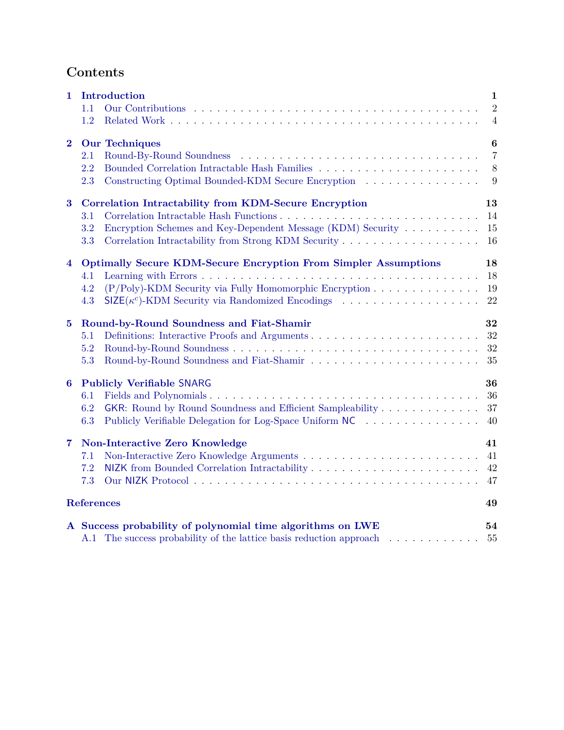# Contents

**1 Introduction** — **1**
- 1.1 Our Contributions — 2
- 1.2 Related Work — 4

**2 Our Techniques** — **6**
- 2.1 Round-By-Round Soundness — 7
- 2.2 Bounded Correlation Intractable Hash Families — 8
- 2.3 Constructing Optimal Bounded-KDM Secure Encryption — 9

**3 Correlation Intractability from KDM-Secure Encryption** — **13**
- 3.1 Correlation Intractable Hash Functions — 14
- 3.2 Encryption Schemes and Key-Dependent Message (KDM) Security — 15
- 3.3 Correlation Intractability from Strong KDM Security — 16

**4 Optimally Secure KDM-Secure Encryption From Simpler Assumptions** — **18**
- 4.1 Learning with Errors — 18
- 4.2 (P/Poly)-KDM Security via Fully Homomorphic Encryption — 19
- 4.3 $\mathsf{SIZE}(\kappa^c)$-KDM Security via Randomized Encodings — 22

**5 Round-by-Round Soundness and Fiat-Shamir** — **32**
- 5.1 Definitions: Interactive Proofs and Arguments — 32
- 5.2 Round-by-Round Soundness — 32
- 5.3 Round-by-Round Soundness and Fiat-Shamir — 35

**6 Publicly Verifiable $\mathsf{SNARG}$** — **36**
- 6.1 Fields and Polynomials — 36
- 6.2 $\mathsf{GKR}$: Round by Round Soundness and Efficient Sampleability — 37
- 6.3 Publicly Verifiable Delegation for Log-Space Uniform $\mathsf{NC}$ — 40

**7 Non-Interactive Zero Knowledge** — **41**
- 7.1 Non-Interactive Zero Knowledge Arguments — 41
- 7.2 $\mathsf{NIZK}$ from Bounded Correlation Intractability — 42
- 7.3 Our $\mathsf{NIZK}$ Protocol — 47

**References** — **49**

**A Success probability of polynomial time algorithms on LWE** — **54**
- A.1 The success probability of the lattice basis reduction approach — 55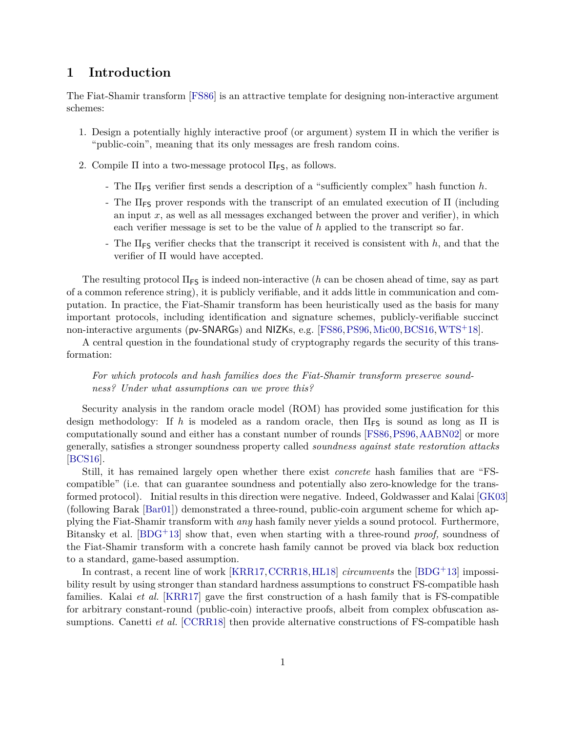# 1 Introduction

The Fiat-Shamir transform [FS86] is an attractive template for designing non-interactive argument schemes:

1. Design a potentially highly interactive proof (or argument) system $\Pi$ in which the verifier is "public-coin", meaning that its only messages are fresh random coins.

2. Compile $\Pi$ into a two-message protocol $\Pi_{\mathsf{FS}}$, as follows.

   - The $\Pi_{\mathsf{FS}}$ verifier first sends a description of a "sufficiently complex" hash function $h$.
   - The $\Pi_{\mathsf{FS}}$ prover responds with the transcript of an emulated execution of $\Pi$ (including an input $x$, as well as all messages exchanged between the prover and verifier), in which each verifier message is set to be the value of $h$ applied to the transcript so far.
   - The $\Pi_{\mathsf{FS}}$ verifier checks that the transcript it received is consistent with $h$, and that the verifier of $\Pi$ would have accepted.

The resulting protocol $\Pi_{\mathsf{FS}}$ is indeed non-interactive ($h$ can be chosen ahead of time, say as part of a common reference string), it is publicly verifiable, and it adds little in communication and computation. In practice, the Fiat-Shamir transform has been heuristically used as the basis for many important protocols, including identification and signature schemes, publicly-verifiable succinct non-interactive arguments (pv-SNARGs) and NIZKs, e.g. [FS86, PS96, Mic00, BCS16, WTS+18].

A central question in the foundational study of cryptography regards the security of this transformation:

> *For which protocols and hash families does the Fiat-Shamir transform preserve soundness? Under what assumptions can we prove this?*

Security analysis in the random oracle model (ROM) has provided some justification for this design methodology: If $h$ is modeled as a random oracle, then $\Pi_{\mathsf{FS}}$ is sound as long as $\Pi$ is computationally sound and either has a constant number of rounds [FS86, PS96, AABN02] or more generally, satisfies a stronger soundness property called *soundness against state restoration attacks* [BCS16].

Still, it has remained largely open whether there exist *concrete* hash families that are "FS-compatible" (i.e. that can guarantee soundness and potentially also zero-knowledge for the transformed protocol). Initial results in this direction were negative. Indeed, Goldwasser and Kalai [GK03] (following Barak [Bar01]) demonstrated a three-round, public-coin argument scheme for which applying the Fiat-Shamir transform with *any* hash family never yields a sound protocol. Furthermore, Bitansky et al. [BDG+13] show that, even when starting with a three-round *proof,* soundness of the Fiat-Shamir transform with a concrete hash family cannot be proved via black box reduction to a standard, game-based assumption.

In contrast, a recent line of work [KRR17, CCRR18, HL18] *circumvents* the [BDG+13] impossibility result by using stronger than standard hardness assumptions to construct FS-compatible hash families. Kalai *et al.* [KRR17] gave the first construction of a hash family that is FS-compatible for arbitrary constant-round (public-coin) interactive proofs, albeit from complex obfuscation assumptions. Canetti *et al.* [CCRR18] then provide alternative constructions of FS-compatible hash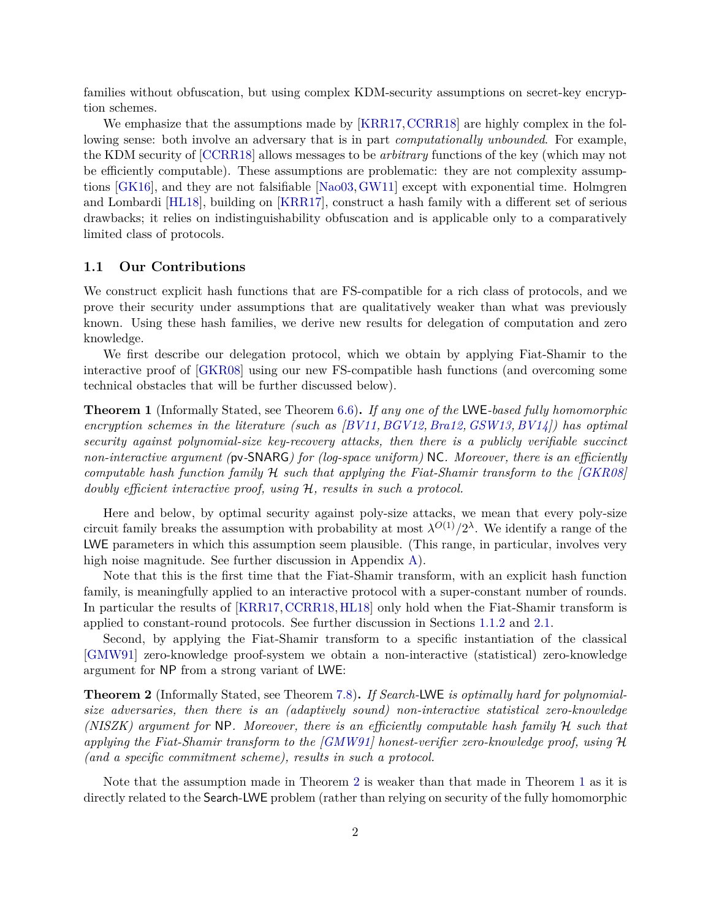families without obfuscation, but using complex KDM-security assumptions on secret-key encryption schemes.

We emphasize that the assumptions made by [KRR17, CCRR18] are highly complex in the following sense: both involve an adversary that is in part *computationally unbounded*. For example, the KDM security of [CCRR18] allows messages to be *arbitrary* functions of the key (which may not be efficiently computable). These assumptions are problematic: they are not complexity assumptions [GK16], and they are not falsifiable [Nao03, GW11] except with exponential time. Holmgren and Lombardi [HL18], building on [KRR17], construct a hash family with a different set of serious drawbacks; it relies on indistinguishability obfuscation and is applicable only to a comparatively limited class of protocols.

### 1.1 Our Contributions

We construct explicit hash functions that are FS-compatible for a rich class of protocols, and we prove their security under assumptions that are qualitatively weaker than what was previously known. Using these hash families, we derive new results for delegation of computation and zero knowledge.

We first describe our delegation protocol, which we obtain by applying Fiat-Shamir to the interactive proof of [GKR08] using our new FS-compatible hash functions (and overcoming some technical obstacles that will be further discussed below).

**Theorem 1** (Informally Stated, see Theorem 6.6)**.** *If any one of the* LWE*-based fully homomorphic encryption schemes in the literature (such as [BV11, BGV12, Bra12, GSW13, BV14]) has optimal security against polynomial-size key-recovery attacks, then there is a publicly verifiable succinct non-interactive argument (*pv-SNARG*) for (log-space uniform)* NC*. Moreover, there is an efficiently computable hash function family $\mathcal{H}$ such that applying the Fiat-Shamir transform to the [GKR08] doubly efficient interactive proof, using $\mathcal{H}$, results in such a protocol.*

Here and below, by optimal security against poly-size attacks, we mean that every poly-size circuit family breaks the assumption with probability at most $\lambda^{O(1)}/2^{\lambda}$. We identify a range of the LWE parameters in which this assumption seem plausible. (This range, in particular, involves very high noise magnitude. See further discussion in Appendix A).

Note that this is the first time that the Fiat-Shamir transform, with an explicit hash function family, is meaningfully applied to an interactive protocol with a super-constant number of rounds. In particular the results of [KRR17, CCRR18, HL18] only hold when the Fiat-Shamir transform is applied to constant-round protocols. See further discussion in Sections 1.1.2 and 2.1.

Second, by applying the Fiat-Shamir transform to a specific instantiation of the classical [GMW91] zero-knowledge proof-system we obtain a non-interactive (statistical) zero-knowledge argument for NP from a strong variant of LWE:

**Theorem 2** (Informally Stated, see Theorem 7.8)**.** *If Search-*LWE *is optimally hard for polynomial-size adversaries, then there is an (adaptively sound) non-interactive statistical zero-knowledge (NISZK) argument for* NP*. Moreover, there is an efficiently computable hash family $\mathcal{H}$ such that applying the Fiat-Shamir transform to the [GMW91] honest-verifier zero-knowledge proof, using $\mathcal{H}$ (and a specific commitment scheme), results in such a protocol.*

Note that the assumption made in Theorem 2 is weaker than that made in Theorem 1 as it is directly related to the Search-LWE problem (rather than relying on security of the fully homomorphic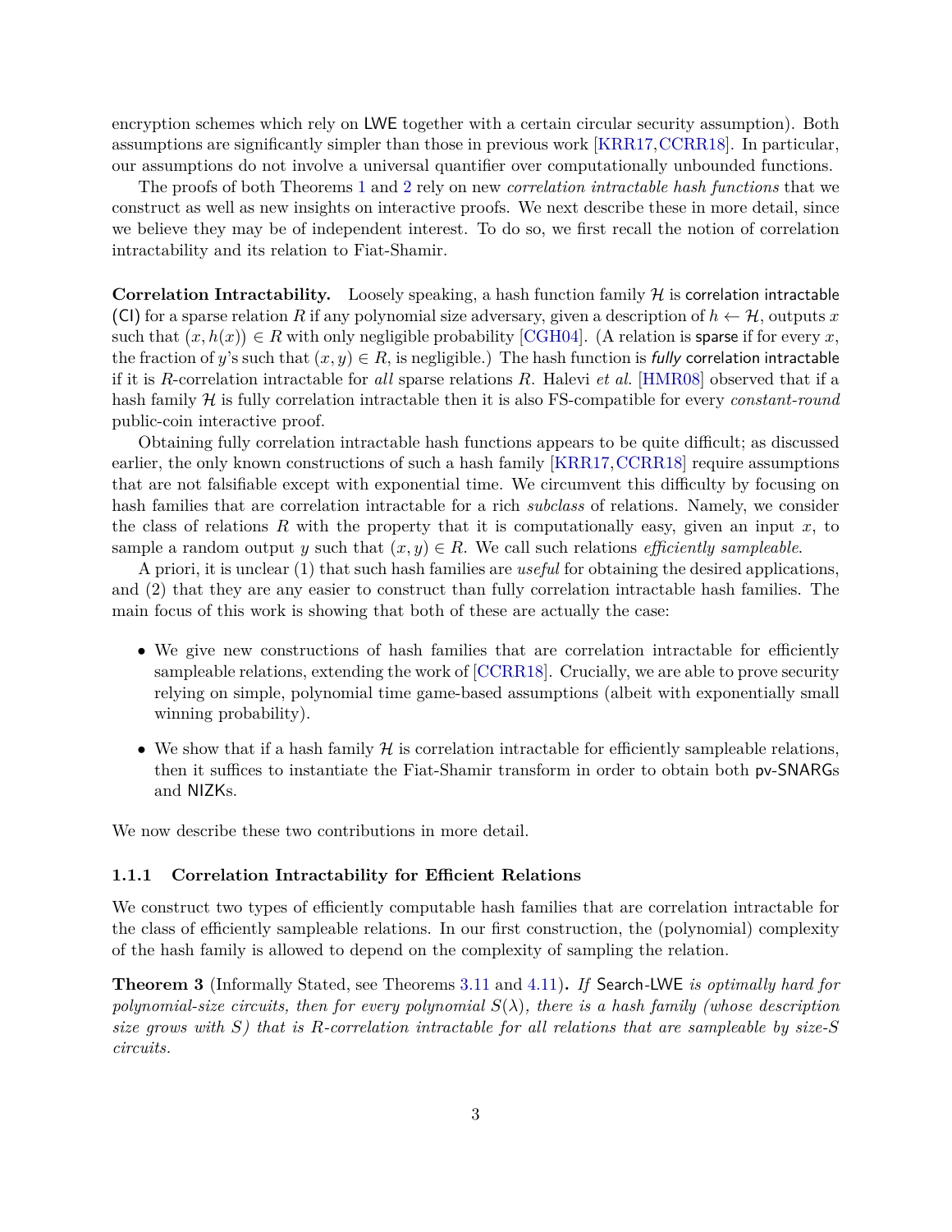encryption schemes which rely on LWE together with a certain circular security assumption). Both assumptions are significantly simpler than those in previous work [KRR17, CCRR18]. In particular, our assumptions do not involve a universal quantifier over computationally unbounded functions.

The proofs of both Theorems 1 and 2 rely on new *correlation intractable hash functions* that we construct as well as new insights on interactive proofs. We next describe these in more detail, since we believe they may be of independent interest. To do so, we first recall the notion of correlation intractability and its relation to Fiat-Shamir.

**Correlation Intractability.** Loosely speaking, a hash function family $\mathcal{H}$ is correlation intractable (CI) for a sparse relation $R$ if any polynomial size adversary, given a description of $h \leftarrow \mathcal{H}$, outputs $x$ such that $(x, h(x)) \in R$ with only negligible probability [CGH04]. (A relation is sparse if for every $x$, the fraction of $y$'s such that $(x, y) \in R$, is negligible.) The hash function is *fully* correlation intractable if it is $R$-correlation intractable for *all* sparse relations $R$. Halevi *et al.* [HMR08] observed that if a hash family $\mathcal{H}$ is fully correlation intractable then it is also FS-compatible for every *constant-round* public-coin interactive proof.

Obtaining fully correlation intractable hash functions appears to be quite difficult; as discussed earlier, the only known constructions of such a hash family [KRR17, CCRR18] require assumptions that are not falsifiable except with exponential time. We circumvent this difficulty by focusing on hash families that are correlation intractable for a rich *subclass* of relations. Namely, we consider the class of relations $R$ with the property that it is computationally easy, given an input $x$, to sample a random output $y$ such that $(x, y) \in R$. We call such relations *efficiently sampleable*.

A priori, it is unclear (1) that such hash families are *useful* for obtaining the desired applications, and (2) that they are any easier to construct than fully correlation intractable hash families. The main focus of this work is showing that both of these are actually the case:

- We give new constructions of hash families that are correlation intractable for efficiently sampleable relations, extending the work of [CCRR18]. Crucially, we are able to prove security relying on simple, polynomial time game-based assumptions (albeit with exponentially small winning probability).
- We show that if a hash family $\mathcal{H}$ is correlation intractable for efficiently sampleable relations, then it suffices to instantiate the Fiat-Shamir transform in order to obtain both pv-SNARGs and NIZKs.

We now describe these two contributions in more detail.

### 1.1.1 Correlation Intractability for Efficient Relations

We construct two types of efficiently computable hash families that are correlation intractable for the class of efficiently sampleable relations. In our first construction, the (polynomial) complexity of the hash family is allowed to depend on the complexity of sampling the relation.

**Theorem 3** (Informally Stated, see Theorems 3.11 and 4.11)**.** *If Search-LWE is optimally hard for polynomial-size circuits, then for every polynomial $S(\lambda)$, there is a hash family (whose description size grows with $S$) that is $R$-correlation intractable for all relations that are sampleable by size-$S$ circuits.*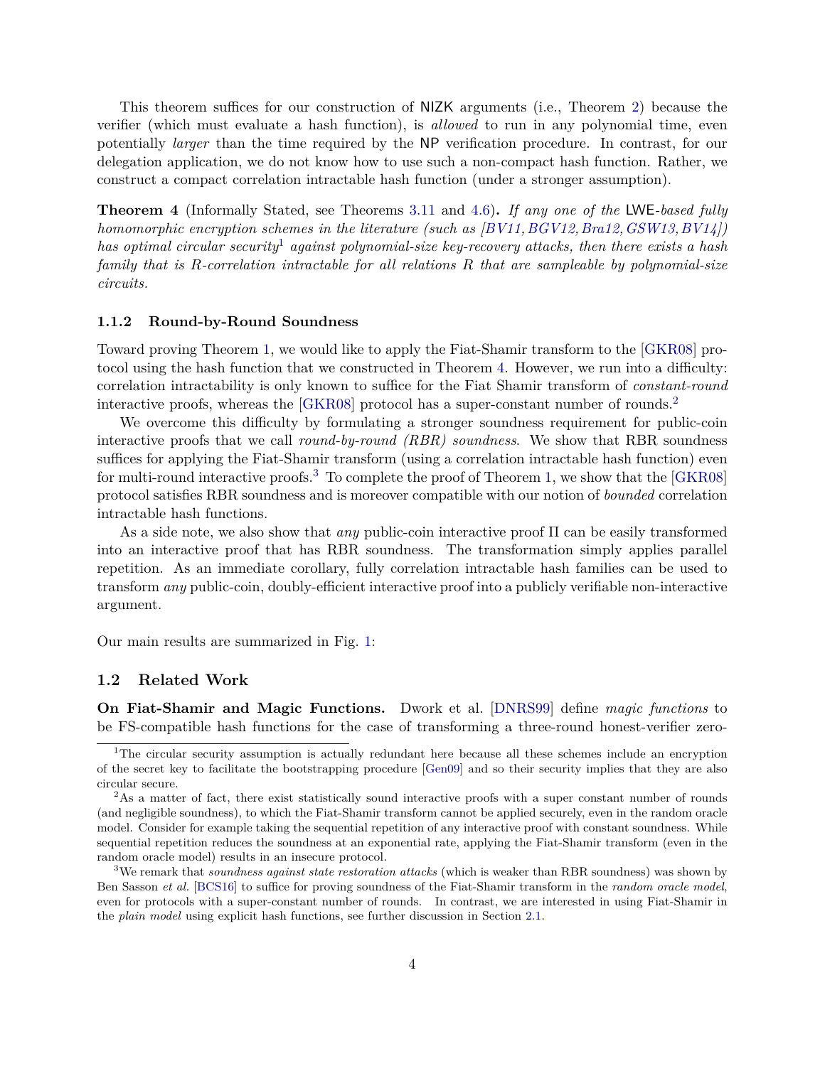This theorem suffices for our construction of NIZK arguments (i.e., Theorem 2) because the verifier (which must evaluate a hash function), is *allowed* to run in any polynomial time, even potentially *larger* than the time required by the NP verification procedure. In contrast, for our delegation application, we do not know how to use such a non-compact hash function. Rather, we construct a compact correlation intractable hash function (under a stronger assumption).

**Theorem 4** (Informally Stated, see Theorems 3.11 and 4.6)**.** *If any one of the* LWE*-based fully homomorphic encryption schemes in the literature (such as [BV11, BGV12, Bra12, GSW13, BV14]) has optimal circular security*[1] *against polynomial-size key-recovery attacks, then there exists a hash family that is R-correlation intractable for all relations R that are sampleable by polynomial-size circuits.*

### 1.1.2 Round-by-Round Soundness

Toward proving Theorem 1, we would like to apply the Fiat-Shamir transform to the [GKR08] protocol using the hash function that we constructed in Theorem 4. However, we run into a difficulty: correlation intractability is only known to suffice for the Fiat Shamir transform of *constant-round* interactive proofs, whereas the [GKR08] protocol has a super-constant number of rounds.[2]

We overcome this difficulty by formulating a stronger soundness requirement for public-coin interactive proofs that we call *round-by-round (RBR) soundness*. We show that RBR soundness suffices for applying the Fiat-Shamir transform (using a correlation intractable hash function) even for multi-round interactive proofs.[3] To complete the proof of Theorem 1, we show that the [GKR08] protocol satisfies RBR soundness and is moreover compatible with our notion of *bounded* correlation intractable hash functions.

As a side note, we also show that *any* public-coin interactive proof $\Pi$ can be easily transformed into an interactive proof that has RBR soundness. The transformation simply applies parallel repetition. As an immediate corollary, fully correlation intractable hash families can be used to transform *any* public-coin, doubly-efficient interactive proof into a publicly verifiable non-interactive argument.

Our main results are summarized in Fig. 1:

## 1.2 Related Work

**On Fiat-Shamir and Magic Functions.** Dwork et al. [DNRS99] define *magic functions* to be FS-compatible hash functions for the case of transforming a three-round honest-verifier zero-

---

[1] The circular security assumption is actually redundant here because all these schemes include an encryption of the secret key to facilitate the bootstrapping procedure [Gen09] and so their security implies that they are also circular secure.

[2] As a matter of fact, there exist statistically sound interactive proofs with a super constant number of rounds (and negligible soundness), to which the Fiat-Shamir transform cannot be applied securely, even in the random oracle model. Consider for example taking the sequential repetition of any interactive proof with constant soundness. While sequential repetition reduces the soundness at an exponential rate, applying the Fiat-Shamir transform (even in the random oracle model) results in an insecure protocol.

[3] We remark that *soundness against state restoration attacks* (which is weaker than RBR soundness) was shown by Ben Sasson *et al.* [BCS16] to suffice for proving soundness of the Fiat-Shamir transform in the *random oracle model*, even for protocols with a super-constant number of rounds. In contrast, we are interested in using Fiat-Shamir in the *plain model* using explicit hash functions, see further discussion in Section 2.1.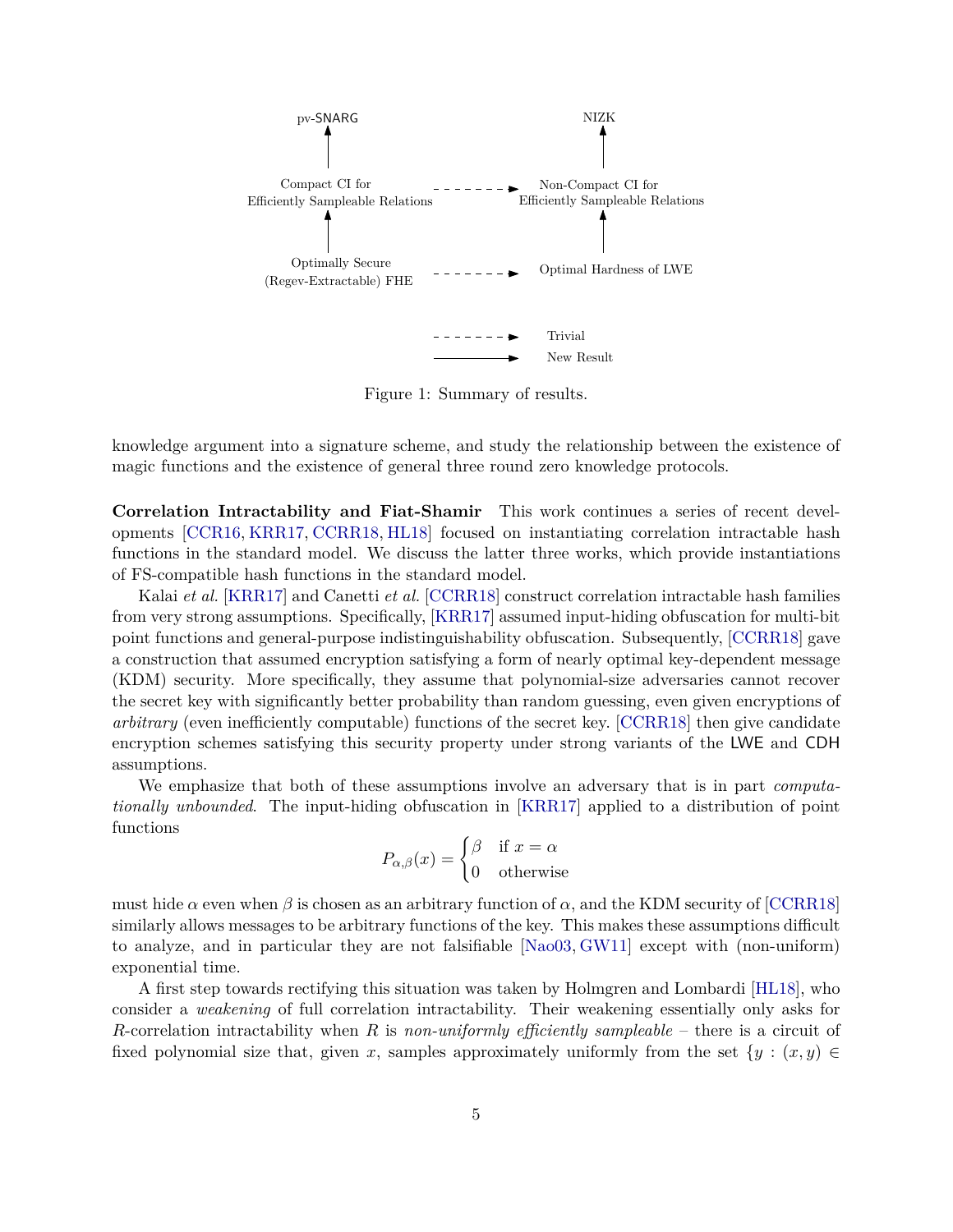Figure 1: Summary of results.

knowledge argument into a signature scheme, and study the relationship between the existence of magic functions and the existence of general three round zero knowledge protocols.

**Correlation Intractability and Fiat-Shamir** This work continues a series of recent developments [CCR16, KRR17, CCRR18, HL18] focused on instantiating correlation intractable hash functions in the standard model. We discuss the latter three works, which provide instantiations of FS-compatible hash functions in the standard model.

Kalai *et al.* [KRR17] and Canetti *et al.* [CCRR18] construct correlation intractable hash families from very strong assumptions. Specifically, [KRR17] assumed input-hiding obfuscation for multi-bit point functions and general-purpose indistinguishability obfuscation. Subsequently, [CCRR18] gave a construction that assumed encryption satisfying a form of nearly optimal key-dependent message (KDM) security. More specifically, they assume that polynomial-size adversaries cannot recover the secret key with significantly better probability than random guessing, even given encryptions of *arbitrary* (even inefficiently computable) functions of the secret key. [CCRR18] then give candidate encryption schemes satisfying this security property under strong variants of the LWE and CDH assumptions.

We emphasize that both of these assumptions involve an adversary that is in part *computationally unbounded*. The input-hiding obfuscation in [KRR17] applied to a distribution of point functions

$$P_{\alpha,\beta}(x) = \begin{cases} \beta & \text{if } x = \alpha \\ 0 & \text{otherwise} \end{cases}$$

must hide $\alpha$ even when $\beta$ is chosen as an arbitrary function of $\alpha$, and the KDM security of [CCRR18] similarly allows messages to be arbitrary functions of the key. This makes these assumptions difficult to analyze, and in particular they are not falsifiable [Nao03, GW11] except with (non-uniform) exponential time.

A first step towards rectifying this situation was taken by Holmgren and Lombardi [HL18], who consider a *weakening* of full correlation intractability. Their weakening essentially only asks for $R$-correlation intractability when $R$ is *non-uniformly efficiently sampleable* – there is a circuit of fixed polynomial size that, given $x$, samples approximately uniformly from the set $\{y : (x, y) \in$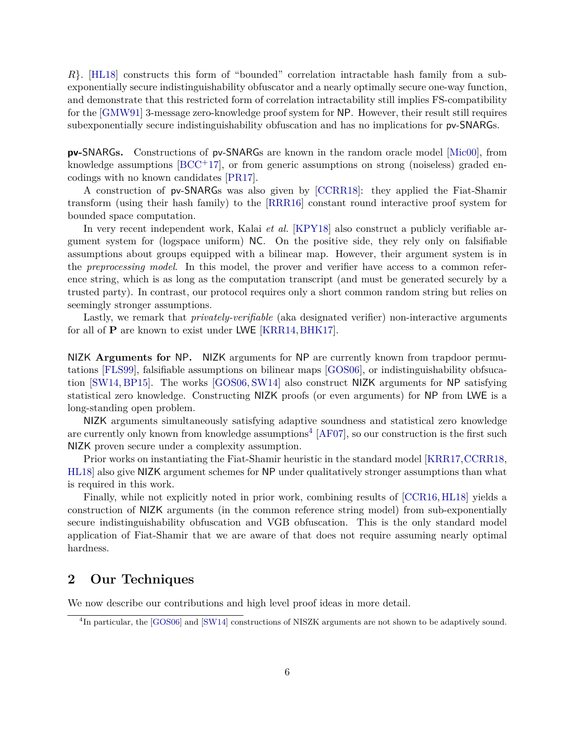$R\}$. [HL18] constructs this form of "bounded" correlation intractable hash family from a sub-exponentially secure indistinguishability obfuscator and a nearly optimally secure one-way function, and demonstrate that this restricted form of correlation intractability still implies FS-compatibility for the [GMW91] 3-message zero-knowledge proof system for NP. However, their result still requires subexponentially secure indistinguishability obfuscation and has no implications for pv-SNARGs.

**pv-SNARGs.** Constructions of pv-SNARGs are known in the random oracle model [Mic00], from knowledge assumptions [BCC+17], or from generic assumptions on strong (noiseless) graded encodings with no known candidates [PR17].

A construction of pv-SNARGs was also given by [CCRR18]: they applied the Fiat-Shamir transform (using their hash family) to the [RRR16] constant round interactive proof system for bounded space computation.

In very recent independent work, Kalai *et al.* [KPY18] also construct a publicly verifiable argument system for (logspace uniform) NC. On the positive side, they rely only on falsifiable assumptions about groups equipped with a bilinear map. However, their argument system is in the *preprocessing model*. In this model, the prover and verifier have access to a common reference string, which is as long as the computation transcript (and must be generated securely by a trusted party). In contrast, our protocol requires only a short common random string but relies on seemingly stronger assumptions.

Lastly, we remark that *privately-verifiable* (aka designated verifier) non-interactive arguments for all of **P** are known to exist under LWE [KRR14, BHK17].

**NIZK Arguments for NP.** NIZK arguments for NP are currently known from trapdoor permutations [FLS99], falsifiable assumptions on bilinear maps [GOS06], or indistinguishability obfsucation [SW14, BP15]. The works [GOS06, SW14] also construct NIZK arguments for NP satisfying statistical zero knowledge. Constructing NIZK proofs (or even arguments) for NP from LWE is a long-standing open problem.

NIZK arguments simultaneously satisfying adaptive soundness and statistical zero knowledge are currently only known from knowledge assumptions[4] [AF07], so our construction is the first such NIZK proven secure under a complexity assumption.

Prior works on instantiating the Fiat-Shamir heuristic in the standard model [KRR17, CCRR18, HL18] also give NIZK argument schemes for NP under qualitatively stronger assumptions than what is required in this work.

Finally, while not explicitly noted in prior work, combining results of [CCR16, HL18] yields a construction of NIZK arguments (in the common reference string model) from sub-exponentially secure indistinguishability obfuscation and VGB obfuscation. This is the only standard model application of Fiat-Shamir that we are aware of that does not require assuming nearly optimal hardness.

## 2 Our Techniques

We now describe our contributions and high level proof ideas in more detail.

[4] In particular, the [GOS06] and [SW14] constructions of NISZK arguments are not shown to be adaptively sound.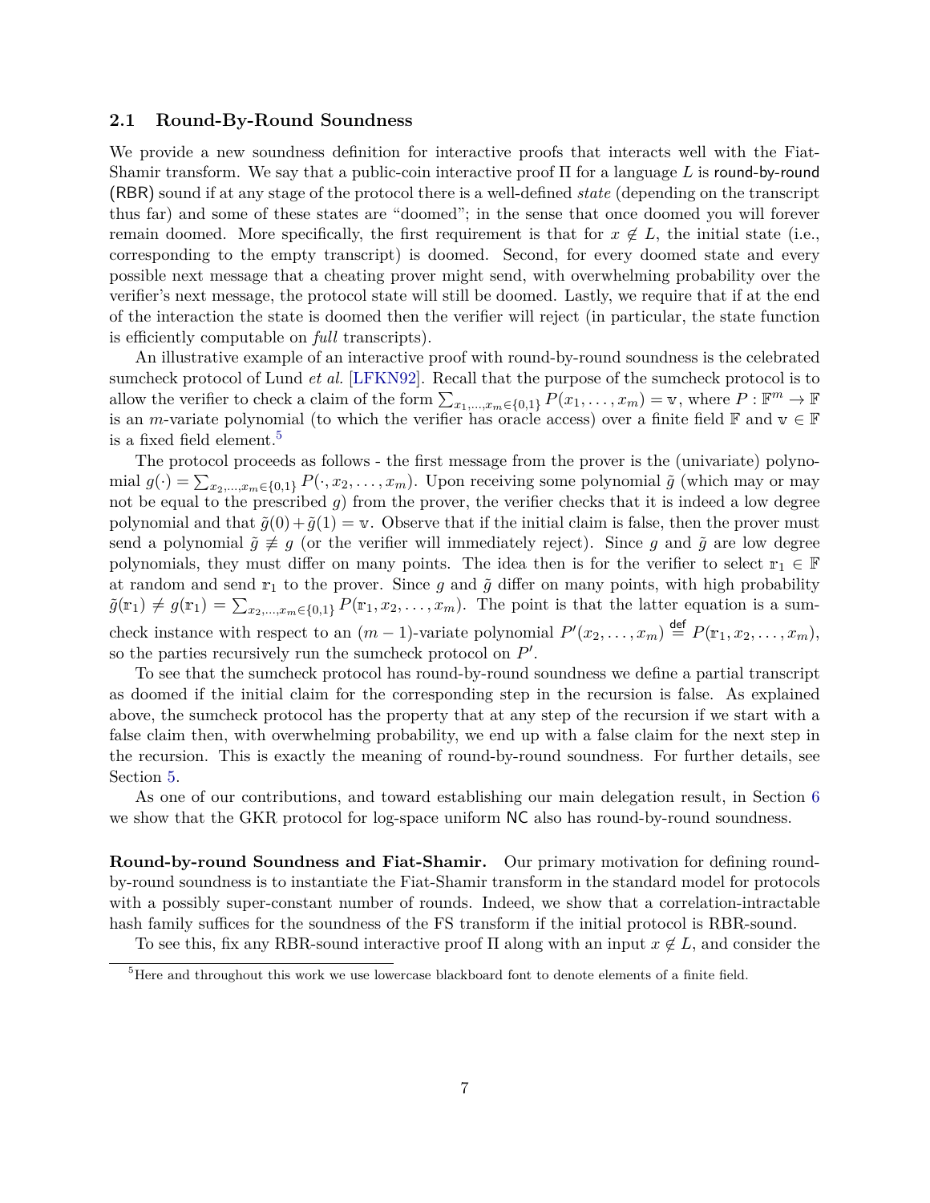### 2.1 Round-By-Round Soundness

We provide a new soundness definition for interactive proofs that interacts well with the Fiat-Shamir transform. We say that a public-coin interactive proof $\Pi$ for a language $L$ is round-by-round (RBR) sound if at any stage of the protocol there is a well-defined *state* (depending on the transcript thus far) and some of these states are "doomed"; in the sense that once doomed you will forever remain doomed. More specifically, the first requirement is that for $x \notin L$, the initial state (i.e., corresponding to the empty transcript) is doomed. Second, for every doomed state and every possible next message that a cheating prover might send, with overwhelming probability over the verifier's next message, the protocol state will still be doomed. Lastly, we require that if at the end of the interaction the state is doomed then the verifier will reject (in particular, the state function is efficiently computable on *full* transcripts).

An illustrative example of an interactive proof with round-by-round soundness is the celebrated sumcheck protocol of Lund *et al.* [LFKN92]. Recall that the purpose of the sumcheck protocol is to allow the verifier to check a claim of the form $\sum_{x_1,\ldots,x_m \in \{0,1\}} P(x_1,\ldots,x_m) = \mathbb{v}$, where $P : \mathbb{F}^m \to \mathbb{F}$ is an $m$-variate polynomial (to which the verifier has oracle access) over a finite field $\mathbb{F}$ and $\mathbb{v} \in \mathbb{F}$ is a fixed field element.[5]

The protocol proceeds as follows - the first message from the prover is the (univariate) polynomial $g(\cdot) = \sum_{x_2,\ldots,x_m \in \{0,1\}} P(\cdot, x_2, \ldots, x_m)$. Upon receiving some polynomial $\tilde{g}$ (which may or may not be equal to the prescribed $g$) from the prover, the verifier checks that it is indeed a low degree polynomial and that $\tilde{g}(0) + \tilde{g}(1) = \mathbb{v}$. Observe that if the initial claim is false, then the prover must send a polynomial $\tilde{g} \not\equiv g$ (or the verifier will immediately reject). Since $g$ and $\tilde{g}$ are low degree polynomials, they must differ on many points. The idea then is for the verifier to select $\mathbb{r}_1 \in \mathbb{F}$ at random and send $\mathbb{r}_1$ to the prover. Since $g$ and $\tilde{g}$ differ on many points, with high probability $\tilde{g}(\mathbb{r}_1) \neq g(\mathbb{r}_1) = \sum_{x_2,\ldots,x_m \in \{0,1\}} P(\mathbb{r}_1, x_2, \ldots, x_m)$. The point is that the latter equation is a sumcheck instance with respect to an $(m-1)$-variate polynomial $P'(x_2,\ldots,x_m) \stackrel{\mathsf{def}}{=} P(\mathbb{r}_1, x_2, \ldots, x_m)$, so the parties recursively run the sumcheck protocol on $P'$.

To see that the sumcheck protocol has round-by-round soundness we define a partial transcript as doomed if the initial claim for the corresponding step in the recursion is false. As explained above, the sumcheck protocol has the property that at any step of the recursion if we start with a false claim then, with overwhelming probability, we end up with a false claim for the next step in the recursion. This is exactly the meaning of round-by-round soundness. For further details, see Section 5.

As one of our contributions, and toward establishing our main delegation result, in Section 6 we show that the GKR protocol for log-space uniform NC also has round-by-round soundness.

**Round-by-round Soundness and Fiat-Shamir.** Our primary motivation for defining round-by-round soundness is to instantiate the Fiat-Shamir transform in the standard model for protocols with a possibly super-constant number of rounds. Indeed, we show that a correlation-intractable hash family suffices for the soundness of the FS transform if the initial protocol is RBR-sound.

To see this, fix any RBR-sound interactive proof $\Pi$ along with an input $x \notin L$, and consider the

[5] Here and throughout this work we use lowercase blackboard font to denote elements of a finite field.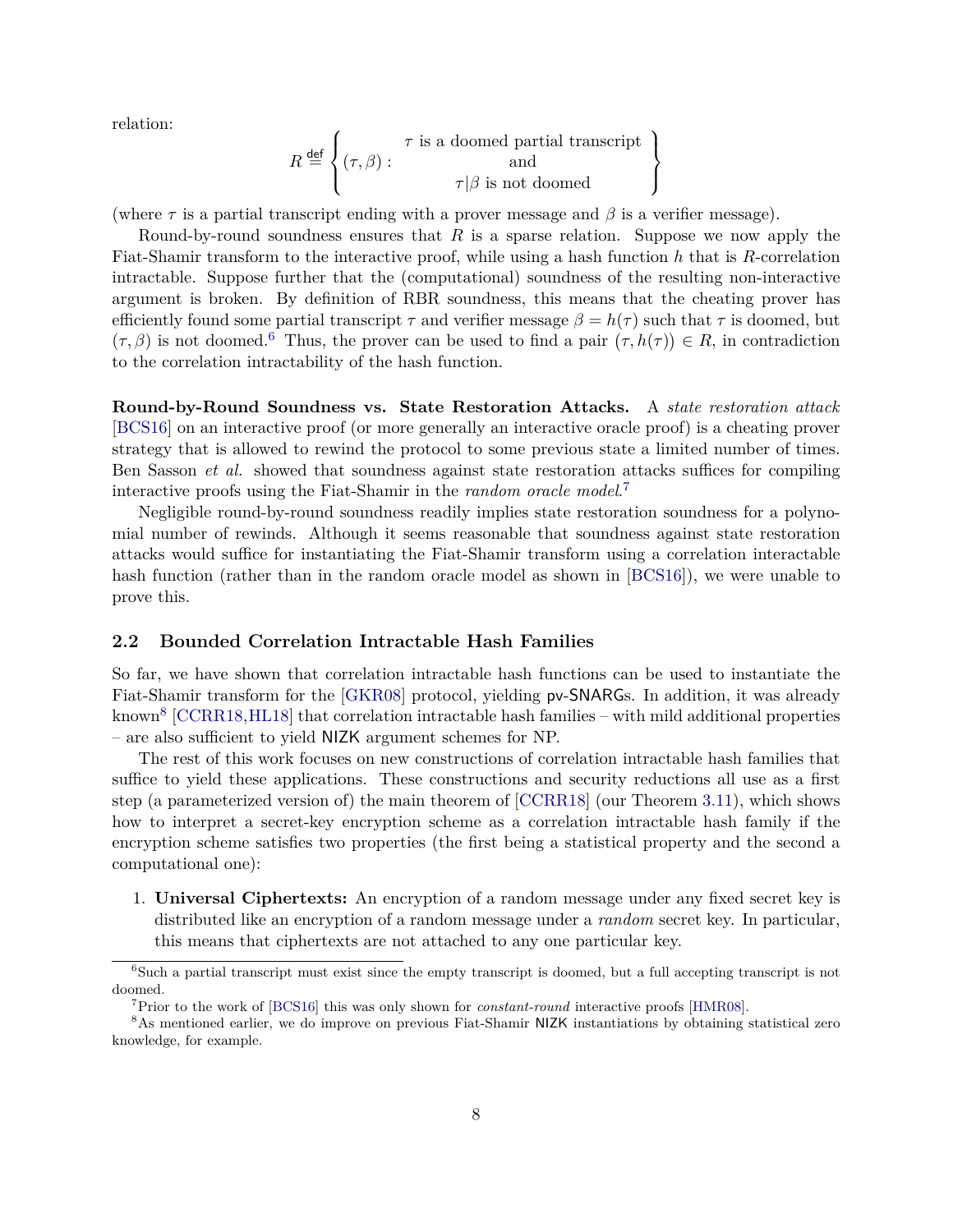relation:

$$R \stackrel{\text{def}}{=} \left\{ (\tau, \beta) : \begin{array}{c} \tau \text{ is a doomed partial transcript} \\ \text{and} \\ \tau | \beta \text{ is not doomed} \end{array} \right\}$$

(where $\tau$ is a partial transcript ending with a prover message and $\beta$ is a verifier message).

Round-by-round soundness ensures that $R$ is a sparse relation. Suppose we now apply the Fiat-Shamir transform to the interactive proof, while using a hash function $h$ that is $R$-correlation intractable. Suppose further that the (computational) soundness of the resulting non-interactive argument is broken. By definition of RBR soundness, this means that the cheating prover has efficiently found some partial transcript $\tau$ and verifier message $\beta = h(\tau)$ such that $\tau$ is doomed, but $(\tau, \beta)$ is not doomed.[6] Thus, the prover can be used to find a pair $(\tau, h(\tau)) \in R$, in contradiction to the correlation intractability of the hash function.

**Round-by-Round Soundness vs. State Restoration Attacks.** A *state restoration attack* [BCS16] on an interactive proof (or more generally an interactive oracle proof) is a cheating prover strategy that is allowed to rewind the protocol to some previous state a limited number of times. Ben Sasson *et al.* showed that soundness against state restoration attacks suffices for compiling interactive proofs using the Fiat-Shamir in the *random oracle model*.[7]

Negligible round-by-round soundness readily implies state restoration soundness for a polynomial number of rewinds. Although it seems reasonable that soundness against state restoration attacks would suffice for instantiating the Fiat-Shamir transform using a correlation interactable hash function (rather than in the random oracle model as shown in [BCS16]), we were unable to prove this.

### 2.2 Bounded Correlation Intractable Hash Families

So far, we have shown that correlation intractable hash functions can be used to instantiate the Fiat-Shamir transform for the [GKR08] protocol, yielding pv-SNARGs. In addition, it was already known[8] [CCRR18, HL18] that correlation intractable hash families – with mild additional properties – are also sufficient to yield NIZK argument schemes for NP.

The rest of this work focuses on new constructions of correlation intractable hash families that suffice to yield these applications. These constructions and security reductions all use as a first step (a parameterized version of) the main theorem of [CCRR18] (our Theorem 3.11), which shows how to interpret a secret-key encryption scheme as a correlation intractable hash family if the encryption scheme satisfies two properties (the first being a statistical property and the second a computational one):

1. **Universal Ciphertexts:** An encryption of a random message under any fixed secret key is distributed like an encryption of a random message under a *random* secret key. In particular, this means that ciphertexts are not attached to any one particular key.

---

[6] Such a partial transcript must exist since the empty transcript is doomed, but a full accepting transcript is not doomed.

[7] Prior to the work of [BCS16] this was only shown for *constant-round* interactive proofs [HMR08].

[8] As mentioned earlier, we do improve on previous Fiat-Shamir NIZK instantiations by obtaining statistical zero knowledge, for example.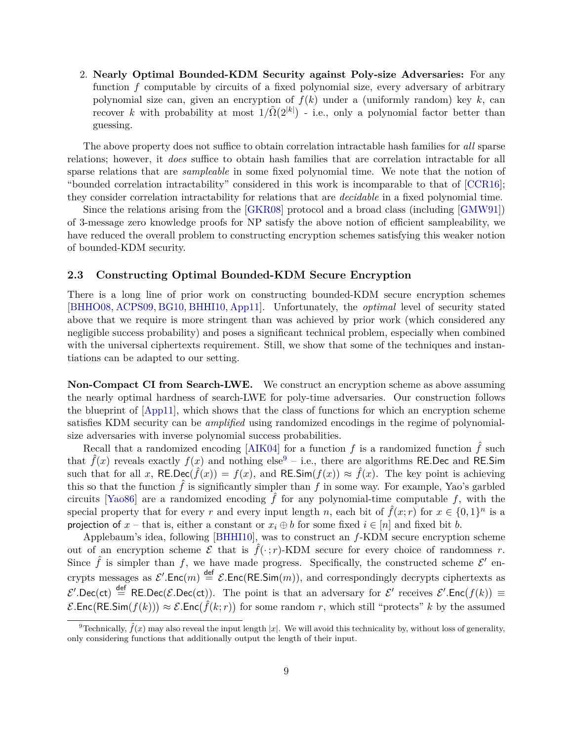2. **Nearly Optimal Bounded-KDM Security against Poly-size Adversaries:** For any function $f$ computable by circuits of a fixed polynomial size, every adversary of arbitrary polynomial size can, given an encryption of $f(k)$ under a (uniformly random) key $k$, can recover $k$ with probability at most $1/\tilde{\Omega}(2^{|k|})$ - i.e., only a polynomial factor better than guessing.

The above property does not suffice to obtain correlation intractable hash families for *all* sparse relations; however, it *does* suffice to obtain hash families that are correlation intractable for all sparse relations that are *sampleable* in some fixed polynomial time. We note that the notion of "bounded correlation intractability" considered in this work is incomparable to that of [CCR16]; they consider correlation intractability for relations that are *decidable* in a fixed polynomial time.

Since the relations arising from the [GKR08] protocol and a broad class (including [GMW91]) of 3-message zero knowledge proofs for NP satisfy the above notion of efficient sampleability, we have reduced the overall problem to constructing encryption schemes satisfying this weaker notion of bounded-KDM security.

### 2.3 Constructing Optimal Bounded-KDM Secure Encryption

There is a long line of prior work on constructing bounded-KDM secure encryption schemes [BHHO08, ACPS09, BG10, BHHI10, App11]. Unfortunately, the *optimal* level of security stated above that we require is more stringent than was achieved by prior work (which considered any negligible success probability) and poses a significant technical problem, especially when combined with the universal ciphertexts requirement. Still, we show that some of the techniques and instantiations can be adapted to our setting.

**Non-Compact CI from Search-LWE.** We construct an encryption scheme as above assuming the nearly optimal hardness of search-LWE for poly-time adversaries. Our construction follows the blueprint of [App11], which shows that the class of functions for which an encryption scheme satisfies KDM security can be *amplified* using randomized encodings in the regime of polynomial-size adversaries with inverse polynomial success probabilities.

Recall that a randomized encoding [AIK04] for a function $f$ is a randomized function $\hat{f}$ such that $\hat{f}(x)$ reveals exactly $f(x)$ and nothing else[9] – i.e., there are algorithms $\mathsf{RE.Dec}$ and $\mathsf{RE.Sim}$ such that for all $x$, $\mathsf{RE.Dec}(\hat{f}(x)) = f(x)$, and $\mathsf{RE.Sim}(f(x)) \approx \hat{f}(x)$. The key point is achieving this so that the function $\hat{f}$ is significantly simpler than $f$ in some way. For example, Yao's garbled circuits [Yao86] are a randomized encoding $\hat{f}$ for any polynomial-time computable $f$, with the special property that for every $r$ and every input length $n$, each bit of $\hat{f}(x; r)$ for $x \in \{0,1\}^n$ is a projection of $x$ – that is, either a constant or $x_i \oplus b$ for some fixed $i \in [n]$ and fixed bit $b$.

Applebaum's idea, following [BHHI10], was to construct an $f$-KDM secure encryption scheme out of an encryption scheme $\mathcal{E}$ that is $\hat{f}(\cdot; r)$-KDM secure for every choice of randomness $r$. Since $\hat{f}$ is simpler than $f$, we have made progress. Specifically, the constructed scheme $\mathcal{E}'$ encrypts messages as $\mathcal{E}'.\mathsf{Enc}(m) \stackrel{\text{def}}{=} \mathcal{E}.\mathsf{Enc}(\mathsf{RE.Sim}(m))$, and correspondingly decrypts ciphertexts as $\mathcal{E}'.\mathsf{Dec}(\mathsf{ct}) \stackrel{\text{def}}{=} \mathsf{RE.Dec}(\mathcal{E}.\mathsf{Dec}(\mathsf{ct}))$. The point is that an adversary for $\mathcal{E}'$ receives $\mathcal{E}'.\mathsf{Enc}(f(k)) \equiv \mathcal{E}.\mathsf{Enc}(\mathsf{RE.Sim}(f(k))) \approx \mathcal{E}.\mathsf{Enc}(\hat{f}(k; r))$ for some random $r$, which still "protects" $k$ by the assumed

[9] Technically, $\hat{f}(x)$ may also reveal the input length $|x|$. We will avoid this technicality by, without loss of generality, only considering functions that additionally output the length of their input.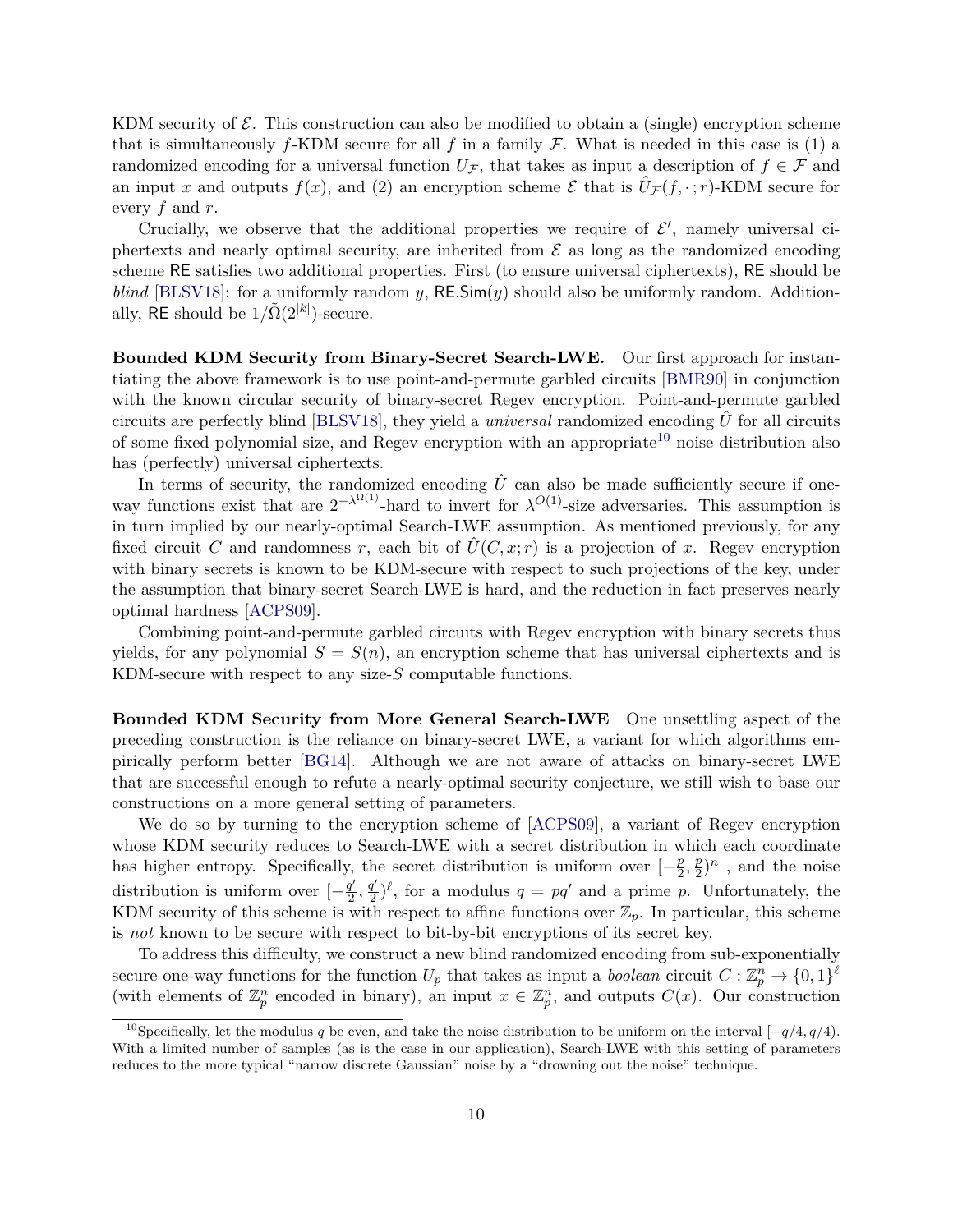KDM security of $\mathcal{E}$. This construction can also be modified to obtain a (single) encryption scheme that is simultaneously $f$-KDM secure for all $f$ in a family $\mathcal{F}$. What is needed in this case is (1) a randomized encoding for a universal function $U_{\mathcal{F}}$, that takes as input a description of $f \in \mathcal{F}$ and an input $x$ and outputs $f(x)$, and (2) an encryption scheme $\mathcal{E}$ that is $\hat{U}_{\mathcal{F}}(f, \cdot; r)$-KDM secure for every $f$ and $r$.

Crucially, we observe that the additional properties we require of $\mathcal{E}'$, namely universal ciphertexts and nearly optimal security, are inherited from $\mathcal{E}$ as long as the randomized encoding scheme $\mathsf{RE}$ satisfies two additional properties. First (to ensure universal ciphertexts), $\mathsf{RE}$ should be *blind* [BLSV18]: for a uniformly random $y$, $\mathsf{RE.Sim}(y)$ should also be uniformly random. Additionally, $\mathsf{RE}$ should be $1/\tilde{\Omega}(2^{|k|})$-secure.

**Bounded KDM Security from Binary-Secret Search-LWE.** Our first approach for instantiating the above framework is to use point-and-permute garbled circuits [BMR90] in conjunction with the known circular security of binary-secret Regev encryption. Point-and-permute garbled circuits are perfectly blind [BLSV18], they yield a *universal* randomized encoding $\hat{U}$ for all circuits of some fixed polynomial size, and Regev encryption with an appropriate[10] noise distribution also has (perfectly) universal ciphertexts.

In terms of security, the randomized encoding $\hat{U}$ can also be made sufficiently secure if one-way functions exist that are $2^{-\lambda^{\Omega(1)}}$-hard to invert for $\lambda^{O(1)}$-size adversaries. This assumption is in turn implied by our nearly-optimal Search-LWE assumption. As mentioned previously, for any fixed circuit $C$ and randomness $r$, each bit of $\hat{U}(C, x; r)$ is a projection of $x$. Regev encryption with binary secrets is known to be KDM-secure with respect to such projections of the key, under the assumption that binary-secret Search-LWE is hard, and the reduction in fact preserves nearly optimal hardness [ACPS09].

Combining point-and-permute garbled circuits with Regev encryption with binary secrets thus yields, for any polynomial $S = S(n)$, an encryption scheme that has universal ciphertexts and is KDM-secure with respect to any size-$S$ computable functions.

**Bounded KDM Security from More General Search-LWE** One unsettling aspect of the preceding construction is the reliance on binary-secret LWE, a variant for which algorithms empirically perform better [BG14]. Although we are not aware of attacks on binary-secret LWE that are successful enough to refute a nearly-optimal security conjecture, we still wish to base our constructions on a more general setting of parameters.

We do so by turning to the encryption scheme of [ACPS09], a variant of Regev encryption whose KDM security reduces to Search-LWE with a secret distribution in which each coordinate has higher entropy. Specifically, the secret distribution is uniform over $[-\frac{p}{2}, \frac{p}{2})^n$ , and the noise distribution is uniform over $[-\frac{q'}{2}, \frac{q'}{2})^\ell$, for a modulus $q = pq'$ and a prime $p$. Unfortunately, the KDM security of this scheme is with respect to affine functions over $\mathbb{Z}_p$. In particular, this scheme is *not* known to be secure with respect to bit-by-bit encryptions of its secret key.

To address this difficulty, we construct a new blind randomized encoding from sub-exponentially secure one-way functions for the function $U_p$ that takes as input a *boolean* circuit $C : \mathbb{Z}_p^n \to \{0,1\}^\ell$ (with elements of $\mathbb{Z}_p^n$ encoded in binary), an input $x \in \mathbb{Z}_p^n$, and outputs $C(x)$. Our construction

[10] Specifically, let the modulus $q$ be even, and take the noise distribution to be uniform on the interval $[-q/4, q/4)$. With a limited number of samples (as is the case in our application), Search-LWE with this setting of parameters reduces to the more typical "narrow discrete Gaussian" noise by a "drowning out the noise" technique.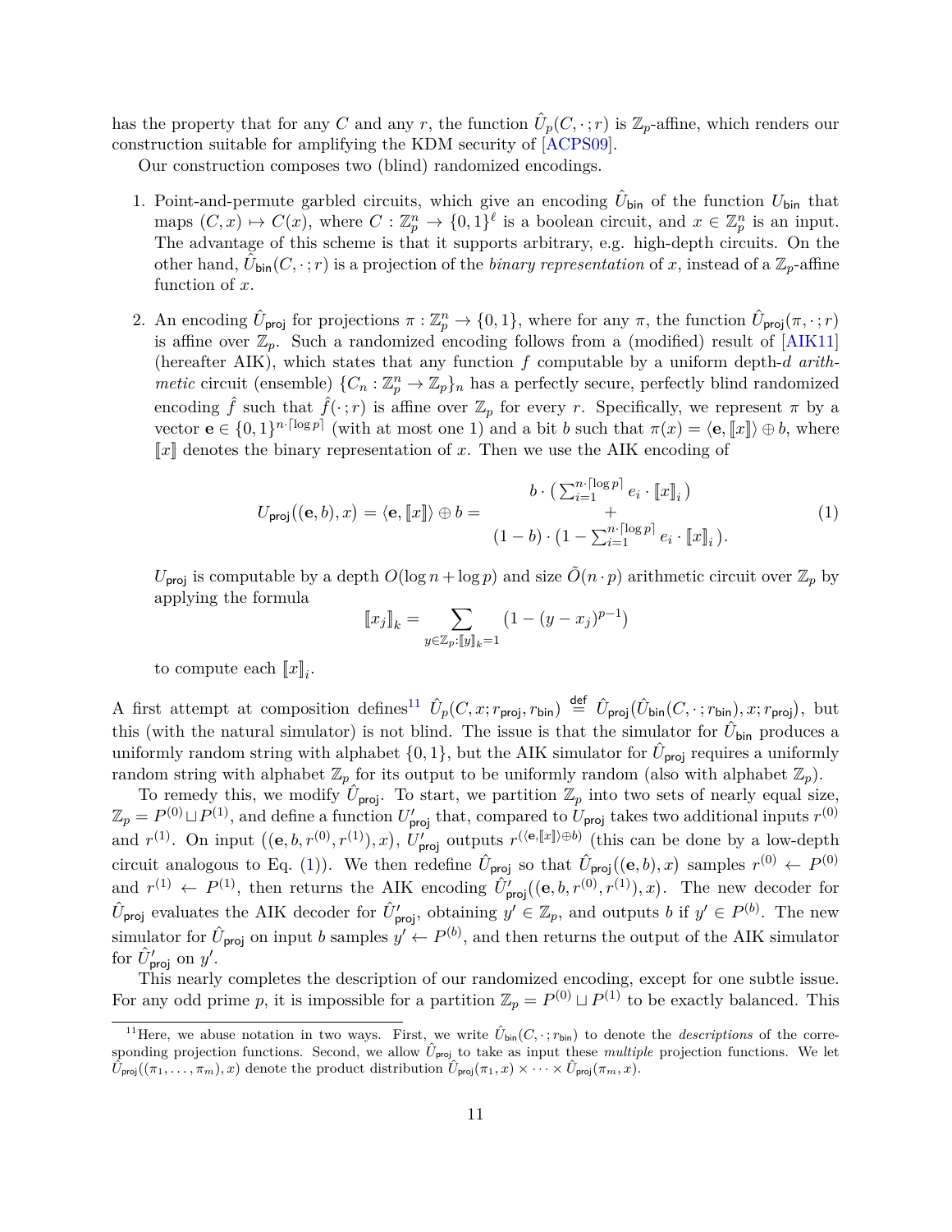has the property that for any $C$ and any $r$, the function $\hat{U}_p(C, \cdot; r)$ is $\mathbb{Z}_p$-affine, which renders our construction suitable for amplifying the KDM security of [ACPS09].

Our construction composes two (blind) randomized encodings.

1. Point-and-permute garbled circuits, which give an encoding $\hat{U}_{\mathsf{bin}}$ of the function $U_{\mathsf{bin}}$ that maps $(C, x) \mapsto C(x)$, where $C : \mathbb{Z}_p^n \to \{0,1\}^\ell$ is a boolean circuit, and $x \in \mathbb{Z}_p^n$ is an input. The advantage of this scheme is that it supports arbitrary, e.g. high-depth circuits. On the other hand, $\hat{U}_{\mathsf{bin}}(C, \cdot; r)$ is a projection of the *binary representation* of $x$, instead of a $\mathbb{Z}_p$-affine function of $x$.

2. An encoding $\hat{U}_{\mathsf{proj}}$ for projections $\pi : \mathbb{Z}_p^n \to \{0,1\}$, where for any $\pi$, the function $\hat{U}_{\mathsf{proj}}(\pi, \cdot; r)$ is affine over $\mathbb{Z}_p$. Such a randomized encoding follows from a (modified) result of [AIK11] (hereafter AIK), which states that any function $f$ computable by a uniform depth-$d$ *arithmetic* circuit (ensemble) $\{C_n : \mathbb{Z}_p^n \to \mathbb{Z}_p\}_n$ has a perfectly secure, perfectly blind randomized encoding $\hat{f}$ such that $\hat{f}(\cdot; r)$ is affine over $\mathbb{Z}_p$ for every $r$. Specifically, we represent $\pi$ by a vector $\mathbf{e} \in \{0,1\}^{n \cdot \lceil \log p \rceil}$ (with at most one 1) and a bit $b$ such that $\pi(x) = \langle \mathbf{e}, [\![x]\!] \rangle \oplus b$, where $[\![x]\!]$ denotes the binary representation of $x$. Then we use the AIK encoding of

$$U_{\mathsf{proj}}((\mathbf{e}, b), x) = \langle \mathbf{e}, [\![x]\!] \rangle \oplus b = \begin{array}{c} b \cdot \left( \sum_{i=1}^{n \cdot \lceil \log p \rceil} e_i \cdot [\![x]\!]_i \right) \\ + \\ (1-b) \cdot \left( 1 - \sum_{i=1}^{n \cdot \lceil \log p \rceil} e_i \cdot [\![x]\!]_i \right). \end{array} \tag{1}$$

$U_{\mathsf{proj}}$ is computable by a depth $O(\log n + \log p)$ and size $\tilde{O}(n \cdot p)$ arithmetic circuit over $\mathbb{Z}_p$ by applying the formula

$$[\![x_j]\!]_k = \sum_{y \in \mathbb{Z}_p : [\![y]\!]_k = 1} (1 - (y - x_j)^{p-1})$$

to compute each $[\![x]\!]_i$.

A first attempt at composition defines[11] $\hat{U}_p(C, x; r_{\mathsf{proj}}, r_{\mathsf{bin}}) \overset{\mathsf{def}}{=} \hat{U}_{\mathsf{proj}}(\hat{U}_{\mathsf{bin}}(C, \cdot; r_{\mathsf{bin}}), x; r_{\mathsf{proj}})$, but this (with the natural simulator) is not blind. The issue is that the simulator for $\hat{U}_{\mathsf{bin}}$ produces a uniformly random string with alphabet $\{0,1\}$, but the AIK simulator for $\hat{U}_{\mathsf{proj}}$ requires a uniformly random string with alphabet $\mathbb{Z}_p$ for its output to be uniformly random (also with alphabet $\mathbb{Z}_p$).

To remedy this, we modify $\hat{U}_{\mathsf{proj}}$. To start, we partition $\mathbb{Z}_p$ into two sets of nearly equal size, $\mathbb{Z}_p = P^{(0)} \sqcup P^{(1)}$, and define a function $U'_{\mathsf{proj}}$ that, compared to $U_{\mathsf{proj}}$ takes two additional inputs $r^{(0)}$ and $r^{(1)}$. On input $((\mathbf{e}, b, r^{(0)}, r^{(1)}), x)$, $U'_{\mathsf{proj}}$ outputs $r^{(\langle \mathbf{e}, [\![x]\!] \rangle \oplus b)}$ (this can be done by a low-depth circuit analogous to Eq. (1)). We then redefine $\hat{U}_{\mathsf{proj}}$ so that $\hat{U}_{\mathsf{proj}}((\mathbf{e}, b), x)$ samples $r^{(0)} \leftarrow P^{(0)}$ and $r^{(1)} \leftarrow P^{(1)}$, then returns the AIK encoding $\hat{U}'_{\mathsf{proj}}((\mathbf{e}, b, r^{(0)}, r^{(1)}), x)$. The new decoder for $\hat{U}_{\mathsf{proj}}$ evaluates the AIK decoder for $\hat{U}'_{\mathsf{proj}}$, obtaining $y' \in \mathbb{Z}_p$, and outputs $b$ if $y' \in P^{(b)}$. The new simulator for $\hat{U}_{\mathsf{proj}}$ on input $b$ samples $y' \leftarrow P^{(b)}$, and then returns the output of the AIK simulator for $\hat{U}'_{\mathsf{proj}}$ on $y'$.

This nearly completes the description of our randomized encoding, except for one subtle issue. For any odd prime $p$, it is impossible for a partition $\mathbb{Z}_p = P^{(0)} \sqcup P^{(1)}$ to be exactly balanced. This

[11] Here, we abuse notation in two ways. First, we write $\hat{U}_{\mathsf{bin}}(C, \cdot; r_{\mathsf{bin}})$ to denote the *descriptions* of the corresponding projection functions. Second, we allow $\hat{U}_{\mathsf{proj}}$ to take as input these *multiple* projection functions. We let $\hat{U}_{\mathsf{proj}}((\pi_1, \ldots, \pi_m), x)$ denote the product distribution $\hat{U}_{\mathsf{proj}}(\pi_1, x) \times \cdots \times \hat{U}_{\mathsf{proj}}(\pi_m, x)$.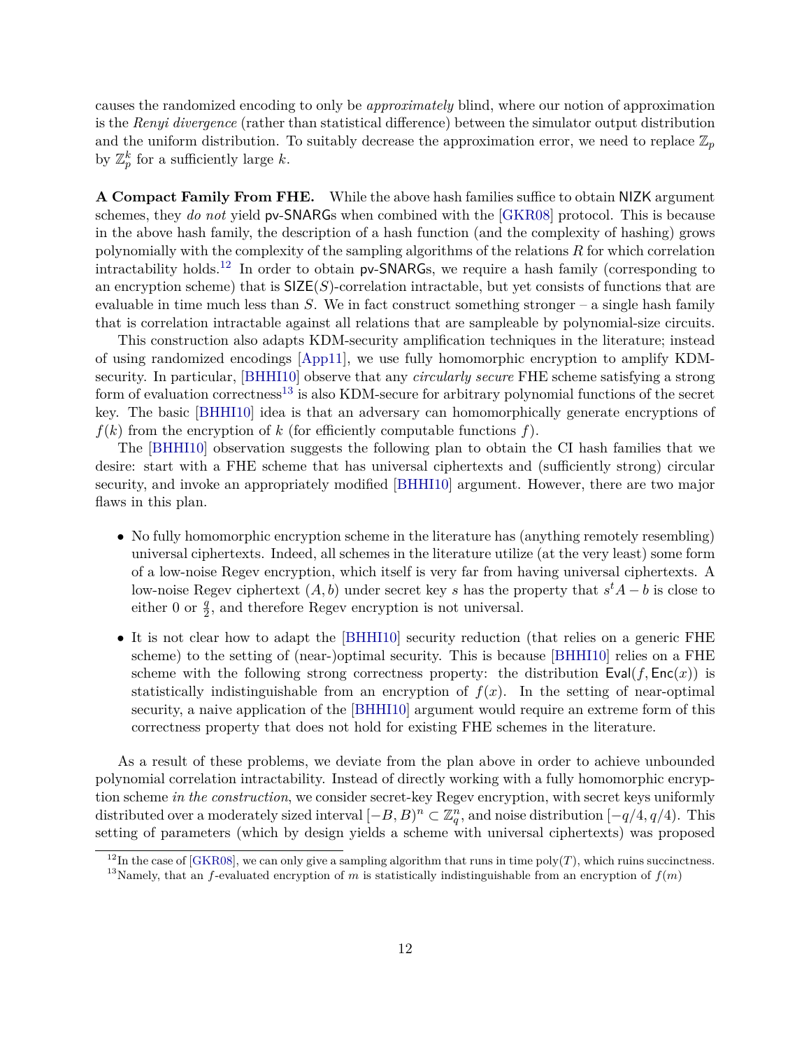causes the randomized encoding to only be *approximately* blind, where our notion of approximation is the *Renyi divergence* (rather than statistical difference) between the simulator output distribution and the uniform distribution. To suitably decrease the approximation error, we need to replace $\mathbb{Z}_p$ by $\mathbb{Z}_p^k$ for a sufficiently large $k$.

**A Compact Family From FHE.** While the above hash families suffice to obtain NIZK argument schemes, they *do not* yield pv-SNARGs when combined with the [GKR08] protocol. This is because in the above hash family, the description of a hash function (and the complexity of hashing) grows polynomially with the complexity of the sampling algorithms of the relations $R$ for which correlation intractability holds.[12] In order to obtain pv-SNARGs, we require a hash family (corresponding to an encryption scheme) that is $\mathsf{SIZE}(S)$-correlation intractable, but yet consists of functions that are evaluable in time much less than $S$. We in fact construct something stronger – a single hash family that is correlation intractable against all relations that are sampleable by polynomial-size circuits.

This construction also adapts KDM-security amplification techniques in the literature; instead of using randomized encodings [App11], we use fully homomorphic encryption to amplify KDM-security. In particular, [BHHI10] observe that any *circularly secure* FHE scheme satisfying a strong form of evaluation correctness[13] is also KDM-secure for arbitrary polynomial functions of the secret key. The basic [BHHI10] idea is that an adversary can homomorphically generate encryptions of $f(k)$ from the encryption of $k$ (for efficiently computable functions $f$).

The [BHHI10] observation suggests the following plan to obtain the CI hash families that we desire: start with a FHE scheme that has universal ciphertexts and (sufficiently strong) circular security, and invoke an appropriately modified [BHHI10] argument. However, there are two major flaws in this plan.

- No fully homomorphic encryption scheme in the literature has (anything remotely resembling) universal ciphertexts. Indeed, all schemes in the literature utilize (at the very least) some form of a low-noise Regev encryption, which itself is very far from having universal ciphertexts. A low-noise Regev ciphertext $(A, b)$ under secret key $s$ has the property that $s^t A - b$ is close to either 0 or $\frac{q}{2}$, and therefore Regev encryption is not universal.
- It is not clear how to adapt the [BHHI10] security reduction (that relies on a generic FHE scheme) to the setting of (near-)optimal security. This is because [BHHI10] relies on a FHE scheme with the following strong correctness property: the distribution $\mathsf{Eval}(f, \mathsf{Enc}(x))$ is statistically indistinguishable from an encryption of $f(x)$. In the setting of near-optimal security, a naive application of the [BHHI10] argument would require an extreme form of this correctness property that does not hold for existing FHE schemes in the literature.

As a result of these problems, we deviate from the plan above in order to achieve unbounded polynomial correlation intractability. Instead of directly working with a fully homomorphic encryption scheme *in the construction*, we consider secret-key Regev encryption, with secret keys uniformly distributed over a moderately sized interval $[-B, B)^n \subset \mathbb{Z}_q^n$, and noise distribution $[-q/4, q/4)$. This setting of parameters (which by design yields a scheme with universal ciphertexts) was proposed

[12] In the case of [GKR08], we can only give a sampling algorithm that runs in time $\mathrm{poly}(T)$, which ruins succinctness.

[13] Namely, that an $f$-evaluated encryption of $m$ is statistically indistinguishable from an encryption of $f(m)$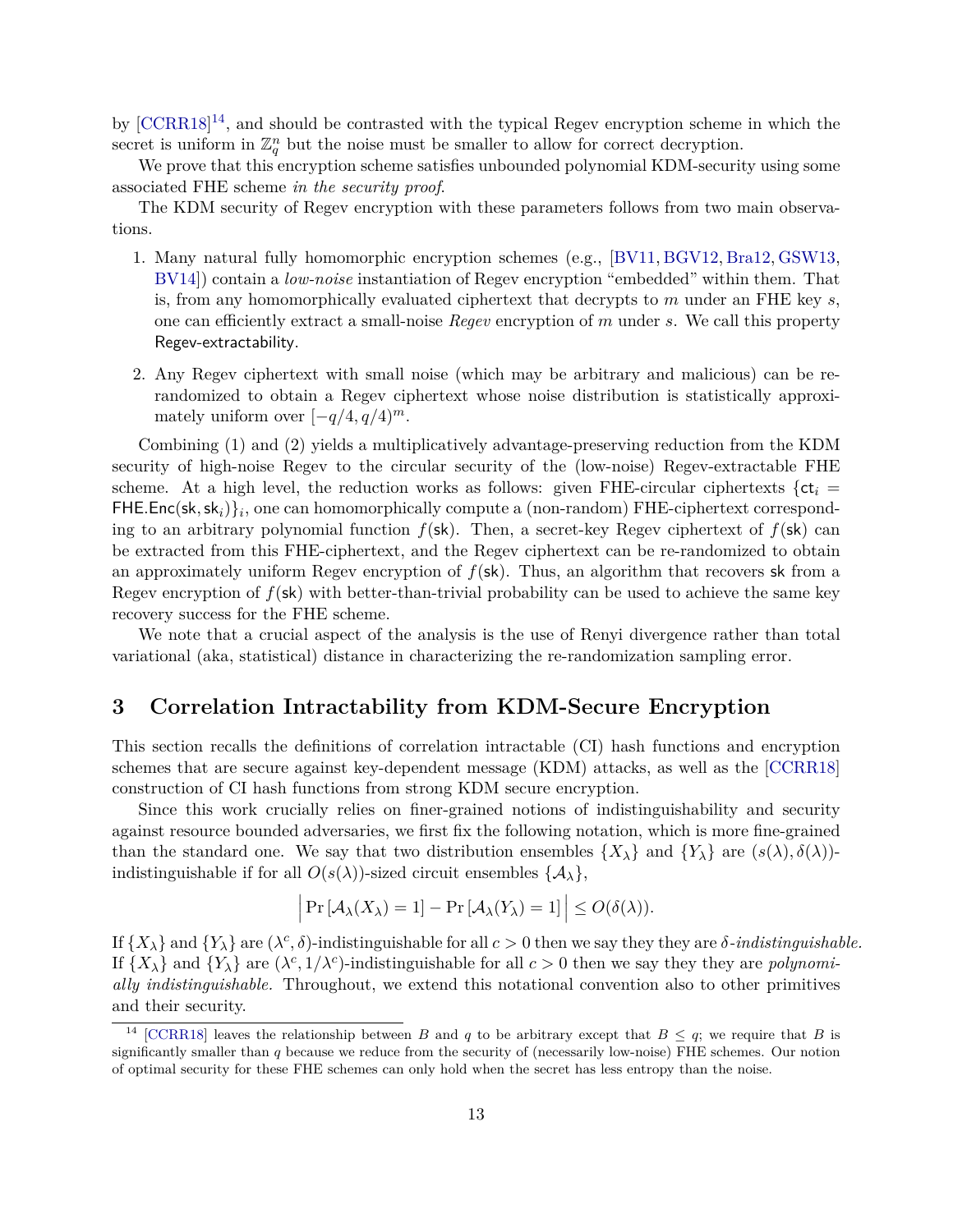by [CCRR18][14], and should be contrasted with the typical Regev encryption scheme in which the secret is uniform in $\mathbb{Z}_q^n$ but the noise must be smaller to allow for correct decryption.

We prove that this encryption scheme satisfies unbounded polynomial KDM-security using some associated FHE scheme *in the security proof*.

The KDM security of Regev encryption with these parameters follows from two main observations.

1. Many natural fully homomorphic encryption schemes (e.g., [BV11, BGV12, Bra12, GSW13, BV14]) contain a *low-noise* instantiation of Regev encryption "embedded" within them. That is, from any homomorphically evaluated ciphertext that decrypts to $m$ under an FHE key $s$, one can efficiently extract a small-noise *Regev* encryption of $m$ under $s$. We call this property Regev-extractability.

2. Any Regev ciphertext with small noise (which may be arbitrary and malicious) can be re-randomized to obtain a Regev ciphertext whose noise distribution is statistically approximately uniform over $[-q/4, q/4)^m$.

Combining (1) and (2) yields a multiplicatively advantage-preserving reduction from the KDM security of high-noise Regev to the circular security of the (low-noise) Regev-extractable FHE scheme. At a high level, the reduction works as follows: given FHE-circular ciphertexts $\{\mathsf{ct}_i = \mathsf{FHE.Enc}(\mathsf{sk}, \mathsf{sk}_i)\}_i$, one can homomorphically compute a (non-random) FHE-ciphertext corresponding to an arbitrary polynomial function $f(\mathsf{sk})$. Then, a secret-key Regev ciphertext of $f(\mathsf{sk})$ can be extracted from this FHE-ciphertext, and the Regev ciphertext can be re-randomized to obtain an approximately uniform Regev encryption of $f(\mathsf{sk})$. Thus, an algorithm that recovers $\mathsf{sk}$ from a Regev encryption of $f(\mathsf{sk})$ with better-than-trivial probability can be used to achieve the same key recovery success for the FHE scheme.

We note that a crucial aspect of the analysis is the use of Renyi divergence rather than total variational (aka, statistical) distance in characterizing the re-randomization sampling error.

# 3 Correlation Intractability from KDM-Secure Encryption

This section recalls the definitions of correlation intractable (CI) hash functions and encryption schemes that are secure against key-dependent message (KDM) attacks, as well as the [CCRR18] construction of CI hash functions from strong KDM secure encryption.

Since this work crucially relies on finer-grained notions of indistinguishability and security against resource bounded adversaries, we first fix the following notation, which is more fine-grained than the standard one. We say that two distribution ensembles $\{X_\lambda\}$ and $\{Y_\lambda\}$ are $(s(\lambda), \delta(\lambda))$-indistinguishable if for all $O(s(\lambda))$-sized circuit ensembles $\{\mathcal{A}_\lambda\}$,

$$\left| \Pr\left[\mathcal{A}_\lambda(X_\lambda) = 1\right] - \Pr\left[\mathcal{A}_\lambda(Y_\lambda) = 1\right] \right| \le O(\delta(\lambda)).$$

If $\{X_\lambda\}$ and $\{Y_\lambda\}$ are $(\lambda^c, \delta)$-indistinguishable for all $c > 0$ then we say they they are $\delta$*-indistinguishable.* If $\{X_\lambda\}$ and $\{Y_\lambda\}$ are $(\lambda^c, 1/\lambda^c)$-indistinguishable for all $c > 0$ then we say they they are *polynomially indistinguishable.* Throughout, we extend this notational convention also to other primitives and their security.

[14] [CCRR18] leaves the relationship between $B$ and $q$ to be arbitrary except that $B \le q$; we require that $B$ is significantly smaller than $q$ because we reduce from the security of (necessarily low-noise) FHE schemes. Our notion of optimal security for these FHE schemes can only hold when the secret has less entropy than the noise.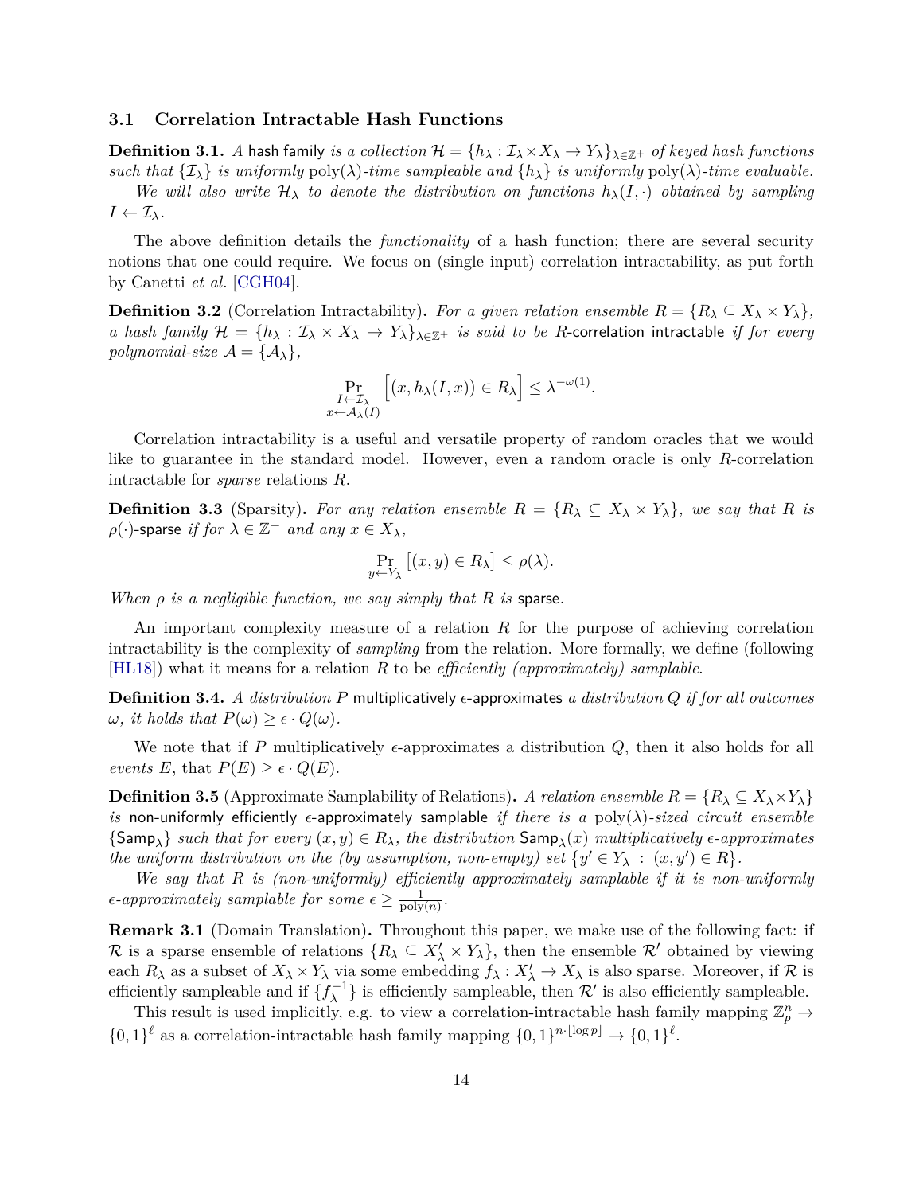### 3.1 Correlation Intractable Hash Functions

**Definition 3.1.** *A* hash family *is a collection $\mathcal{H} = \{h_\lambda : \mathcal{I}_\lambda \times X_\lambda \to Y_\lambda\}_{\lambda \in \mathbb{Z}^+}$ of keyed hash functions such that $\{\mathcal{I}_\lambda\}$ is uniformly $\mathrm{poly}(\lambda)$-time sampleable and $\{h_\lambda\}$ is uniformly $\mathrm{poly}(\lambda)$-time evaluable.*

*We will also write $\mathcal{H}_\lambda$ to denote the distribution on functions $h_\lambda(I, \cdot)$ obtained by sampling $I \leftarrow \mathcal{I}_\lambda$.*

The above definition details the *functionality* of a hash function; there are several security notions that one could require. We focus on (single input) correlation intractability, as put forth by Canetti *et al.* [CGH04].

**Definition 3.2** (Correlation Intractability)**.** *For a given relation ensemble $R = \{R_\lambda \subseteq X_\lambda \times Y_\lambda\}$, a hash family $\mathcal{H} = \{h_\lambda : \mathcal{I}_\lambda \times X_\lambda \to Y_\lambda\}_{\lambda \in \mathbb{Z}^+}$ is said to be $R$-*correlation intractable *if for every polynomial-size $\mathcal{A} = \{\mathcal{A}_\lambda\}$,*

$$\Pr_{\substack{I \leftarrow \mathcal{I}_\lambda \\ x \leftarrow \mathcal{A}_\lambda(I)}} \Big[ (x, h_\lambda(I, x)) \in R_\lambda \Big] \leq \lambda^{-\omega(1)}.$$

Correlation intractability is a useful and versatile property of random oracles that we would like to guarantee in the standard model. However, even a random oracle is only $R$-correlation intractable for *sparse* relations $R$.

**Definition 3.3** (Sparsity)**.** *For any relation ensemble $R = \{R_\lambda \subseteq X_\lambda \times Y_\lambda\}$, we say that $R$ is $\rho(\cdot)$-*sparse *if for $\lambda \in \mathbb{Z}^+$ and any $x \in X_\lambda$,*

$$\Pr_{y \leftarrow Y_\lambda} \big[ (x, y) \in R_\lambda \big] \leq \rho(\lambda).$$

*When $\rho$ is a negligible function, we say simply that $R$ is* sparse*.*

An important complexity measure of a relation $R$ for the purpose of achieving correlation intractability is the complexity of *sampling* from the relation. More formally, we define (following [HL18]) what it means for a relation $R$ to be *efficiently (approximately) samplable*.

**Definition 3.4.** *A distribution $P$* multiplicatively $\epsilon$-approximates *a distribution $Q$ if for all outcomes $\omega$, it holds that $P(\omega) \geq \epsilon \cdot Q(\omega)$.*

We note that if $P$ multiplicatively $\epsilon$-approximates a distribution $Q$, then it also holds for all *events* $E$, that $P(E) \geq \epsilon \cdot Q(E)$.

**Definition 3.5** (Approximate Samplability of Relations)**.** *A relation ensemble $R = \{R_\lambda \subseteq X_\lambda \times Y_\lambda\}$ is* non-uniformly efficiently $\epsilon$-approximately samplable *if there is a $\mathrm{poly}(\lambda)$-sized circuit ensemble $\{\mathsf{Samp}_\lambda\}$ such that for every $(x, y) \in R_\lambda$, the distribution $\mathsf{Samp}_\lambda(x)$ multiplicatively $\epsilon$-approximates the uniform distribution on the (by assumption, non-empty) set $\{y' \in Y_\lambda \ : \ (x, y') \in R\}$.*

*We say that $R$ is (non-uniformly) efficiently approximately samplable if it is non-uniformly $\epsilon$-approximately samplable for some $\epsilon \geq \frac{1}{\mathrm{poly}(n)}$.*

**Remark 3.1** (Domain Translation)**.** Throughout this paper, we make use of the following fact: if $\mathcal{R}$ is a sparse ensemble of relations $\{R_\lambda \subseteq X'_\lambda \times Y_\lambda\}$, then the ensemble $\mathcal{R}'$ obtained by viewing each $R_\lambda$ as a subset of $X_\lambda \times Y_\lambda$ via some embedding $f_\lambda : X'_\lambda \to X_\lambda$ is also sparse. Moreover, if $\mathcal{R}$ is efficiently sampleable and if $\{f_\lambda^{-1}\}$ is efficiently sampleable, then $\mathcal{R}'$ is also efficiently sampleable.

This result is used implicitly, e.g. to view a correlation-intractable hash family mapping $\mathbb{Z}_p^n \to \{0,1\}^\ell$ as a correlation-intractable hash family mapping $\{0,1\}^{n \cdot \lfloor \log p \rfloor} \to \{0,1\}^\ell$.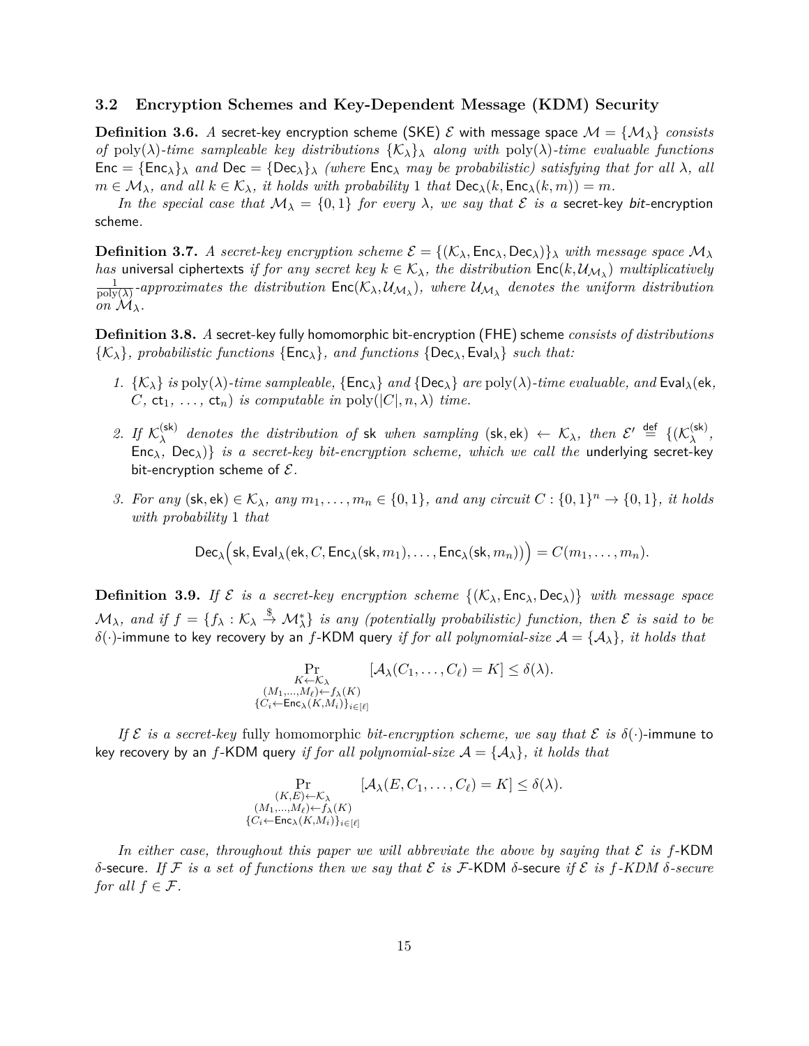### 3.2 Encryption Schemes and Key-Dependent Message (KDM) Security

**Definition 3.6.** *A* secret-key encryption scheme (SKE) $\mathcal{E}$ with message space $\mathcal{M} = \{\mathcal{M}_\lambda\}$ *consists of* $\text{poly}(\lambda)$*-time sampleable key distributions* $\{\mathcal{K}_\lambda\}_\lambda$ *along with* $\text{poly}(\lambda)$*-time evaluable functions* $\mathsf{Enc} = \{\mathsf{Enc}_\lambda\}_\lambda$ *and* $\mathsf{Dec} = \{\mathsf{Dec}_\lambda\}_\lambda$ *(where* $\mathsf{Enc}_\lambda$ *may be probabilistic) satisfying that for all* $\lambda$*, all* $m \in \mathcal{M}_\lambda$*, and all* $k \in \mathcal{K}_\lambda$*, it holds with probability* $1$ *that* $\mathsf{Dec}_\lambda(k, \mathsf{Enc}_\lambda(k, m)) = m$*.*

*In the special case that* $\mathcal{M}_\lambda = \{0, 1\}$ *for every* $\lambda$*, we say that* $\mathcal{E}$ *is a* secret-key *bit*-encryption scheme.

**Definition 3.7.** *A secret-key encryption scheme* $\mathcal{E} = \{(\mathcal{K}_\lambda, \mathsf{Enc}_\lambda, \mathsf{Dec}_\lambda)\}_\lambda$ *with message space* $\mathcal{M}_\lambda$ *has* universal ciphertexts *if for any secret key* $k \in \mathcal{K}_\lambda$*, the distribution* $\mathsf{Enc}(k, \mathcal{U}_{\mathcal{M}_\lambda})$ *multiplicatively* $\frac{1}{\text{poly}(\lambda)}$*-approximates the distribution* $\mathsf{Enc}(\mathcal{K}_\lambda, \mathcal{U}_{\mathcal{M}_\lambda})$*, where* $\mathcal{U}_{\mathcal{M}_\lambda}$ *denotes the uniform distribution on* $\mathcal{M}_\lambda$*.*

**Definition 3.8.** *A* secret-key fully homomorphic bit-encryption (FHE) scheme *consists of distributions* $\{\mathcal{K}_\lambda\}$*, probabilistic functions* $\{\mathsf{Enc}_\lambda\}$*, and functions* $\{\mathsf{Dec}_\lambda, \mathsf{Eval}_\lambda\}$ *such that:*

1. $\{\mathcal{K}_\lambda\}$ *is* $\text{poly}(\lambda)$*-time sampleable,* $\{\mathsf{Enc}_\lambda\}$ *and* $\{\mathsf{Dec}_\lambda\}$ *are* $\text{poly}(\lambda)$*-time evaluable, and* $\mathsf{Eval}_\lambda(\mathsf{ek}, C, \mathsf{ct}_1, \ldots, \mathsf{ct}_n)$ *is computable in* $\text{poly}(|C|, n, \lambda)$ *time.*

2. *If* $\mathcal{K}_\lambda^{(\mathsf{sk})}$ *denotes the distribution of* $\mathsf{sk}$ *when sampling* $(\mathsf{sk}, \mathsf{ek}) \leftarrow \mathcal{K}_\lambda$*, then* $\mathcal{E}' \stackrel{\text{def}}{=} \{(\mathcal{K}_\lambda^{(\mathsf{sk})}, \mathsf{Enc}_\lambda, \mathsf{Dec}_\lambda)\}$ *is a secret-key bit-encryption scheme, which we call the* underlying secret-key bit-encryption scheme of $\mathcal{E}$*.*

3. *For any* $(\mathsf{sk}, \mathsf{ek}) \in \mathcal{K}_\lambda$*, any* $m_1, \ldots, m_n \in \{0, 1\}$*, and any circuit* $C : \{0, 1\}^n \to \{0, 1\}$*, it holds with probability* $1$ *that*

$$\mathsf{Dec}_\lambda\Big(\mathsf{sk}, \mathsf{Eval}_\lambda(\mathsf{ek}, C, \mathsf{Enc}_\lambda(\mathsf{sk}, m_1), \ldots, \mathsf{Enc}_\lambda(\mathsf{sk}, m_n))\Big) = C(m_1, \ldots, m_n).$$

**Definition 3.9.** *If* $\mathcal{E}$ *is a secret-key encryption scheme* $\{(\mathcal{K}_\lambda, \mathsf{Enc}_\lambda, \mathsf{Dec}_\lambda)\}$ *with message space* $\mathcal{M}_\lambda$*, and if* $f = \{f_\lambda : \mathcal{K}_\lambda \xrightarrow{\$} \mathcal{M}_\lambda^*\}$ *is any (potentially probabilistic) function, then* $\mathcal{E}$ *is said to be* $\delta(\cdot)$-immune to key recovery by an $f$-KDM query *if for all polynomial-size* $\mathcal{A} = \{\mathcal{A}_\lambda\}$*, it holds that*

$$\Pr_{\substack{K \leftarrow \mathcal{K}_\lambda \\ (M_1, \ldots, M_\ell) \leftarrow f_\lambda(K) \\ \{C_i \leftarrow \mathsf{Enc}_\lambda(K, M_i)\}_{i \in [\ell]}}} [\mathcal{A}_\lambda(C_1, \ldots, C_\ell) = K] \leq \delta(\lambda).$$

*If* $\mathcal{E}$ *is a secret-key* fully homomorphic *bit-encryption scheme, we say that* $\mathcal{E}$ *is* $\delta(\cdot)$-immune to key recovery by an $f$-KDM query *if for all polynomial-size* $\mathcal{A} = \{\mathcal{A}_\lambda\}$*, it holds that*

$$\Pr_{\substack{(K, E) \leftarrow \mathcal{K}_\lambda \\ (M_1, \ldots, M_\ell) \leftarrow f_\lambda(K) \\ \{C_i \leftarrow \mathsf{Enc}_\lambda(K, M_i)\}_{i \in [\ell]}}} [\mathcal{A}_\lambda(E, C_1, \ldots, C_\ell) = K] \leq \delta(\lambda).$$

*In either case, throughout this paper we will abbreviate the above by saying that* $\mathcal{E}$ *is* $f$-KDM $\delta$-secure*. If* $\mathcal{F}$ *is a set of functions then we say that* $\mathcal{E}$ *is* $\mathcal{F}$-KDM $\delta$-secure *if* $\mathcal{E}$ *is* $f$*-KDM* $\delta$*-secure for all* $f \in \mathcal{F}$*.*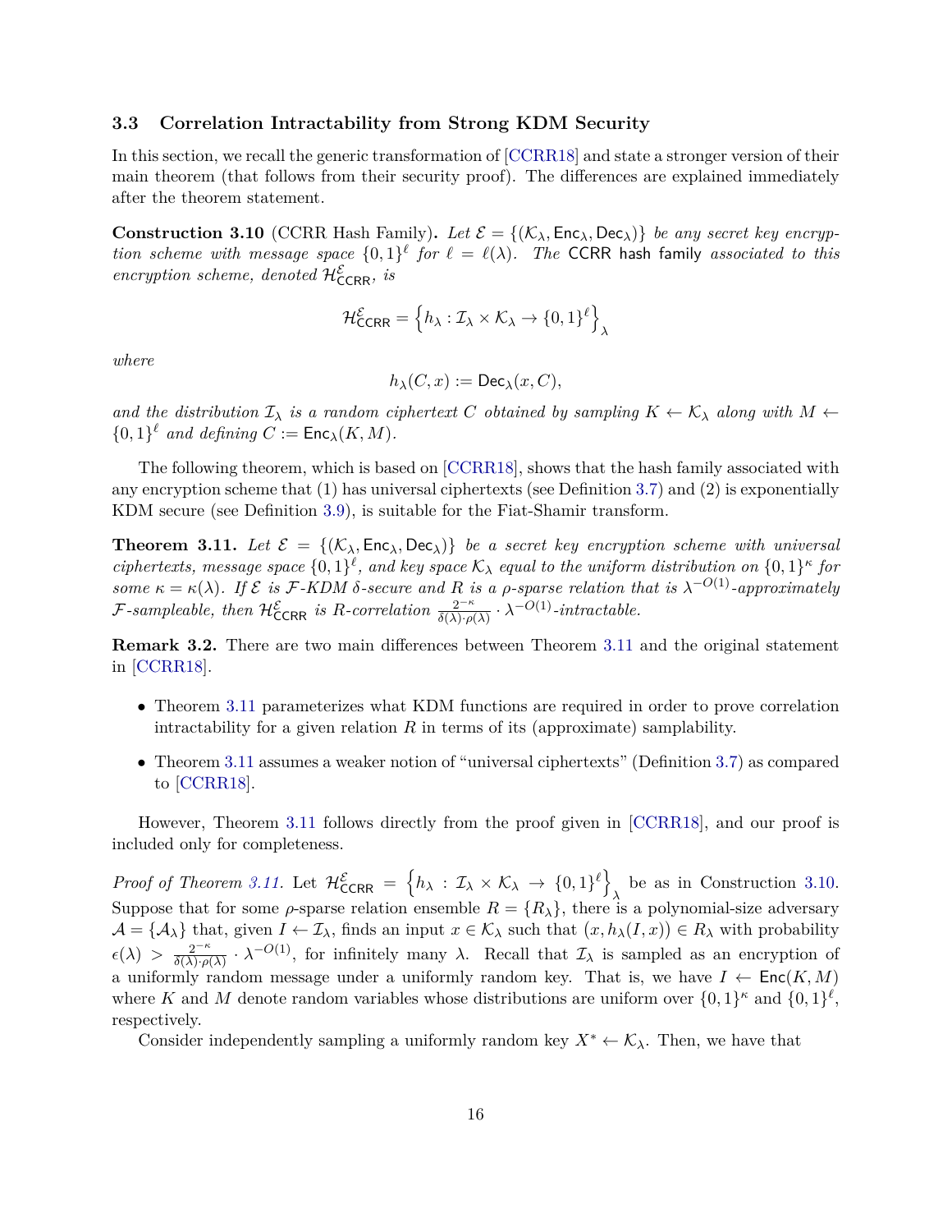### 3.3 Correlation Intractability from Strong KDM Security

In this section, we recall the generic transformation of [CCRR18] and state a stronger version of their main theorem (that follows from their security proof). The differences are explained immediately after the theorem statement.

**Construction 3.10** (CCRR Hash Family)**.** *Let $\mathcal{E} = \{(\mathcal{K}_\lambda, \mathsf{Enc}_\lambda, \mathsf{Dec}_\lambda)\}$ be any secret key encryption scheme with message space $\{0,1\}^\ell$ for $\ell = \ell(\lambda)$. The* CCRR hash family *associated to this encryption scheme, denoted $\mathcal{H}^{\mathcal{E}}_{\mathsf{CCRR}}$, is*

$$\mathcal{H}^{\mathcal{E}}_{\mathsf{CCRR}} = \left\{ h_\lambda : \mathcal{I}_\lambda \times \mathcal{K}_\lambda \to \{0,1\}^\ell \right\}_\lambda$$

*where*

$$h_\lambda(C, x) := \mathsf{Dec}_\lambda(x, C),$$

*and the distribution $\mathcal{I}_\lambda$ is a random ciphertext $C$ obtained by sampling $K \leftarrow \mathcal{K}_\lambda$ along with $M \leftarrow \{0,1\}^\ell$ and defining $C := \mathsf{Enc}_\lambda(K, M)$.*

The following theorem, which is based on [CCRR18], shows that the hash family associated with any encryption scheme that (1) has universal ciphertexts (see Definition 3.7) and (2) is exponentially KDM secure (see Definition 3.9), is suitable for the Fiat-Shamir transform.

**Theorem 3.11.** *Let $\mathcal{E} = \{(\mathcal{K}_\lambda, \mathsf{Enc}_\lambda, \mathsf{Dec}_\lambda)\}$ be a secret key encryption scheme with universal ciphertexts, message space $\{0,1\}^\ell$, and key space $\mathcal{K}_\lambda$ equal to the uniform distribution on $\{0,1\}^\kappa$ for some $\kappa = \kappa(\lambda)$. If $\mathcal{E}$ is $\mathcal{F}$-KDM $\delta$-secure and $R$ is a $\rho$-sparse relation that is $\lambda^{-O(1)}$-approximately $\mathcal{F}$-sampleable, then $\mathcal{H}^{\mathcal{E}}_{\mathsf{CCRR}}$ is $R$-correlation $\frac{2^{-\kappa}}{\delta(\lambda)\cdot\rho(\lambda)} \cdot \lambda^{-O(1)}$-intractable.*

**Remark 3.2.** There are two main differences between Theorem 3.11 and the original statement in [CCRR18].

- Theorem 3.11 parameterizes what KDM functions are required in order to prove correlation intractability for a given relation $R$ in terms of its (approximate) samplability.
- Theorem 3.11 assumes a weaker notion of "universal ciphertexts" (Definition 3.7) as compared to [CCRR18].

However, Theorem 3.11 follows directly from the proof given in [CCRR18], and our proof is included only for completeness.

*Proof of Theorem 3.11.* Let $\mathcal{H}^{\mathcal{E}}_{\mathsf{CCRR}} = \left\{ h_\lambda : \mathcal{I}_\lambda \times \mathcal{K}_\lambda \to \{0,1\}^\ell \right\}_\lambda$ be as in Construction 3.10. Suppose that for some $\rho$-sparse relation ensemble $R = \{R_\lambda\}$, there is a polynomial-size adversary $\mathcal{A} = \{\mathcal{A}_\lambda\}$ that, given $I \leftarrow \mathcal{I}_\lambda$, finds an input $x \in \mathcal{K}_\lambda$ such that $(x, h_\lambda(I, x)) \in R_\lambda$ with probability $\epsilon(\lambda) > \frac{2^{-\kappa}}{\delta(\lambda)\cdot\rho(\lambda)} \cdot \lambda^{-O(1)}$, for infinitely many $\lambda$. Recall that $\mathcal{I}_\lambda$ is sampled as an encryption of a uniformly random message under a uniformly random key. That is, we have $I \leftarrow \mathsf{Enc}(K, M)$ where $K$ and $M$ denote random variables whose distributions are uniform over $\{0,1\}^\kappa$ and $\{0,1\}^\ell$, respectively.

Consider independently sampling a uniformly random key $X^* \leftarrow \mathcal{K}_\lambda$. Then, we have that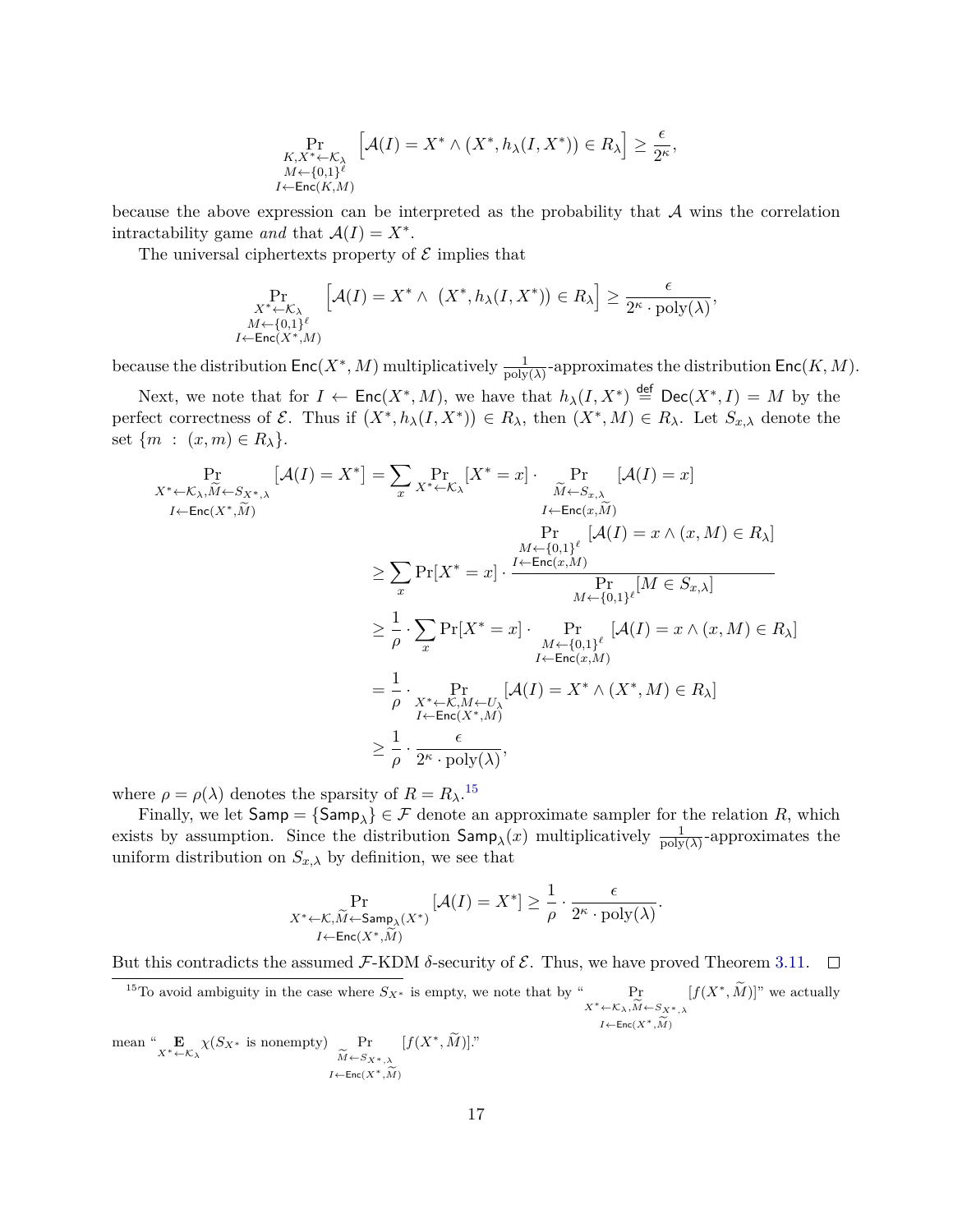$$\Pr_{\substack{K, X^* \leftarrow \mathcal{K}_\lambda \\ M \leftarrow \{0,1\}^\ell \\ I \leftarrow \mathsf{Enc}(K,M)}} \Big[\mathcal{A}(I) = X^* \wedge \big(X^*, h_\lambda(I, X^*)\big) \in R_\lambda\Big] \geq \frac{\epsilon}{2^\kappa},$$

because the above expression can be interpreted as the probability that $\mathcal{A}$ wins the correlation intractability game *and* that $\mathcal{A}(I) = X^*$.

The universal ciphertexts property of $\mathcal{E}$ implies that

$$\Pr_{\substack{X^* \leftarrow \mathcal{K}_\lambda \\ M \leftarrow \{0,1\}^\ell \\ I \leftarrow \mathsf{Enc}(X^*,M)}} \Big[\mathcal{A}(I) = X^* \wedge \ \big(X^*, h_\lambda(I, X^*)\big) \in R_\lambda\Big] \geq \frac{\epsilon}{2^\kappa \cdot \mathrm{poly}(\lambda)},$$

because the distribution $\mathsf{Enc}(X^*, M)$ multiplicatively $\frac{1}{\mathrm{poly}(\lambda)}$-approximates the distribution $\mathsf{Enc}(K, M)$.

Next, we note that for $I \leftarrow \mathsf{Enc}(X^*, M)$, we have that $h_\lambda(I, X^*) \stackrel{\mathsf{def}}{=} \mathsf{Dec}(X^*, I) = M$ by the perfect correctness of $\mathcal{E}$. Thus if $\big(X^*, h_\lambda(I, X^*)\big) \in R_\lambda$, then $(X^*, M) \in R_\lambda$. Let $S_{x,\lambda}$ denote the set $\{m \ : \ (x, m) \in R_\lambda\}$.

$$\begin{aligned}
\Pr_{\substack{X^* \leftarrow \mathcal{K}_\lambda, \widetilde{M} \leftarrow S_{X^*,\lambda} \\ I \leftarrow \mathsf{Enc}(X^*, \widetilde{M})}} \big[\mathcal{A}(I) = X^*\big] &= \sum_x \Pr_{X^* \leftarrow \mathcal{K}_\lambda}[X^* = x] \cdot \Pr_{\substack{\widetilde{M} \leftarrow S_{x,\lambda} \\ I \leftarrow \mathsf{Enc}(x, \widetilde{M})}} [\mathcal{A}(I) = x] \\
&\geq \sum_x \Pr[X^* = x] \cdot \frac{\Pr_{\substack{M \leftarrow \{0,1\}^\ell \\ I \leftarrow \mathsf{Enc}(x,M)}} [\mathcal{A}(I) = x \wedge (x, M) \in R_\lambda]}{\Pr_{M \leftarrow \{0,1\}^\ell}[M \in S_{x,\lambda}]} \\
&\geq \frac{1}{\rho} \cdot \sum_x \Pr[X^* = x] \cdot \Pr_{\substack{M \leftarrow \{0,1\}^\ell \\ I \leftarrow \mathsf{Enc}(x,M)}} [\mathcal{A}(I) = x \wedge (x, M) \in R_\lambda] \\
&= \frac{1}{\rho} \cdot \Pr_{\substack{X^* \leftarrow \mathcal{K}, M \leftarrow U_\lambda \\ I \leftarrow \mathsf{Enc}(X^*, M)}} [\mathcal{A}(I) = X^* \wedge (X^*, M) \in R_\lambda] \\
&\geq \frac{1}{\rho} \cdot \frac{\epsilon}{2^\kappa \cdot \mathrm{poly}(\lambda)},
\end{aligned}$$

where $\rho = \rho(\lambda)$ denotes the sparsity of $R = R_\lambda$.[15]

Finally, we let $\mathsf{Samp} = \{\mathsf{Samp}_\lambda\} \in \mathcal{F}$ denote an approximate sampler for the relation $R$, which exists by assumption. Since the distribution $\mathsf{Samp}_\lambda(x)$ multiplicatively $\frac{1}{\mathrm{poly}(\lambda)}$-approximates the uniform distribution on $S_{x,\lambda}$ by definition, we see that

$$\Pr_{\substack{X^* \leftarrow \mathcal{K}, \widetilde{M} \leftarrow \mathsf{Samp}_\lambda(X^*) \\ I \leftarrow \mathsf{Enc}(X^*, \widetilde{M})}} [\mathcal{A}(I) = X^*] \geq \frac{1}{\rho} \cdot \frac{\epsilon}{2^\kappa \cdot \mathrm{poly}(\lambda)}.$$

But this contradicts the assumed $\mathcal{F}$-KDM $\delta$-security of $\mathcal{E}$. Thus, we have proved Theorem 3.11. $\square$

---

[15] To avoid ambiguity in the case where $S_{X^*}$ is empty, we note that by "$\Pr_{\substack{X^* \leftarrow \mathcal{K}_\lambda, \widetilde{M} \leftarrow S_{X^*,\lambda} \\ I \leftarrow \mathsf{Enc}(X^*, \widetilde{M})}} [f(X^*, \widetilde{M})]$" we actually mean "$\mathbf{E}_{X^* \leftarrow \mathcal{K}_\lambda} \chi(S_{X^*} \text{ is nonempty}) \Pr_{\substack{\widetilde{M} \leftarrow S_{X^*,\lambda} \\ I \leftarrow \mathsf{Enc}(X^*, \widetilde{M})}} [f(X^*, \widetilde{M})]$."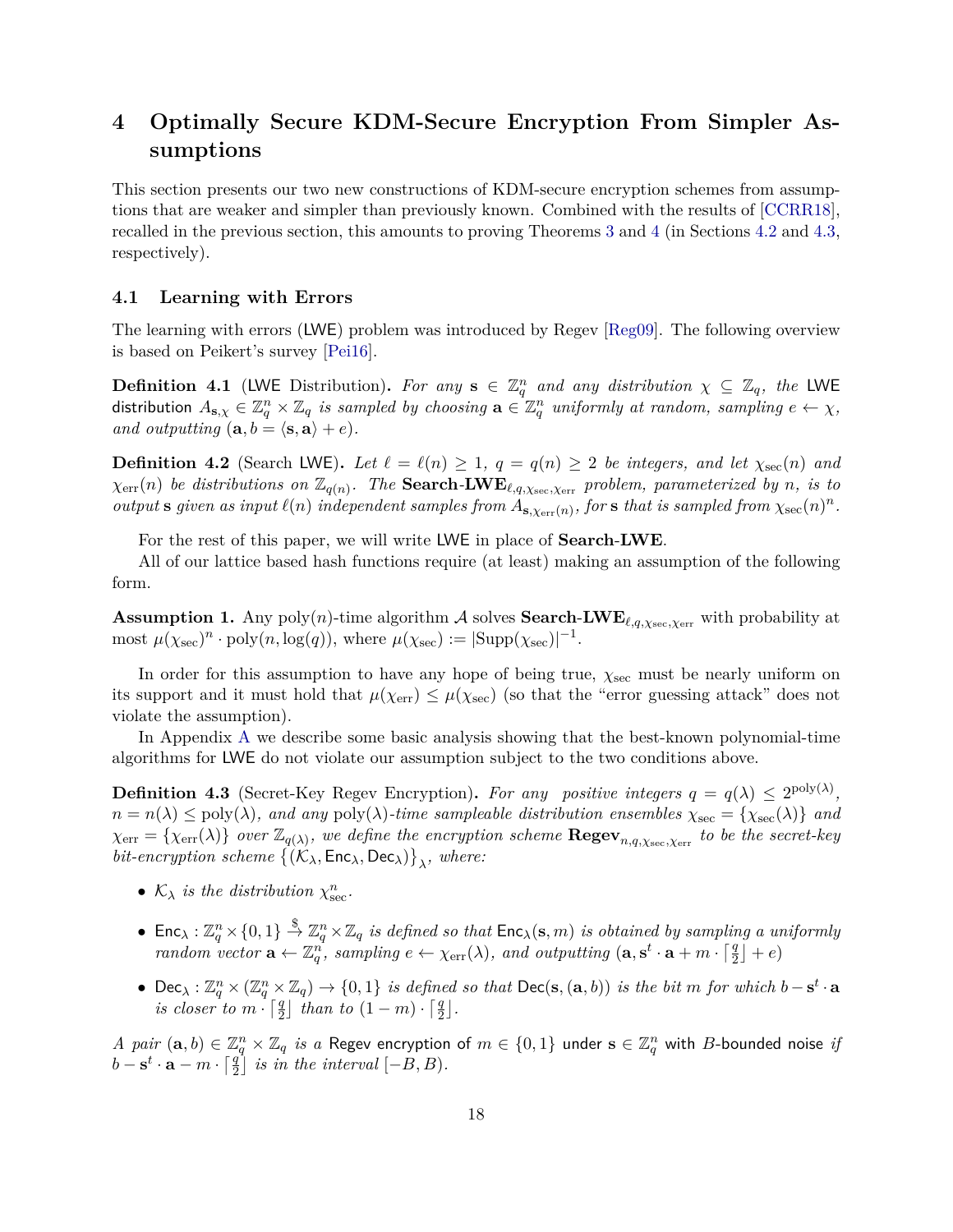# 4 Optimally Secure KDM-Secure Encryption From Simpler Assumptions

This section presents our two new constructions of KDM-secure encryption schemes from assumptions that are weaker and simpler than previously known. Combined with the results of [CCRR18], recalled in the previous section, this amounts to proving Theorems 3 and 4 (in Sections 4.2 and 4.3, respectively).

## 4.1 Learning with Errors

The learning with errors (LWE) problem was introduced by Regev [Reg09]. The following overview is based on Peikert's survey [Pei16].

**Definition 4.1** (LWE Distribution)**.** *For any $\mathbf{s} \in \mathbb{Z}_q^n$ and any distribution $\chi \subseteq \mathbb{Z}_q$, the* LWE distribution *$A_{\mathbf{s},\chi} \in \mathbb{Z}_q^n \times \mathbb{Z}_q$ is sampled by choosing $\mathbf{a} \in \mathbb{Z}_q^n$ uniformly at random, sampling $e \leftarrow \chi$, and outputting $(\mathbf{a}, b = \langle \mathbf{s}, \mathbf{a} \rangle + e)$.*

**Definition 4.2** (Search LWE)**.** *Let $\ell = \ell(n) \geq 1$, $q = q(n) \geq 2$ be integers, and let $\chi_{\text{sec}}(n)$ and $\chi_{\text{err}}(n)$ be distributions on $\mathbb{Z}_{q(n)}$. The $\mathbf{Search\text{-}LWE}_{\ell,q,\chi_{\text{sec}},\chi_{\text{err}}}$ problem, parameterized by $n$, is to output $\mathbf{s}$ given as input $\ell(n)$ independent samples from $A_{\mathbf{s},\chi_{\text{err}}(n)}$, for $\mathbf{s}$ that is sampled from $\chi_{\text{sec}}(n)^n$.*

For the rest of this paper, we will write LWE in place of **Search-LWE**.

All of our lattice based hash functions require (at least) making an assumption of the following form.

**Assumption 1.** Any $\text{poly}(n)$-time algorithm $\mathcal{A}$ solves $\mathbf{Search\text{-}LWE}_{\ell,q,\chi_{\text{sec}},\chi_{\text{err}}}$ with probability at most $\mu(\chi_{\text{sec}})^n \cdot \text{poly}(n, \log(q))$, where $\mu(\chi_{\text{sec}}) := |\text{Supp}(\chi_{\text{sec}})|^{-1}$.

In order for this assumption to have any hope of being true, $\chi_{\text{sec}}$ must be nearly uniform on its support and it must hold that $\mu(\chi_{\text{err}}) \leq \mu(\chi_{\text{sec}})$ (so that the "error guessing attack" does not violate the assumption).

In Appendix A we describe some basic analysis showing that the best-known polynomial-time algorithms for LWE do not violate our assumption subject to the two conditions above.

**Definition 4.3** (Secret-Key Regev Encryption)**.** *For any positive integers $q = q(\lambda) \leq 2^{\text{poly}(\lambda)}$, $n = n(\lambda) \leq \text{poly}(\lambda)$, and any $\text{poly}(\lambda)$-time sampleable distribution ensembles $\chi_{\text{sec}} = \{\chi_{\text{sec}}(\lambda)\}$ and $\chi_{\text{err}} = \{\chi_{\text{err}}(\lambda)\}$ over $\mathbb{Z}_{q(\lambda)}$, we define the encryption scheme $\mathbf{Regev}_{n,q,\chi_{\text{sec}},\chi_{\text{err}}}$ to be the secret-key bit-encryption scheme $\{(\mathcal{K}_\lambda, \mathsf{Enc}_\lambda, \mathsf{Dec}_\lambda)\}_\lambda$, where:*

- *$\mathcal{K}_\lambda$ is the distribution $\chi_{\text{sec}}^n$.*
- *$\mathsf{Enc}_\lambda : \mathbb{Z}_q^n \times \{0,1\} \xrightarrow{\$} \mathbb{Z}_q^n \times \mathbb{Z}_q$ is defined so that $\mathsf{Enc}_\lambda(\mathbf{s}, m)$ is obtained by sampling a uniformly random vector $\mathbf{a} \leftarrow \mathbb{Z}_q^n$, sampling $e \leftarrow \chi_{\text{err}}(\lambda)$, and outputting $(\mathbf{a}, \mathbf{s}^t \cdot \mathbf{a} + m \cdot \lceil \frac{q}{2} \rfloor + e)$*
- *$\mathsf{Dec}_\lambda : \mathbb{Z}_q^n \times (\mathbb{Z}_q^n \times \mathbb{Z}_q) \to \{0,1\}$ is defined so that $\mathsf{Dec}(\mathbf{s}, (\mathbf{a}, b))$ is the bit $m$ for which $b - \mathbf{s}^t \cdot \mathbf{a}$ is closer to $m \cdot \lceil \frac{q}{2} \rfloor$ than to $(1-m) \cdot \lceil \frac{q}{2} \rfloor$.*

*A pair $(\mathbf{a}, b) \in \mathbb{Z}_q^n \times \mathbb{Z}_q$ is a* Regev encryption *of $m \in \{0,1\}$* under $\mathbf{s} \in \mathbb{Z}_q^n$ with $B$-bounded noise *if $b - \mathbf{s}^t \cdot \mathbf{a} - m \cdot \lceil \frac{q}{2} \rfloor$ is in the interval $[-B, B)$.*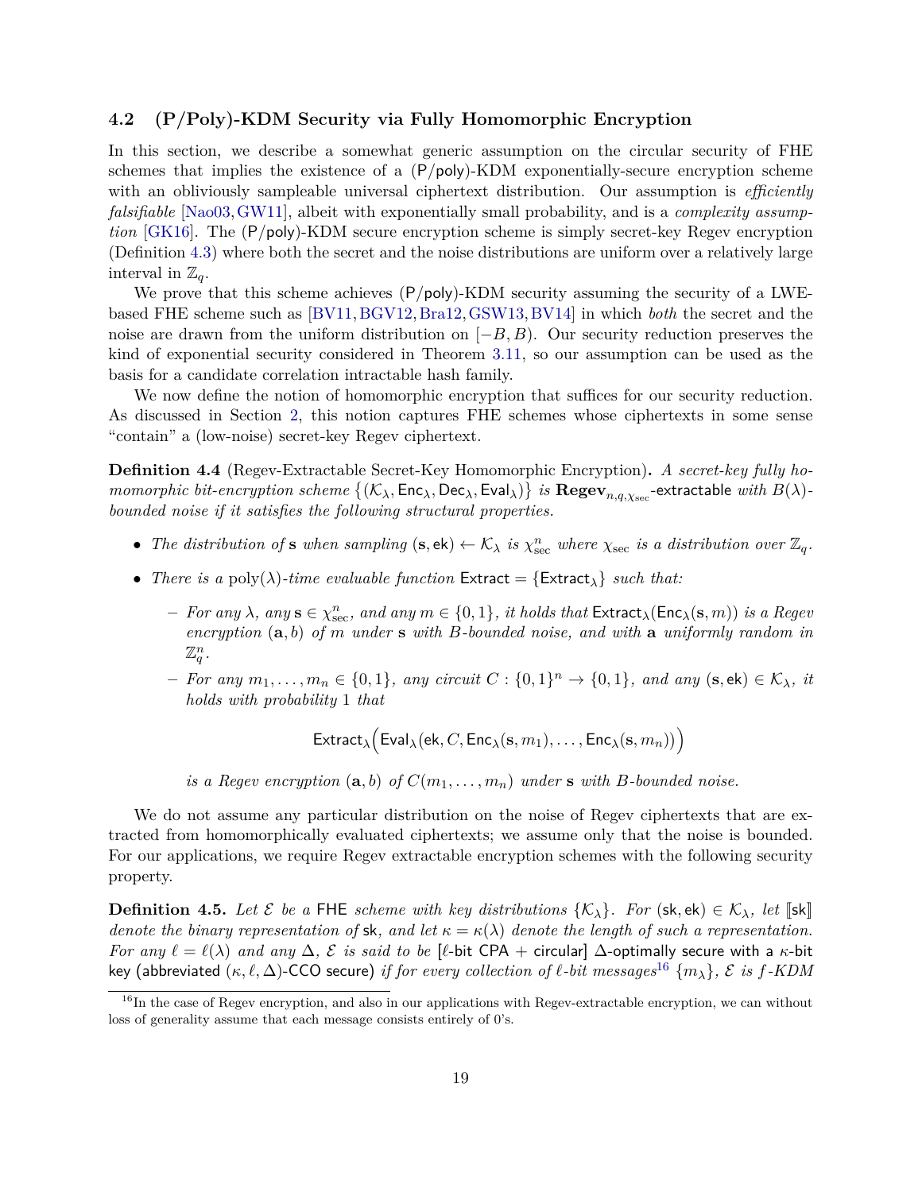### 4.2 (P/Poly)-KDM Security via Fully Homomorphic Encryption

In this section, we describe a somewhat generic assumption on the circular security of FHE schemes that implies the existence of a (P/poly)-KDM exponentially-secure encryption scheme with an obliviously sampleable universal ciphertext distribution. Our assumption is *efficiently falsifiable* [Nao03, GW11], albeit with exponentially small probability, and is a *complexity assumption* [GK16]. The (P/poly)-KDM secure encryption scheme is simply secret-key Regev encryption (Definition 4.3) where both the secret and the noise distributions are uniform over a relatively large interval in $\mathbb{Z}_q$.

We prove that this scheme achieves (P/poly)-KDM security assuming the security of a LWE-based FHE scheme such as [BV11, BGV12, Bra12, GSW13, BV14] in which *both* the secret and the noise are drawn from the uniform distribution on $[-B, B)$. Our security reduction preserves the kind of exponential security considered in Theorem 3.11, so our assumption can be used as the basis for a candidate correlation intractable hash family.

We now define the notion of homomorphic encryption that suffices for our security reduction. As discussed in Section 2, this notion captures FHE schemes whose ciphertexts in some sense "contain" a (low-noise) secret-key Regev ciphertext.

**Definition 4.4** (Regev-Extractable Secret-Key Homomorphic Encryption)**.** *A secret-key fully homomorphic bit-encryption scheme* $\{(\mathcal{K}_\lambda, \mathsf{Enc}_\lambda, \mathsf{Dec}_\lambda, \mathsf{Eval}_\lambda)\}$ *is* $\mathbf{Regev}_{n,q,\chi_{\mathrm{sec}}}$-extractable *with* $B(\lambda)$*-bounded noise if it satisfies the following structural properties.*

- *The distribution of* $\mathbf{s}$ *when sampling* $(\mathbf{s}, \mathsf{ek}) \leftarrow \mathcal{K}_\lambda$ *is* $\chi_{\mathrm{sec}}^n$ *where* $\chi_{\mathrm{sec}}$ *is a distribution over* $\mathbb{Z}_q$.
- *There is a* $\mathrm{poly}(\lambda)$*-time evaluable function* $\mathsf{Extract} = \{\mathsf{Extract}_\lambda\}$ *such that:*
  - *For any* $\lambda$*, any* $\mathbf{s} \in \chi_{\mathrm{sec}}^n$*, and any* $m \in \{0, 1\}$*, it holds that* $\mathsf{Extract}_\lambda(\mathsf{Enc}_\lambda(\mathbf{s}, m))$ *is a Regev encryption* $(\mathbf{a}, b)$ *of* $m$ *under* $\mathbf{s}$ *with* $B$*-bounded noise, and with* $\mathbf{a}$ *uniformly random in* $\mathbb{Z}_q^n$.
  - *For any* $m_1, \ldots, m_n \in \{0, 1\}$*, any circuit* $C : \{0,1\}^n \to \{0, 1\}$*, and any* $(\mathbf{s}, \mathsf{ek}) \in \mathcal{K}_\lambda$*, it holds with probability* 1 *that*

$$\mathsf{Extract}_\lambda\Big(\mathsf{Eval}_\lambda(\mathsf{ek}, C, \mathsf{Enc}_\lambda(\mathbf{s}, m_1), \ldots, \mathsf{Enc}_\lambda(\mathbf{s}, m_n))\Big)$$

*is a Regev encryption* $(\mathbf{a}, b)$ *of* $C(m_1, \ldots, m_n)$ *under* $\mathbf{s}$ *with* $B$*-bounded noise.*

We do not assume any particular distribution on the noise of Regev ciphertexts that are extracted from homomorphically evaluated ciphertexts; we assume only that the noise is bounded. For our applications, we require Regev extractable encryption schemes with the following security property.

**Definition 4.5.** *Let* $\mathcal{E}$ *be a* FHE *scheme with key distributions* $\{\mathcal{K}_\lambda\}$*. For* $(\mathsf{sk}, \mathsf{ek}) \in \mathcal{K}_\lambda$*, let* $[\![\mathsf{sk}]\!]$ *denote the binary representation of* $\mathsf{sk}$*, and let* $\kappa = \kappa(\lambda)$ *denote the length of such a representation. For any* $\ell = \ell(\lambda)$ *and any* $\Delta$*,* $\mathcal{E}$ *is said to be* [$\ell$-bit CPA + circular] $\Delta$-optimally secure with a $\kappa$-bit key (abbreviated $(\kappa, \ell, \Delta)$-CCO secure) *if for every collection of* $\ell$*-bit messages*[16] $\{m_\lambda\}$*,* $\mathcal{E}$ *is* $f$*-KDM*

[16] In the case of Regev encryption, and also in our applications with Regev-extractable encryption, we can without loss of generality assume that each message consists entirely of 0's.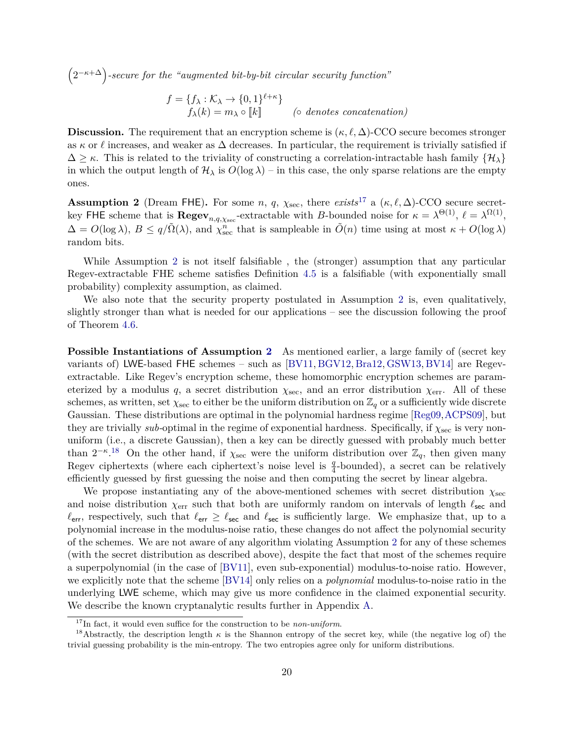$\left(2^{-\kappa+\Delta}\right)$*-secure for the "augmented bit-by-bit circular security function"*

$$f = \{f_\lambda : \mathcal{K}_\lambda \to \{0,1\}^{\ell+\kappa}\}$$
$$f_\lambda(k) = m_\lambda \circ [\![k]\!] \qquad (\circ \textit{ denotes concatenation})$$

**Discussion.** The requirement that an encryption scheme is $(\kappa, \ell, \Delta)$-CCO secure becomes stronger as $\kappa$ or $\ell$ increases, and weaker as $\Delta$ decreases. In particular, the requirement is trivially satisfied if $\Delta \geq \kappa$. This is related to the triviality of constructing a correlation-intractable hash family $\{\mathcal{H}_\lambda\}$ in which the output length of $\mathcal{H}_\lambda$ is $O(\log \lambda)$ – in this case, the only sparse relations are the empty ones.

**Assumption 2** (Dream FHE)**.** For some $n$, $q$, $\chi_{\text{sec}}$, there *exists*[17] a $(\kappa, \ell, \Delta)$-CCO secure secret-key FHE scheme that is $\mathbf{Regev}_{n,q,\chi_{\text{sec}}}$-extractable with $B$-bounded noise for $\kappa = \lambda^{\Theta(1)}$, $\ell = \lambda^{\Omega(1)}$, $\Delta = O(\log \lambda)$, $B \leq q/\tilde{\Omega}(\lambda)$, and $\chi_{\text{sec}}^n$ that is sampleable in $\tilde{O}(n)$ time using at most $\kappa + O(\log \lambda)$ random bits.

While Assumption 2 is not itself falsifiable , the (stronger) assumption that any particular Regev-extractable FHE scheme satisfies Definition 4.5 is a falsifiable (with exponentially small probability) complexity assumption, as claimed.

We also note that the security property postulated in Assumption 2 is, even qualitatively, slightly stronger than what is needed for our applications – see the discussion following the proof of Theorem 4.6.

**Possible Instantiations of Assumption 2** As mentioned earlier, a large family of (secret key variants of) LWE-based FHE schemes – such as [BV11, BGV12, Bra12, GSW13, BV14] are Regev-extractable. Like Regev's encryption scheme, these homomorphic encryption schemes are parameterized by a modulus $q$, a secret distribution $\chi_{\text{sec}}$, and an error distribution $\chi_{\text{err}}$. All of these schemes, as written, set $\chi_{\text{sec}}$ to either be the uniform distribution on $\mathbb{Z}_q$ or a sufficiently wide discrete Gaussian. These distributions are optimal in the polynomial hardness regime [Reg09, ACPS09], but they are trivially *sub*-optimal in the regime of exponential hardness. Specifically, if $\chi_{\text{sec}}$ is very non-uniform (i.e., a discrete Gaussian), then a key can be directly guessed with probably much better than $2^{-\kappa}$.[18] On the other hand, if $\chi_{\text{sec}}$ were the uniform distribution over $\mathbb{Z}_q$, then given many Regev ciphertexts (where each ciphertext's noise level is $\frac{q}{4}$-bounded), a secret can be relatively efficiently guessed by first guessing the noise and then computing the secret by linear algebra.

We propose instantiating any of the above-mentioned schemes with secret distribution $\chi_{\text{sec}}$ and noise distribution $\chi_{\text{err}}$ such that both are uniformly random on intervals of length $\ell_{\text{sec}}$ and $\ell_{\text{err}}$, respectively, such that $\ell_{\text{err}} \geq \ell_{\text{sec}}$ and $\ell_{\text{sec}}$ is sufficiently large. We emphasize that, up to a polynomial increase in the modulus-noise ratio, these changes do not affect the polynomial security of the schemes. We are not aware of any algorithm violating Assumption 2 for any of these schemes (with the secret distribution as described above), despite the fact that most of the schemes require a superpolynomial (in the case of [BV11], even sub-exponential) modulus-to-noise ratio. However, we explicitly note that the scheme [BV14] only relies on a *polynomial* modulus-to-noise ratio in the underlying LWE scheme, which may give us more confidence in the claimed exponential security. We describe the known cryptanalytic results further in Appendix A.

[17] In fact, it would even suffice for the construction to be *non-uniform*.

[18] Abstractly, the description length $\kappa$ is the Shannon entropy of the secret key, while (the negative log of) the trivial guessing probability is the min-entropy. The two entropies agree only for uniform distributions.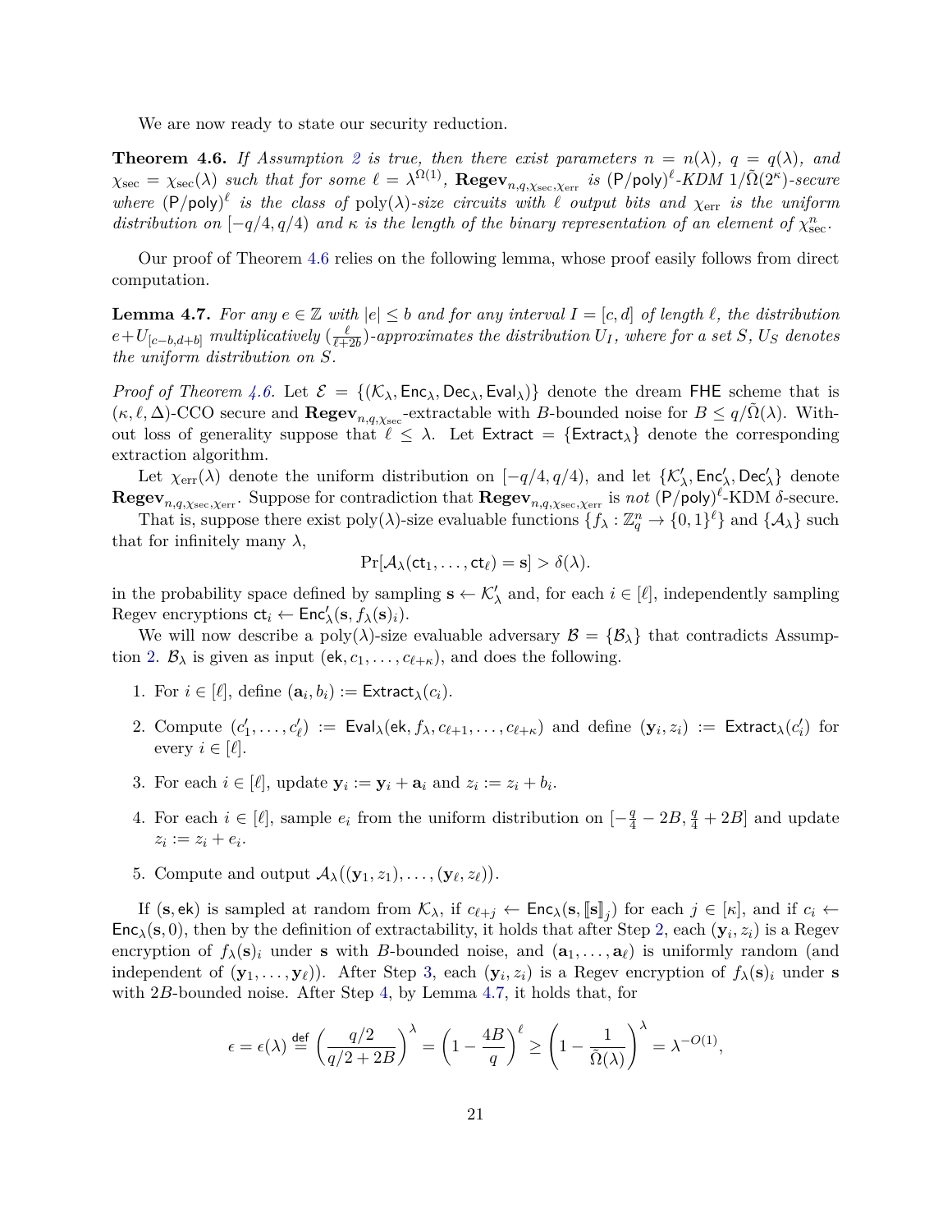We are now ready to state our security reduction.

**Theorem 4.6.** *If Assumption 2 is true, then there exist parameters $n = n(\lambda)$, $q = q(\lambda)$, and $\chi_{\text{sec}} = \chi_{\text{sec}}(\lambda)$ such that for some $\ell = \lambda^{\Omega(1)}$, $\mathbf{Regev}_{n,q,\chi_{\text{sec}},\chi_{\text{err}}}$ is $(\mathsf{P/poly})^\ell$-KDM $1/\tilde{\Omega}(2^\kappa)$-secure where $(\mathsf{P/poly})^\ell$ is the class of $\text{poly}(\lambda)$-size circuits with $\ell$ output bits and $\chi_{\text{err}}$ is the uniform distribution on $[-q/4, q/4)$ and $\kappa$ is the length of the binary representation of an element of $\chi_{\text{sec}}^n$.*

Our proof of Theorem 4.6 relies on the following lemma, whose proof easily follows from direct computation.

**Lemma 4.7.** *For any $e \in \mathbb{Z}$ with $|e| \le b$ and for any interval $I = [c, d]$ of length $\ell$, the distribution $e + U_{[c-b,d+b]}$ multiplicatively $(\frac{\ell}{\ell+2b})$-approximates the distribution $U_I$, where for a set $S$, $U_S$ denotes the uniform distribution on $S$.*

*Proof of Theorem 4.6.* Let $\mathcal{E} = \{(\mathcal{K}_\lambda, \mathsf{Enc}_\lambda, \mathsf{Dec}_\lambda, \mathsf{Eval}_\lambda)\}$ denote the dream $\mathsf{FHE}$ scheme that is $(\kappa, \ell, \Delta)$-CCO secure and $\mathbf{Regev}_{n,q,\chi_{\text{sec}}}$-extractable with $B$-bounded noise for $B \le q/\tilde{\Omega}(\lambda)$. Without loss of generality suppose that $\ell \le \lambda$. Let $\mathsf{Extract} = \{\mathsf{Extract}_\lambda\}$ denote the corresponding extraction algorithm.

Let $\chi_{\text{err}}(\lambda)$ denote the uniform distribution on $[-q/4, q/4)$, and let $\{\mathcal{K}'_\lambda, \mathsf{Enc}'_\lambda, \mathsf{Dec}'_\lambda\}$ denote $\mathbf{Regev}_{n,q,\chi_{\text{sec}},\chi_{\text{err}}}$. Suppose for contradiction that $\mathbf{Regev}_{n,q,\chi_{\text{sec}},\chi_{\text{err}}}$ is *not* $(\mathsf{P/poly})^\ell$-KDM $\delta$-secure.

That is, suppose there exist $\text{poly}(\lambda)$-size evaluable functions $\{f_\lambda : \mathbb{Z}_q^n \to \{0,1\}^\ell\}$ and $\{\mathcal{A}_\lambda\}$ such that for infinitely many $\lambda$,

$$\Pr[\mathcal{A}_\lambda(\mathsf{ct}_1, \ldots, \mathsf{ct}_\ell) = \mathbf{s}] > \delta(\lambda).$$

in the probability space defined by sampling $\mathbf{s} \leftarrow \mathcal{K}'_\lambda$ and, for each $i \in [\ell]$, independently sampling Regev encryptions $\mathsf{ct}_i \leftarrow \mathsf{Enc}'_\lambda(\mathbf{s}, f_\lambda(\mathbf{s})_i)$.

We will now describe a $\text{poly}(\lambda)$-size evaluable adversary $\mathcal{B} = \{\mathcal{B}_\lambda\}$ that contradicts Assumption 2. $\mathcal{B}_\lambda$ is given as input $(\mathsf{ek}, c_1, \ldots, c_{\ell+\kappa})$, and does the following.

1. For $i \in [\ell]$, define $(\mathbf{a}_i, b_i) := \mathsf{Extract}_\lambda(c_i)$.
2. Compute $(c'_1, \ldots, c'_\ell) := \mathsf{Eval}_\lambda(\mathsf{ek}, f_\lambda, c_{\ell+1}, \ldots, c_{\ell+\kappa})$ and define $(\mathbf{y}_i, z_i) := \mathsf{Extract}_\lambda(c'_i)$ for every $i \in [\ell]$.
3. For each $i \in [\ell]$, update $\mathbf{y}_i := \mathbf{y}_i + \mathbf{a}_i$ and $z_i := z_i + b_i$.
4. For each $i \in [\ell]$, sample $e_i$ from the uniform distribution on $[-\frac{q}{4} - 2B, \frac{q}{4} + 2B]$ and update $z_i := z_i + e_i$.
5. Compute and output $\mathcal{A}_\lambda((\mathbf{y}_1, z_1), \ldots, (\mathbf{y}_\ell, z_\ell))$.

If $(\mathbf{s}, \mathsf{ek})$ is sampled at random from $\mathcal{K}_\lambda$, if $c_{\ell+j} \leftarrow \mathsf{Enc}_\lambda(\mathbf{s}, [\![\mathbf{s}]\!]_j)$ for each $j \in [\kappa]$, and if $c_i \leftarrow \mathsf{Enc}_\lambda(\mathbf{s}, 0)$, then by the definition of extractability, it holds that after Step 2, each $(\mathbf{y}_i, z_i)$ is a Regev encryption of $f_\lambda(\mathbf{s})_i$ under $\mathbf{s}$ with $B$-bounded noise, and $(\mathbf{a}_1, \ldots, \mathbf{a}_\ell)$ is uniformly random (and independent of $(\mathbf{y}_1, \ldots, \mathbf{y}_\ell)$). After Step 3, each $(\mathbf{y}_i, z_i)$ is a Regev encryption of $f_\lambda(\mathbf{s})_i$ under $\mathbf{s}$ with $2B$-bounded noise. After Step 4, by Lemma 4.7, it holds that, for

$$\epsilon = \epsilon(\lambda) \stackrel{\text{def}}{=} \left(\frac{q/2}{q/2 + 2B}\right)^\lambda = \left(1 - \frac{4B}{q}\right)^\ell \ge \left(1 - \frac{1}{\tilde{\Omega}(\lambda)}\right)^\lambda = \lambda^{-O(1)},$$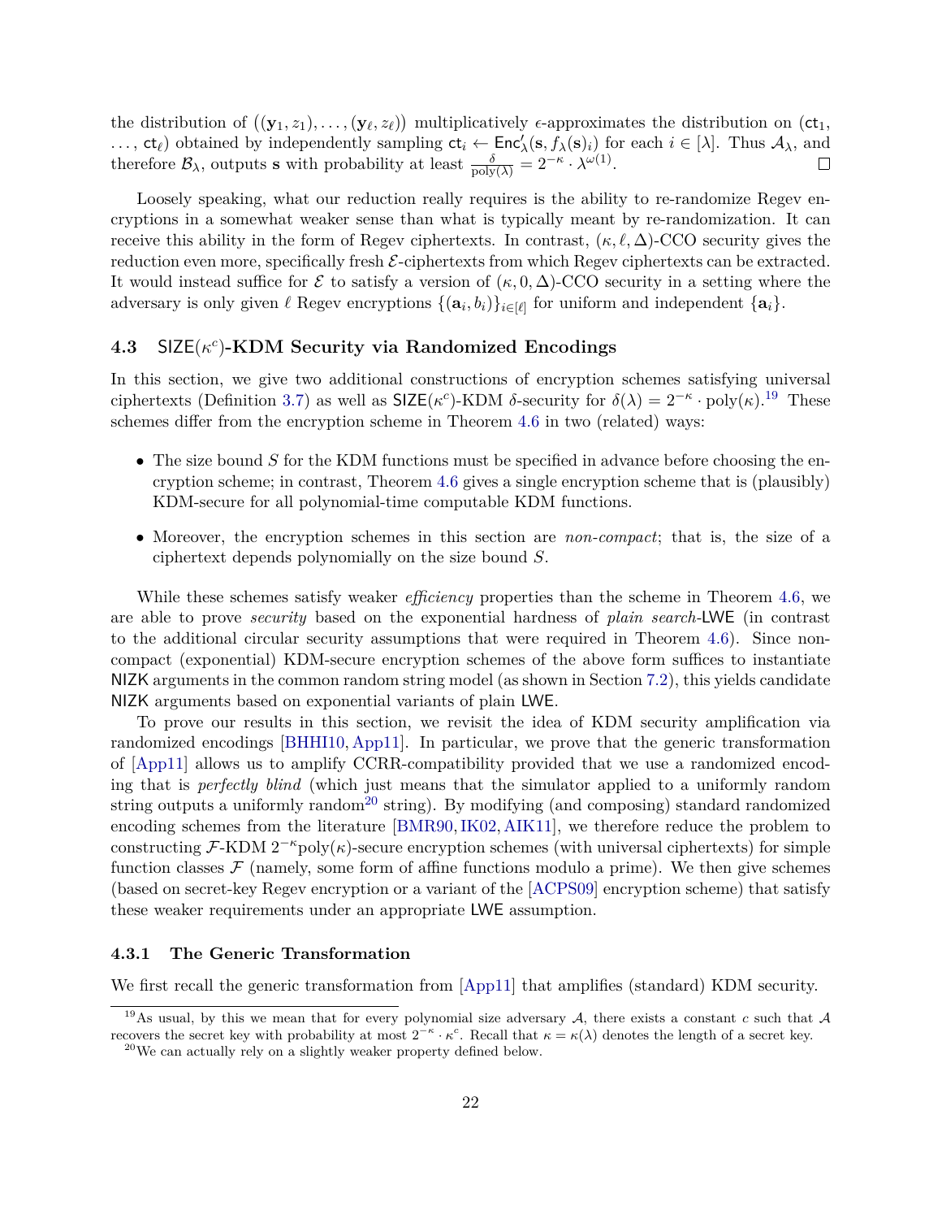the distribution of $((\mathbf{y}_1, z_1), \ldots, (\mathbf{y}_\ell, z_\ell))$ multiplicatively $\epsilon$-approximates the distribution on $(\mathsf{ct}_1, \ldots, \mathsf{ct}_\ell)$ obtained by independently sampling $\mathsf{ct}_i \leftarrow \mathsf{Enc}'_\lambda(\mathbf{s}, f_\lambda(\mathbf{s})_i)$ for each $i \in [\lambda]$. Thus $\mathcal{A}_\lambda$, and therefore $\mathcal{B}_\lambda$, outputs $\mathbf{s}$ with probability at least $\frac{\delta}{\mathrm{poly}(\lambda)} = 2^{-\kappa} \cdot \lambda^{\omega(1)}$. $\square$

Loosely speaking, what our reduction really requires is the ability to re-randomize Regev encryptions in a somewhat weaker sense than what is typically meant by re-randomization. It can receive this ability in the form of Regev ciphertexts. In contrast, $(\kappa, \ell, \Delta)$-CCO security gives the reduction even more, specifically fresh $\mathcal{E}$-ciphertexts from which Regev ciphertexts can be extracted. It would instead suffice for $\mathcal{E}$ to satisfy a version of $(\kappa, 0, \Delta)$-CCO security in a setting where the adversary is only given $\ell$ Regev encryptions $\{(\mathbf{a}_i, b_i)\}_{i \in [\ell]}$ for uniform and independent $\{\mathbf{a}_i\}$.

### 4.3 $\mathsf{SIZE}(\kappa^c)$-KDM Security via Randomized Encodings

In this section, we give two additional constructions of encryption schemes satisfying universal ciphertexts (Definition 3.7) as well as $\mathsf{SIZE}(\kappa^c)$-KDM $\delta$-security for $\delta(\lambda) = 2^{-\kappa} \cdot \mathrm{poly}(\kappa)$.[19] These schemes differ from the encryption scheme in Theorem 4.6 in two (related) ways:

- The size bound $S$ for the KDM functions must be specified in advance before choosing the encryption scheme; in contrast, Theorem 4.6 gives a single encryption scheme that is (plausibly) KDM-secure for all polynomial-time computable KDM functions.
- Moreover, the encryption schemes in this section are *non-compact*; that is, the size of a ciphertext depends polynomially on the size bound $S$.

While these schemes satisfy weaker *efficiency* properties than the scheme in Theorem 4.6, we are able to prove *security* based on the exponential hardness of *plain search*-$\mathsf{LWE}$ (in contrast to the additional circular security assumptions that were required in Theorem 4.6). Since non-compact (exponential) KDM-secure encryption schemes of the above form suffices to instantiate $\mathsf{NIZK}$ arguments in the common random string model (as shown in Section 7.2), this yields candidate $\mathsf{NIZK}$ arguments based on exponential variants of plain $\mathsf{LWE}$.

To prove our results in this section, we revisit the idea of KDM security amplification via randomized encodings [BHHI10, App11]. In particular, we prove that the generic transformation of [App11] allows us to amplify CCRR-compatibility provided that we use a randomized encoding that is *perfectly blind* (which just means that the simulator applied to a uniformly random string outputs a uniformly random[20] string). By modifying (and composing) standard randomized encoding schemes from the literature [BMR90, IK02, AIK11], we therefore reduce the problem to constructing $\mathcal{F}$-KDM $2^{-\kappa}\mathrm{poly}(\kappa)$-secure encryption schemes (with universal ciphertexts) for simple function classes $\mathcal{F}$ (namely, some form of affine functions modulo a prime). We then give schemes (based on secret-key Regev encryption or a variant of the [ACPS09] encryption scheme) that satisfy these weaker requirements under an appropriate $\mathsf{LWE}$ assumption.

#### 4.3.1 The Generic Transformation

We first recall the generic transformation from [App11] that amplifies (standard) KDM security.

[19] As usual, by this we mean that for every polynomial size adversary $\mathcal{A}$, there exists a constant $c$ such that $\mathcal{A}$ recovers the secret key with probability at most $2^{-\kappa} \cdot \kappa^c$. Recall that $\kappa = \kappa(\lambda)$ denotes the length of a secret key.

[20] We can actually rely on a slightly weaker property defined below.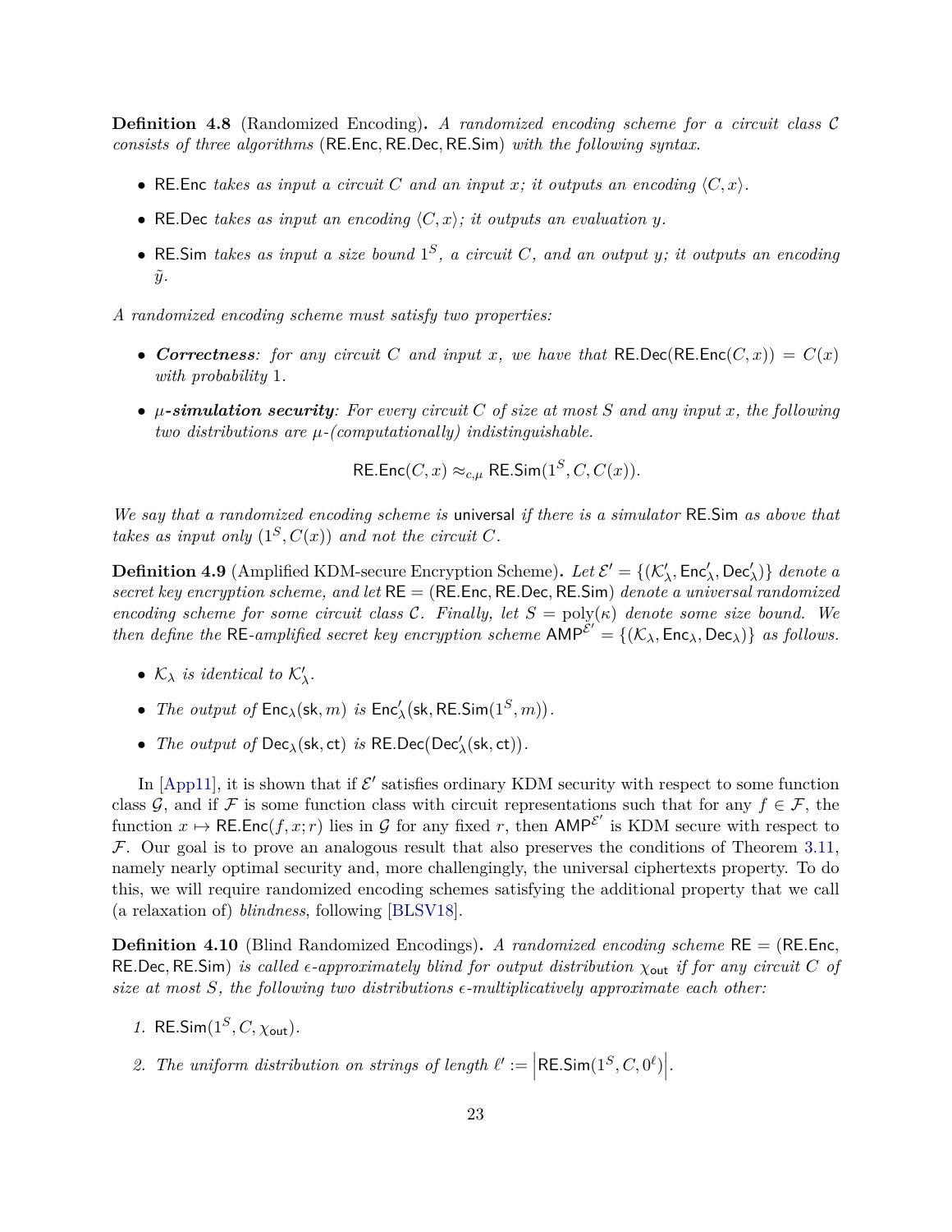**Definition 4.8** (Randomized Encoding)**.** *A randomized encoding scheme for a circuit class $\mathcal{C}$ consists of three algorithms* ($\mathsf{RE.Enc}, \mathsf{RE.Dec}, \mathsf{RE.Sim}$) *with the following syntax.*

- $\mathsf{RE.Enc}$ *takes as input a circuit $C$ and an input $x$; it outputs an encoding $\langle C, x\rangle$.*
- $\mathsf{RE.Dec}$ *takes as input an encoding $\langle C, x\rangle$; it outputs an evaluation $y$.*
- $\mathsf{RE.Sim}$ *takes as input a size bound $1^S$, a circuit $C$, and an output $y$; it outputs an encoding $\tilde{y}$.*

*A randomized encoding scheme must satisfy two properties:*

- ***Correctness****: for any circuit $C$ and input $x$, we have that* $\mathsf{RE.Dec}(\mathsf{RE.Enc}(C, x)) = C(x)$ *with probability* 1*.*
- *$\mu$****-simulation security****: For every circuit $C$ of size at most $S$ and any input $x$, the following two distributions are $\mu$-(computationally) indistinguishable.*

$$\mathsf{RE.Enc}(C, x) \approx_{c,\mu} \mathsf{RE.Sim}(1^S, C, C(x)).$$

*We say that a randomized encoding scheme is* universal *if there is a simulator* $\mathsf{RE.Sim}$ *as above that takes as input only $(1^S, C(x))$ and not the circuit $C$.*

**Definition 4.9** (Amplified KDM-secure Encryption Scheme)**.** *Let $\mathcal{E}' = \{(\mathcal{K}'_\lambda, \mathsf{Enc}'_\lambda, \mathsf{Dec}'_\lambda)\}$ denote a secret key encryption scheme, and let $\mathsf{RE} = (\mathsf{RE.Enc}, \mathsf{RE.Dec}, \mathsf{RE.Sim})$ denote a universal randomized encoding scheme for some circuit class $\mathcal{C}$. Finally, let $S = \mathrm{poly}(\kappa)$ denote some size bound. We then define the* $\mathsf{RE}$*-amplified secret key encryption scheme* $\mathsf{AMP}^{\mathcal{E}'} = \{(\mathcal{K}_\lambda, \mathsf{Enc}_\lambda, \mathsf{Dec}_\lambda)\}$ *as follows.*

- *$\mathcal{K}_\lambda$ is identical to $\mathcal{K}'_\lambda$.*
- *The output of* $\mathsf{Enc}_\lambda(\mathsf{sk}, m)$ *is* $\mathsf{Enc}'_\lambda(\mathsf{sk}, \mathsf{RE.Sim}(1^S, m))$*.*
- *The output of* $\mathsf{Dec}_\lambda(\mathsf{sk}, \mathsf{ct})$ *is* $\mathsf{RE.Dec}(\mathsf{Dec}'_\lambda(\mathsf{sk}, \mathsf{ct}))$*.*

In [App11], it is shown that if $\mathcal{E}'$ satisfies ordinary KDM security with respect to some function class $\mathcal{G}$, and if $\mathcal{F}$ is some function class with circuit representations such that for any $f \in \mathcal{F}$, the function $x \mapsto \mathsf{RE.Enc}(f, x; r)$ lies in $\mathcal{G}$ for any fixed $r$, then $\mathsf{AMP}^{\mathcal{E}'}$ is KDM secure with respect to $\mathcal{F}$. Our goal is to prove an analogous result that also preserves the conditions of Theorem 3.11, namely nearly optimal security and, more challengingly, the universal ciphertexts property. To do this, we will require randomized encoding schemes satisfying the additional property that we call (a relaxation of) *blindness*, following [BLSV18].

**Definition 4.10** (Blind Randomized Encodings)**.** *A randomized encoding scheme* $\mathsf{RE} = (\mathsf{RE.Enc}, \mathsf{RE.Dec}, \mathsf{RE.Sim})$ *is called $\epsilon$-approximately blind for output distribution $\chi_{\mathsf{out}}$ if for any circuit $C$ of size at most $S$, the following two distributions $\epsilon$-multiplicatively approximate each other:*

1. $\mathsf{RE.Sim}(1^S, C, \chi_{\mathsf{out}})$*.*
2. *The uniform distribution on strings of length* $\ell' := \left|\mathsf{RE.Sim}(1^S, C, 0^\ell)\right|$*.*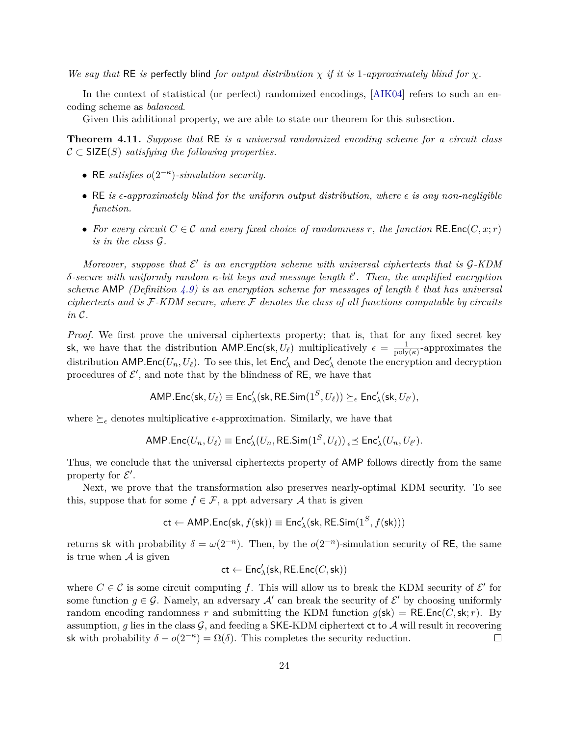*We say that* RE *is* perfectly blind *for output distribution* $\chi$ *if it is* 1*-approximately blind for* $\chi$.

In the context of statistical (or perfect) randomized encodings, [AIK04] refers to such an encoding scheme as *balanced*.

Given this additional property, we are able to state our theorem for this subsection.

**Theorem 4.11.** *Suppose that* RE *is a universal randomized encoding scheme for a circuit class* $\mathcal{C} \subset \mathsf{SIZE}(S)$ *satisfying the following properties.*

- RE *satisfies* $o(2^{-\kappa})$*-simulation security.*
- RE *is* $\epsilon$*-approximately blind for the uniform output distribution, where* $\epsilon$ *is any non-negligible function.*
- *For every circuit* $C \in \mathcal{C}$ *and every fixed choice of randomness* $r$*, the function* $\mathsf{RE.Enc}(C, x; r)$ *is in the class* $\mathcal{G}$*.*

*Moreover, suppose that* $\mathcal{E}'$ *is an encryption scheme with universal ciphertexts that is* $\mathcal{G}$*-KDM* $\delta$*-secure with uniformly random* $\kappa$*-bit keys and message length* $\ell'$*. Then, the amplified encryption scheme* AMP *(Definition 4.9) is an encryption scheme for messages of length* $\ell$ *that has universal ciphertexts and is* $\mathcal{F}$*-KDM secure, where* $\mathcal{F}$ *denotes the class of all functions computable by circuits in* $\mathcal{C}$*.*

*Proof.* We first prove the universal ciphertexts property; that is, that for any fixed secret key sk, we have that the distribution $\mathsf{AMP.Enc}(\mathsf{sk}, U_\ell)$ multiplicatively $\epsilon = \frac{1}{\mathrm{poly}(\kappa)}$-approximates the distribution $\mathsf{AMP.Enc}(U_n, U_\ell)$. To see this, let $\mathsf{Enc}'_\lambda$ and $\mathsf{Dec}'_\lambda$ denote the encryption and decryption procedures of $\mathcal{E}'$, and note that by the blindness of RE, we have that

$$\mathsf{AMP.Enc}(\mathsf{sk}, U_\ell) \equiv \mathsf{Enc}'_\lambda(\mathsf{sk}, \mathsf{RE.Sim}(1^S, U_\ell)) \succeq_\epsilon \mathsf{Enc}'_\lambda(\mathsf{sk}, U_{\ell'}),$$

where $\succeq_\epsilon$ denotes multiplicative $\epsilon$-approximation. Similarly, we have that

$$\mathsf{AMP.Enc}(U_n, U_\ell) \equiv \mathsf{Enc}'_\lambda(U_n, \mathsf{RE.Sim}(1^S, U_\ell)) \,{}_\epsilon\!\preceq \mathsf{Enc}'_\lambda(U_n, U_{\ell'}).$$

Thus, we conclude that the universal ciphertexts property of AMP follows directly from the same property for $\mathcal{E}'$.

Next, we prove that the transformation also preserves nearly-optimal KDM security. To see this, suppose that for some $f \in \mathcal{F}$, a ppt adversary $\mathcal{A}$ that is given

$$\mathsf{ct} \leftarrow \mathsf{AMP.Enc}(\mathsf{sk}, f(\mathsf{sk})) \equiv \mathsf{Enc}'_\lambda(\mathsf{sk}, \mathsf{RE.Sim}(1^S, f(\mathsf{sk})))$$

returns sk with probability $\delta = \omega(2^{-n})$. Then, by the $o(2^{-n})$-simulation security of RE, the same is true when $\mathcal{A}$ is given

$$\mathsf{ct} \leftarrow \mathsf{Enc}'_\lambda(\mathsf{sk}, \mathsf{RE.Enc}(C, \mathsf{sk}))$$

where $C \in \mathcal{C}$ is some circuit computing $f$. This will allow us to break the KDM security of $\mathcal{E}'$ for some function $g \in \mathcal{G}$. Namely, an adversary $\mathcal{A}'$ can break the security of $\mathcal{E}'$ by choosing uniformly random encoding randomness $r$ and submitting the KDM function $g(\mathsf{sk}) = \mathsf{RE.Enc}(C, \mathsf{sk}; r)$. By assumption, $g$ lies in the class $\mathcal{G}$, and feeding a SKE-KDM ciphertext ct to $\mathcal{A}$ will result in recovering sk with probability $\delta - o(2^{-\kappa}) = \Omega(\delta)$. This completes the security reduction. $\square$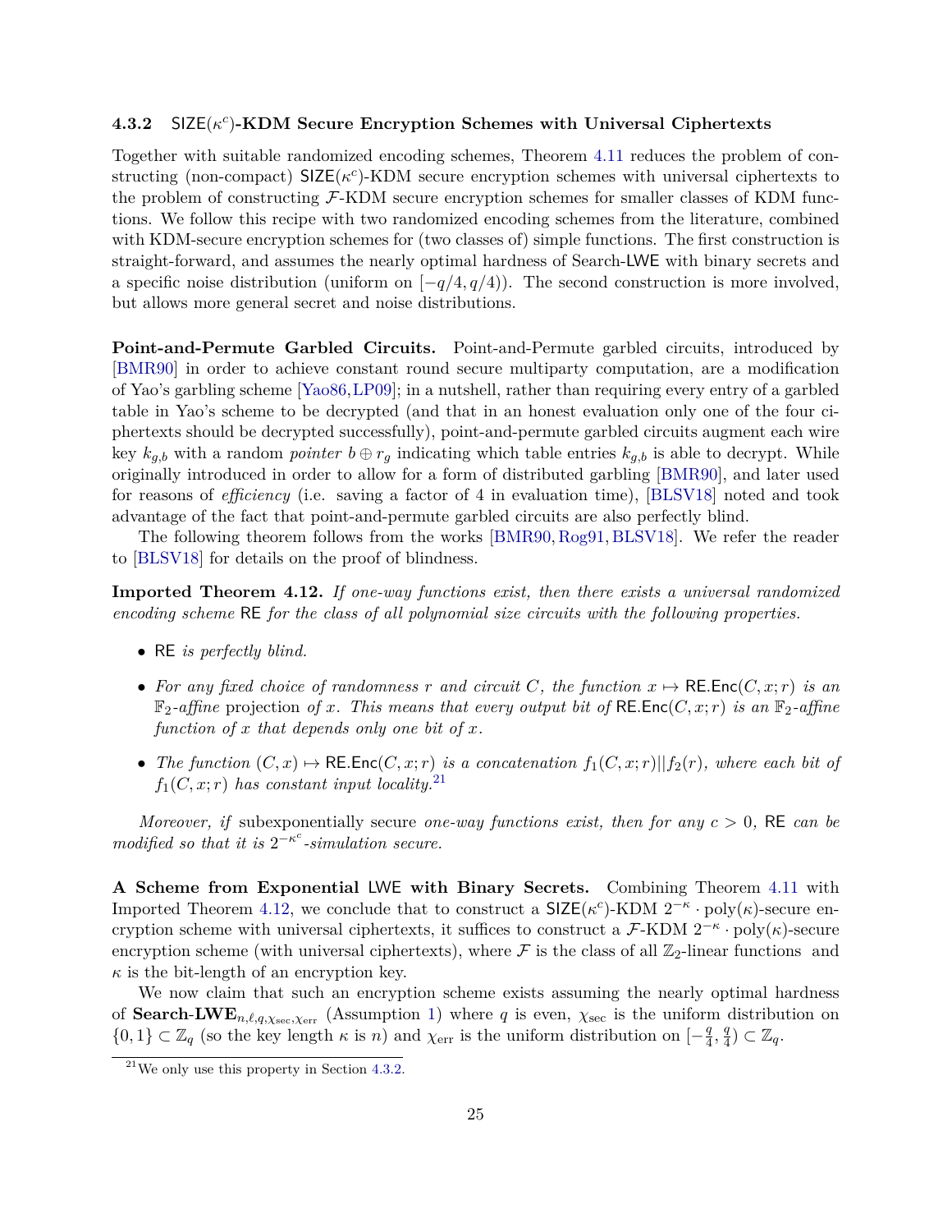### 4.3.2 $\mathsf{SIZE}(\kappa^c)$-KDM Secure Encryption Schemes with Universal Ciphertexts

Together with suitable randomized encoding schemes, Theorem 4.11 reduces the problem of constructing (non-compact) $\mathsf{SIZE}(\kappa^c)$-KDM secure encryption schemes with universal ciphertexts to the problem of constructing $\mathcal{F}$-KDM secure encryption schemes for smaller classes of KDM functions. We follow this recipe with two randomized encoding schemes from the literature, combined with KDM-secure encryption schemes for (two classes of) simple functions. The first construction is straight-forward, and assumes the nearly optimal hardness of Search-$\mathsf{LWE}$ with binary secrets and a specific noise distribution (uniform on $[-q/4, q/4)$). The second construction is more involved, but allows more general secret and noise distributions.

**Point-and-Permute Garbled Circuits.** Point-and-Permute garbled circuits, introduced by [BMR90] in order to achieve constant round secure multiparty computation, are a modification of Yao's garbling scheme [Yao86, LP09]; in a nutshell, rather than requiring every entry of a garbled table in Yao's scheme to be decrypted (and that in an honest evaluation only one of the four ciphertexts should be decrypted successfully), point-and-permute garbled circuits augment each wire key $k_{g,b}$ with a random *pointer* $b \oplus r_g$ indicating which table entries $k_{g,b}$ is able to decrypt. While originally introduced in order to allow for a form of distributed garbling [BMR90], and later used for reasons of *efficiency* (i.e. saving a factor of 4 in evaluation time), [BLSV18] noted and took advantage of the fact that point-and-permute garbled circuits are also perfectly blind.

The following theorem follows from the works [BMR90, Rog91, BLSV18]. We refer the reader to [BLSV18] for details on the proof of blindness.

**Imported Theorem 4.12.** *If one-way functions exist, then there exists a universal randomized encoding scheme* $\mathsf{RE}$ *for the class of all polynomial size circuits with the following properties.*

- $\mathsf{RE}$ *is perfectly blind.*
- *For any fixed choice of randomness $r$ and circuit $C$, the function $x \mapsto \mathsf{RE.Enc}(C, x; r)$ is an $\mathbb{F}_2$-affine* projection *of $x$. This means that every output bit of $\mathsf{RE.Enc}(C, x; r)$ is an $\mathbb{F}_2$-affine function of $x$ that depends only one bit of $x$.*
- *The function $(C, x) \mapsto \mathsf{RE.Enc}(C, x; r)$ is a concatenation $f_1(C, x; r) || f_2(r)$, where each bit of $f_1(C, x; r)$ has constant input locality.*[21]

*Moreover, if* subexponentially secure *one-way functions exist, then for any $c > 0$,* $\mathsf{RE}$ *can be modified so that it is $2^{-\kappa^c}$-simulation secure.*

**A Scheme from Exponential $\mathsf{LWE}$ with Binary Secrets.** Combining Theorem 4.11 with Imported Theorem 4.12, we conclude that to construct a $\mathsf{SIZE}(\kappa^c)$-KDM $2^{-\kappa} \cdot \mathrm{poly}(\kappa)$-secure encryption scheme with universal ciphertexts, it suffices to construct a $\mathcal{F}$-KDM $2^{-\kappa} \cdot \mathrm{poly}(\kappa)$-secure encryption scheme (with universal ciphertexts), where $\mathcal{F}$ is the class of all $\mathbb{Z}_2$-linear functions and $\kappa$ is the bit-length of an encryption key.

We now claim that such an encryption scheme exists assuming the nearly optimal hardness of **Search-LWE**$_{n,\ell,q,\chi_{\mathrm{sec}},\chi_{\mathrm{err}}}$ (Assumption 1) where $q$ is even, $\chi_{\mathrm{sec}}$ is the uniform distribution on $\{0, 1\} \subset \mathbb{Z}_q$ (so the key length $\kappa$ is $n$) and $\chi_{\mathrm{err}}$ is the uniform distribution on $[-\frac{q}{4}, \frac{q}{4}) \subset \mathbb{Z}_q$.

[21] We only use this property in Section 4.3.2.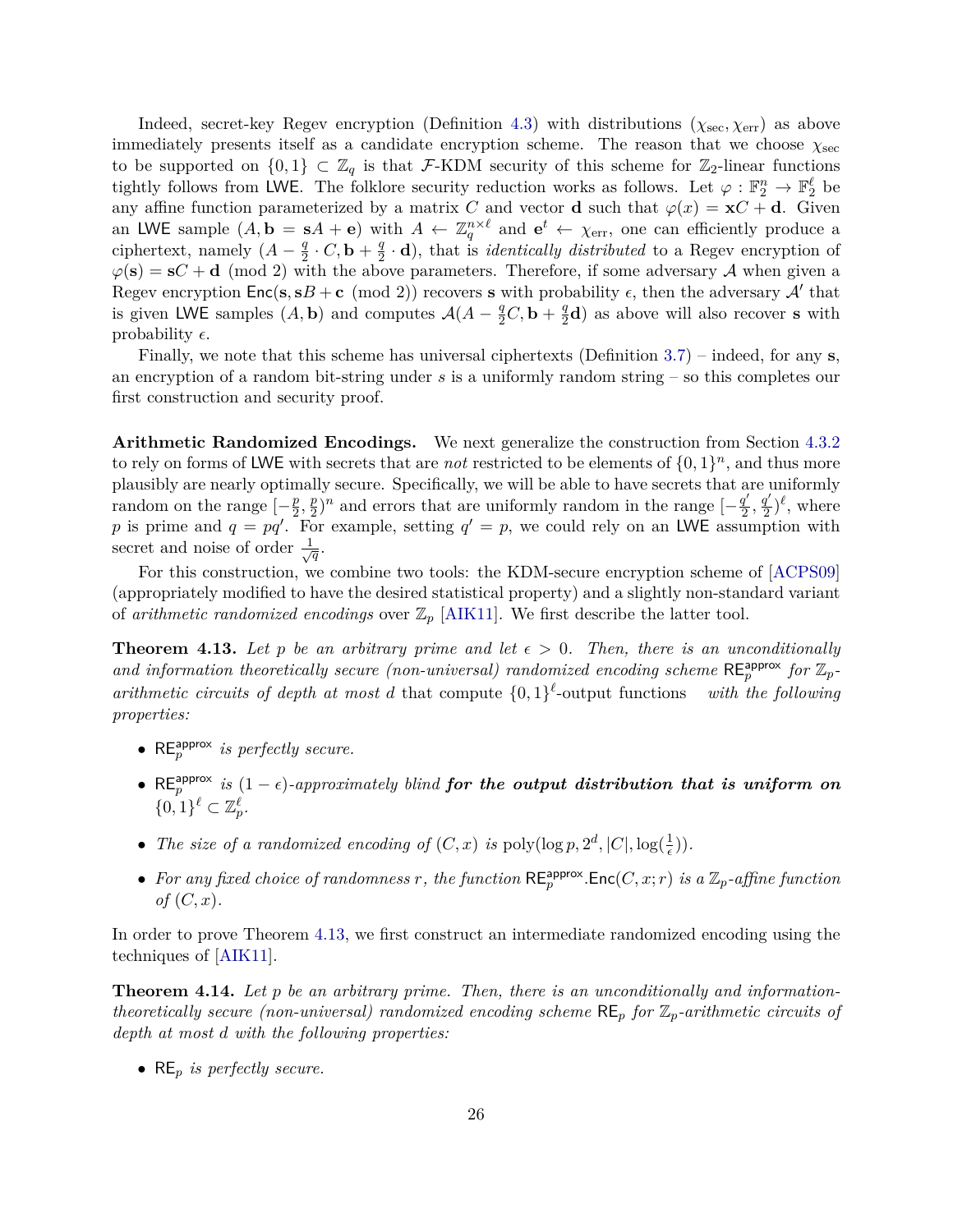Indeed, secret-key Regev encryption (Definition 4.3) with distributions $(\chi_{\text{sec}}, \chi_{\text{err}})$ as above immediately presents itself as a candidate encryption scheme. The reason that we choose $\chi_{\text{sec}}$ to be supported on $\{0,1\} \subset \mathbb{Z}_q$ is that $\mathcal{F}$-KDM security of this scheme for $\mathbb{Z}_2$-linear functions tightly follows from LWE. The folklore security reduction works as follows. Let $\varphi : \mathbb{F}_2^n \to \mathbb{F}_2^\ell$ be any affine function parameterized by a matrix $C$ and vector $\mathbf{d}$ such that $\varphi(x) = \mathbf{x}C + \mathbf{d}$. Given an LWE sample $(A, \mathbf{b} = \mathbf{s}A + \mathbf{e})$ with $A \leftarrow \mathbb{Z}_q^{n \times \ell}$ and $\mathbf{e}^t \leftarrow \chi_{\text{err}}$, one can efficiently produce a ciphertext, namely $(A - \frac{q}{2} \cdot C, \mathbf{b} + \frac{q}{2} \cdot \mathbf{d})$, that is *identically distributed* to a Regev encryption of $\varphi(\mathbf{s}) = \mathbf{s}C + \mathbf{d} \pmod 2$ with the above parameters. Therefore, if some adversary $\mathcal{A}$ when given a Regev encryption $\mathsf{Enc}(\mathbf{s}, \mathbf{s}B + \mathbf{c} \pmod 2)$ recovers $\mathbf{s}$ with probability $\epsilon$, then the adversary $\mathcal{A}'$ that is given LWE samples $(A, \mathbf{b})$ and computes $\mathcal{A}(A - \frac{q}{2}C, \mathbf{b} + \frac{q}{2}\mathbf{d})$ as above will also recover $\mathbf{s}$ with probability $\epsilon$.

Finally, we note that this scheme has universal ciphertexts (Definition 3.7) – indeed, for any $\mathbf{s}$, an encryption of a random bit-string under $s$ is a uniformly random string – so this completes our first construction and security proof.

**Arithmetic Randomized Encodings.** We next generalize the construction from Section 4.3.2 to rely on forms of LWE with secrets that are *not* restricted to be elements of $\{0,1\}^n$, and thus more plausibly are nearly optimally secure. Specifically, we will be able to have secrets that are uniformly random on the range $[-\frac{p}{2}, \frac{p}{2})^n$ and errors that are uniformly random in the range $[-\frac{q'}{2}, \frac{q'}{2})^\ell$, where $p$ is prime and $q = pq'$. For example, setting $q' = p$, we could rely on an LWE assumption with secret and noise of order $\frac{1}{\sqrt{q}}$.

For this construction, we combine two tools: the KDM-secure encryption scheme of [ACPS09] (appropriately modified to have the desired statistical property) and a slightly non-standard variant of *arithmetic randomized encodings* over $\mathbb{Z}_p$ [AIK11]. We first describe the latter tool.

**Theorem 4.13.** *Let $p$ be an arbitrary prime and let $\epsilon > 0$. Then, there is an unconditionally and information theoretically secure (non-universal) randomized encoding scheme $\mathsf{RE}_p^{\mathsf{approx}}$ for $\mathbb{Z}_p$-arithmetic circuits of depth at most $d$* that compute $\{0,1\}^\ell$-output functions *with the following properties:*

- $\mathsf{RE}_p^{\mathsf{approx}}$ *is perfectly secure.*
- $\mathsf{RE}_p^{\mathsf{approx}}$ *is $(1-\epsilon)$-approximately blind* ***for the output distribution that is uniform on*** $\{0,1\}^\ell \subset \mathbb{Z}_p^\ell$.
- *The size of a randomized encoding of $(C, x)$ is $\mathrm{poly}(\log p, 2^d, |C|, \log(\frac{1}{\epsilon}))$.*
- *For any fixed choice of randomness $r$, the function $\mathsf{RE}_p^{\mathsf{approx}}.\mathsf{Enc}(C, x; r)$ is a $\mathbb{Z}_p$-affine function of $(C, x)$.*

In order to prove Theorem 4.13, we first construct an intermediate randomized encoding using the techniques of [AIK11].

**Theorem 4.14.** *Let $p$ be an arbitrary prime. Then, there is an unconditionally and information-theoretically secure (non-universal) randomized encoding scheme $\mathsf{RE}_p$ for $\mathbb{Z}_p$-arithmetic circuits of depth at most $d$ with the following properties:*

- $\mathsf{RE}_p$ *is perfectly secure.*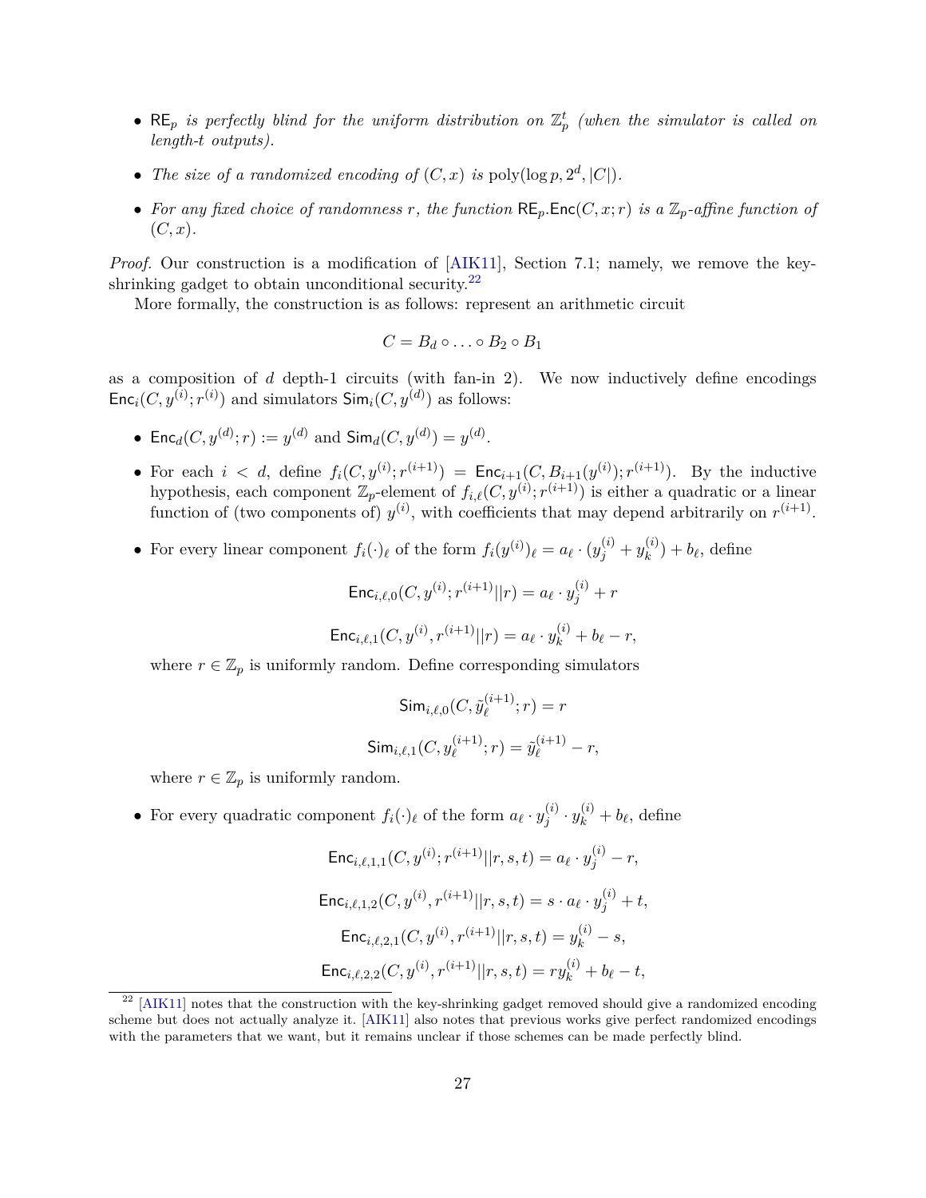- $\mathsf{RE}_p$ *is perfectly blind for the uniform distribution on* $\mathbb{Z}_p^t$ *(when the simulator is called on length-*$t$ *outputs).*
- *The size of a randomized encoding of* $(C, x)$ *is* $\mathrm{poly}(\log p, 2^d, |C|)$*.*
- *For any fixed choice of randomness* $r$*, the function* $\mathsf{RE}_p.\mathsf{Enc}(C, x; r)$ *is a* $\mathbb{Z}_p$*-affine function of* $(C, x)$*.*

*Proof.* Our construction is a modification of [AIK11], Section 7.1; namely, we remove the key-shrinking gadget to obtain unconditional security.[22]

More formally, the construction is as follows: represent an arithmetic circuit

$$C = B_d \circ \ldots \circ B_2 \circ B_1$$

as a composition of $d$ depth-1 circuits (with fan-in 2). We now inductively define encodings $\mathsf{Enc}_i(C, y^{(i)}; r^{(i)})$ and simulators $\mathsf{Sim}_i(C, y^{(d)})$ as follows:

- $\mathsf{Enc}_d(C, y^{(d)}; r) := y^{(d)}$ and $\mathsf{Sim}_d(C, y^{(d)}) = y^{(d)}$.
- For each $i < d$, define $f_i(C, y^{(i)}; r^{(i+1)}) = \mathsf{Enc}_{i+1}(C, B_{i+1}(y^{(i)}); r^{(i+1)})$. By the inductive hypothesis, each component $\mathbb{Z}_p$-element of $f_{i,\ell}(C, y^{(i)}; r^{(i+1)})$ is either a quadratic or a linear function of (two components of) $y^{(i)}$, with coefficients that may depend arbitrarily on $r^{(i+1)}$.
- For every linear component $f_i(\cdot)_\ell$ of the form $f_i(y^{(i)})_\ell = a_\ell \cdot (y_j^{(i)} + y_k^{(i)}) + b_\ell$, define

$$\mathsf{Enc}_{i,\ell,0}(C, y^{(i)}; r^{(i+1)}||r) = a_\ell \cdot y_j^{(i)} + r$$

$$\mathsf{Enc}_{i,\ell,1}(C, y^{(i)}, r^{(i+1)}||r) = a_\ell \cdot y_k^{(i)} + b_\ell - r,$$

  where $r \in \mathbb{Z}_p$ is uniformly random. Define corresponding simulators

$$\mathsf{Sim}_{i,\ell,0}(C, \tilde{y}_\ell^{(i+1)}; r) = r$$

$$\mathsf{Sim}_{i,\ell,1}(C, y_\ell^{(i+1)}; r) = \tilde{y}_\ell^{(i+1)} - r,$$

  where $r \in \mathbb{Z}_p$ is uniformly random.
- For every quadratic component $f_i(\cdot)_\ell$ of the form $a_\ell \cdot y_j^{(i)} \cdot y_k^{(i)} + b_\ell$, define

$$\mathsf{Enc}_{i,\ell,1,1}(C, y^{(i)}; r^{(i+1)}||r, s, t) = a_\ell \cdot y_j^{(i)} - r,$$

$$\mathsf{Enc}_{i,\ell,1,2}(C, y^{(i)}, r^{(i+1)}||r, s, t) = s \cdot a_\ell \cdot y_j^{(i)} + t,$$

$$\mathsf{Enc}_{i,\ell,2,1}(C, y^{(i)}, r^{(i+1)}||r, s, t) = y_k^{(i)} - s,$$

$$\mathsf{Enc}_{i,\ell,2,2}(C, y^{(i)}, r^{(i+1)}||r, s, t) = r y_k^{(i)} + b_\ell - t,$$

[22] [AIK11] notes that the construction with the key-shrinking gadget removed should give a randomized encoding scheme but does not actually analyze it. [AIK11] also notes that previous works give perfect randomized encodings with the parameters that we want, but it remains unclear if those schemes can be made perfectly blind.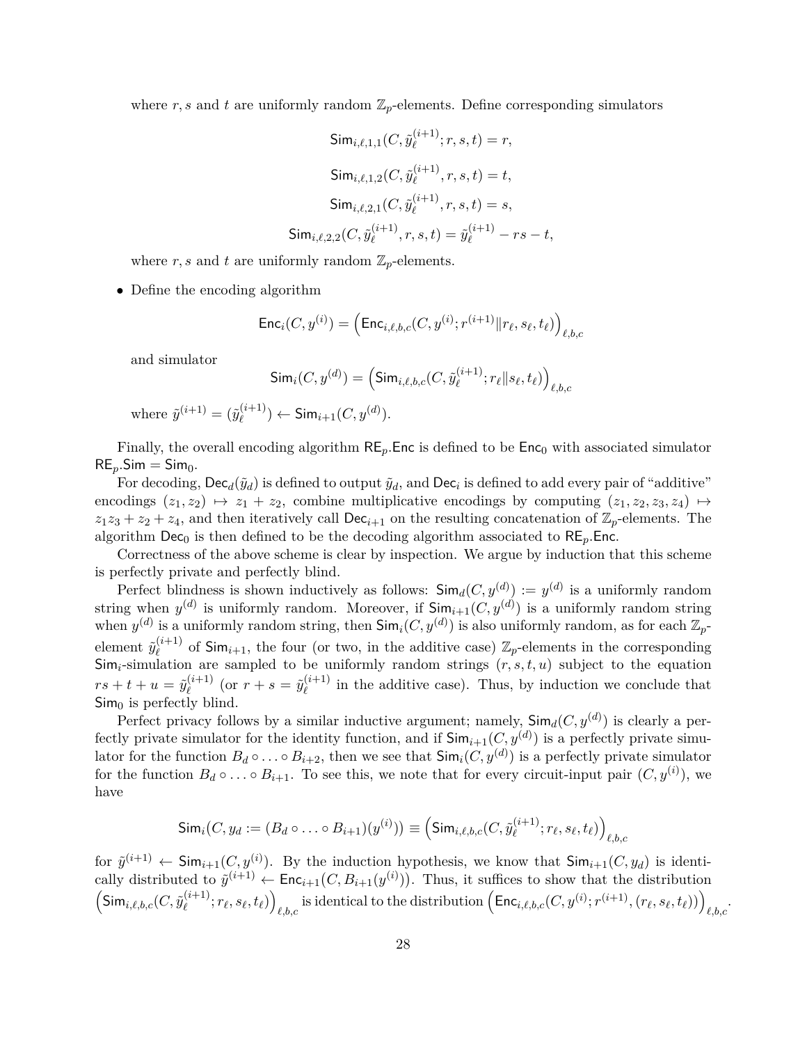where $r, s$ and $t$ are uniformly random $\mathbb{Z}_p$-elements. Define corresponding simulators

$$\mathsf{Sim}_{i,\ell,1,1}(C, \tilde{y}_\ell^{(i+1)}; r, s, t) = r,$$

$$\mathsf{Sim}_{i,\ell,1,2}(C, \tilde{y}_\ell^{(i+1)}, r, s, t) = t,$$

$$\mathsf{Sim}_{i,\ell,2,1}(C, \tilde{y}_\ell^{(i+1)}, r, s, t) = s,$$

$$\mathsf{Sim}_{i,\ell,2,2}(C, \tilde{y}_\ell^{(i+1)}, r, s, t) = \tilde{y}_\ell^{(i+1)} - rs - t,$$

where $r, s$ and $t$ are uniformly random $\mathbb{Z}_p$-elements.

- Define the encoding algorithm

$$\mathsf{Enc}_i(C, y^{(i)}) = \left(\mathsf{Enc}_{i,\ell,b,c}(C, y^{(i)}; r^{(i+1)} \| r_\ell, s_\ell, t_\ell)\right)_{\ell,b,c}$$

and simulator

$$\mathsf{Sim}_i(C, y^{(d)}) = \left(\mathsf{Sim}_{i,\ell,b,c}(C, \tilde{y}_\ell^{(i+1)}; r_\ell \| s_\ell, t_\ell)\right)_{\ell,b,c}$$

where $\tilde{y}^{(i+1)} = (\tilde{y}_\ell^{(i+1)}) \leftarrow \mathsf{Sim}_{i+1}(C, y^{(d)})$.

Finally, the overall encoding algorithm $\mathsf{RE}_p.\mathsf{Enc}$ is defined to be $\mathsf{Enc}_0$ with associated simulator $\mathsf{RE}_p.\mathsf{Sim} = \mathsf{Sim}_0$.

For decoding, $\mathsf{Dec}_d(\tilde{y}_d)$ is defined to output $\tilde{y}_d$, and $\mathsf{Dec}_i$ is defined to add every pair of "additive" encodings $(z_1, z_2) \mapsto z_1 + z_2$, combine multiplicative encodings by computing $(z_1, z_2, z_3, z_4) \mapsto z_1 z_3 + z_2 + z_4$, and then iteratively call $\mathsf{Dec}_{i+1}$ on the resulting concatenation of $\mathbb{Z}_p$-elements. The algorithm $\mathsf{Dec}_0$ is then defined to be the decoding algorithm associated to $\mathsf{RE}_p.\mathsf{Enc}$.

Correctness of the above scheme is clear by inspection. We argue by induction that this scheme is perfectly private and perfectly blind.

Perfect blindness is shown inductively as follows: $\mathsf{Sim}_d(C, y^{(d)}) := y^{(d)}$ is a uniformly random string when $y^{(d)}$ is uniformly random. Moreover, if $\mathsf{Sim}_{i+1}(C, y^{(d)})$ is a uniformly random string when $y^{(d)}$ is a uniformly random string, then $\mathsf{Sim}_i(C, y^{(d)})$ is also uniformly random, as for each $\mathbb{Z}_p$-element $\tilde{y}_\ell^{(i+1)}$ of $\mathsf{Sim}_{i+1}$, the four (or two, in the additive case) $\mathbb{Z}_p$-elements in the corresponding $\mathsf{Sim}_i$-simulation are sampled to be uniformly random strings $(r, s, t, u)$ subject to the equation $rs + t + u = \tilde{y}_\ell^{(i+1)}$ (or $r + s = \tilde{y}_\ell^{(i+1)}$ in the additive case). Thus, by induction we conclude that $\mathsf{Sim}_0$ is perfectly blind.

Perfect privacy follows by a similar inductive argument; namely, $\mathsf{Sim}_d(C, y^{(d)})$ is clearly a perfectly private simulator for the identity function, and if $\mathsf{Sim}_{i+1}(C, y^{(d)})$ is a perfectly private simulator for the function $B_d \circ \ldots \circ B_{i+2}$, then we see that $\mathsf{Sim}_i(C, y^{(d)})$ is a perfectly private simulator for the function $B_d \circ \ldots \circ B_{i+1}$. To see this, we note that for every circuit-input pair $(C, y^{(i)})$, we have

$$\mathsf{Sim}_i(C, y_d := (B_d \circ \ldots \circ B_{i+1})(y^{(i)})) \equiv \left(\mathsf{Sim}_{i,\ell,b,c}(C, \tilde{y}_\ell^{(i+1)}; r_\ell, s_\ell, t_\ell)\right)_{\ell,b,c}$$

for $\tilde{y}^{(i+1)} \leftarrow \mathsf{Sim}_{i+1}(C, y^{(i)})$. By the induction hypothesis, we know that $\mathsf{Sim}_{i+1}(C, y_d)$ is identically distributed to $\tilde{y}^{(i+1)} \leftarrow \mathsf{Enc}_{i+1}(C, B_{i+1}(y^{(i)}))$. Thus, it suffices to show that the distribution $\left(\mathsf{Sim}_{i,\ell,b,c}(C, \tilde{y}_\ell^{(i+1)}; r_\ell, s_\ell, t_\ell)\right)_{\ell,b,c}$ is identical to the distribution $\left(\mathsf{Enc}_{i,\ell,b,c}(C, y^{(i)}; r^{(i+1)}, (r_\ell, s_\ell, t_\ell))\right)_{\ell,b,c}$.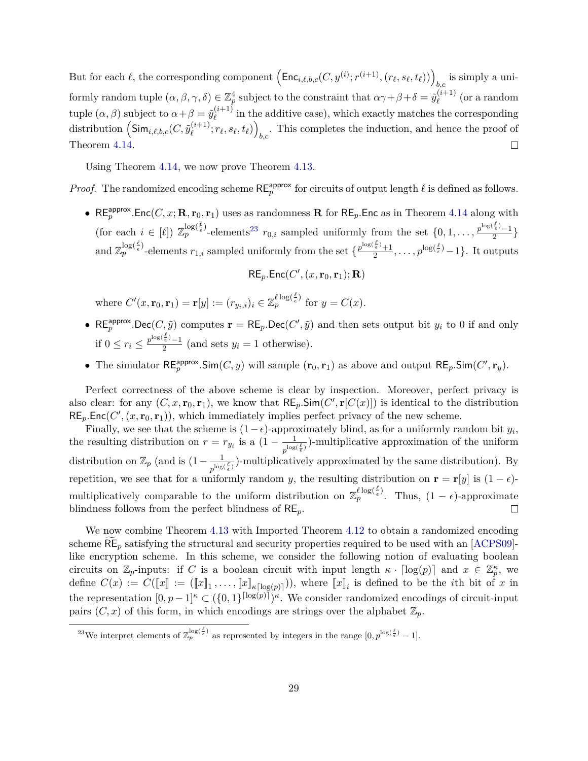But for each $\ell$, the corresponding component $\left(\mathsf{Enc}_{i,\ell,b,c}(C, y^{(i)}; r^{(i+1)}, (r_\ell, s_\ell, t_\ell))\right)_{b,c}$ is simply a uniformly random tuple $(\alpha, \beta, \gamma, \delta) \in \mathbb{Z}_p^4$ subject to the constraint that $\alpha\gamma + \beta + \delta = \tilde{y}_\ell^{(i+1)}$ (or a random tuple $(\alpha, \beta)$ subject to $\alpha + \beta = \tilde{y}_\ell^{(i+1)}$ in the additive case), which exactly matches the corresponding distribution $\left(\mathsf{Sim}_{i,\ell,b,c}(C, \tilde{y}_\ell^{(i+1)}; r_\ell, s_\ell, t_\ell)\right)_{b,c}$. This completes the induction, and hence the proof of Theorem 4.14. □

Using Theorem 4.14, we now prove Theorem 4.13.

*Proof.* The randomized encoding scheme $\mathsf{RE}_p^{\mathsf{approx}}$ for circuits of output length $\ell$ is defined as follows.

- $\mathsf{RE}_p^{\mathsf{approx}}.\mathsf{Enc}(C, x; \mathbf{R}, \mathbf{r}_0, \mathbf{r}_1)$ uses as randomness $\mathbf{R}$ for $\mathsf{RE}_p.\mathsf{Enc}$ as in Theorem 4.14 along with (for each $i \in [\ell]$) $\mathbb{Z}_p^{\log(\frac{\ell}{\epsilon})}$-elements[23] $r_{0,i}$ sampled uniformly from the set $\{0, 1, \ldots, \frac{p^{\log(\frac{\ell}{\epsilon})}-1}{2}\}$ and $\mathbb{Z}_p^{\log(\frac{\ell}{\epsilon})}$-elements $r_{1,i}$ sampled uniformly from the set $\{\frac{p^{\log(\frac{\ell}{\epsilon})}+1}{2}, \ldots, p^{\log(\frac{\ell}{\epsilon})}-1\}$. It outputs

$$\mathsf{RE}_p.\mathsf{Enc}(C', (x, \mathbf{r}_0, \mathbf{r}_1); \mathbf{R})$$

  where $C'(x, \mathbf{r}_0, \mathbf{r}_1) = \mathbf{r}[y] := (r_{y_i, i})_i \in \mathbb{Z}_p^{\ell \log(\frac{\ell}{\epsilon})}$ for $y = C(x)$.

- $\mathsf{RE}_p^{\mathsf{approx}}.\mathsf{Dec}(C, \tilde{y})$ computes $\mathbf{r} = \mathsf{RE}_p.\mathsf{Dec}(C', \tilde{y})$ and then sets output bit $y_i$ to 0 if and only if $0 \le r_i \le \frac{p^{\log(\frac{\ell}{\epsilon})}-1}{2}$ (and sets $y_i = 1$ otherwise).

- The simulator $\mathsf{RE}_p^{\mathsf{approx}}.\mathsf{Sim}(C, y)$ will sample $(\mathbf{r}_0, \mathbf{r}_1)$ as above and output $\mathsf{RE}_p.\mathsf{Sim}(C', \mathbf{r}_y)$.

Perfect correctness of the above scheme is clear by inspection. Moreover, perfect privacy is also clear: for any $(C, x, \mathbf{r}_0, \mathbf{r}_1)$, we know that $\mathsf{RE}_p.\mathsf{Sim}(C', \mathbf{r}[C(x)])$ is identical to the distribution $\mathsf{RE}_p.\mathsf{Enc}(C', (x, \mathbf{r}_0, \mathbf{r}_1))$, which immediately implies perfect privacy of the new scheme.

Finally, we see that the scheme is $(1-\epsilon)$-approximately blind, as for a uniformly random bit $y_i$, the resulting distribution on $r = r_{y_i}$ is a $(1 - \frac{1}{p^{\log(\frac{\ell}{\epsilon})}})$-multiplicative approximation of the uniform distribution on $\mathbb{Z}_p$ (and is $(1 - \frac{1}{p^{\log(\frac{\ell}{\epsilon})}})$-multiplicatively approximated by the same distribution). By repetition, we see that for a uniformly random $y$, the resulting distribution on $\mathbf{r} = \mathbf{r}[y]$ is $(1-\epsilon)$-multiplicatively comparable to the uniform distribution on $\mathbb{Z}_p^{\ell \log(\frac{\ell}{\epsilon})}$. Thus, $(1-\epsilon)$-approximate blindness follows from the perfect blindness of $\mathsf{RE}_p$. □

We now combine Theorem 4.13 with Imported Theorem 4.12 to obtain a randomized encoding scheme $\widetilde{\mathsf{RE}}_p$ satisfying the structural and security properties required to be used with an [ACPS09]-like encryption scheme. In this scheme, we consider the following notion of evaluating boolean circuits on $\mathbb{Z}_p$-inputs: if $C$ is a boolean circuit with input length $\kappa \cdot \lceil \log(p) \rceil$ and $x \in \mathbb{Z}_p^\kappa$, we define $C(x) := C(\llbracket x \rrbracket := (\llbracket x \rrbracket_1, \ldots, \llbracket x \rrbracket_{\kappa \lceil \log(p) \rceil}))$, where $\llbracket x \rrbracket_i$ is defined to be the $i$th bit of $x$ in the representation $[0, p-1]^\kappa \subset (\{0,1\}^{\lceil \log(p) \rceil})^\kappa$. We consider randomized encodings of circuit-input pairs $(C, x)$ of this form, in which encodings are strings over the alphabet $\mathbb{Z}_p$.

[23] We interpret elements of $\mathbb{Z}_p^{\log(\frac{\ell}{\epsilon})}$ as represented by integers in the range $[0, p^{\log(\frac{\ell}{\epsilon})} - 1]$.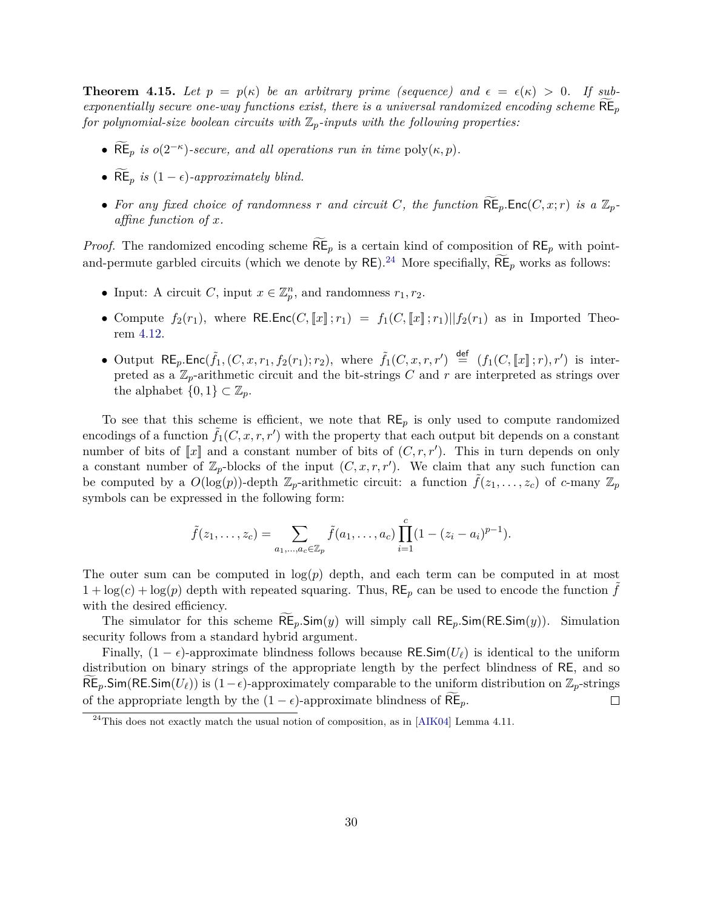**Theorem 4.15.** *Let $p = p(\kappa)$ be an arbitrary prime (sequence) and $\epsilon = \epsilon(\kappa) > 0$. If sub-exponentially secure one-way functions exist, there is a universal randomized encoding scheme $\widetilde{\mathsf{RE}}_p$ for polynomial-size boolean circuits with $\mathbb{Z}_p$-inputs with the following properties:*

- *$\widetilde{\mathsf{RE}}_p$ is $o(2^{-\kappa})$-secure, and all operations run in time $\mathrm{poly}(\kappa, p)$.*
- *$\widetilde{\mathsf{RE}}_p$ is $(1-\epsilon)$-approximately blind.*
- *For any fixed choice of randomness $r$ and circuit $C$, the function $\widetilde{\mathsf{RE}}_p.\mathsf{Enc}(C, x; r)$ is a $\mathbb{Z}_p$-affine function of $x$.*

*Proof.* The randomized encoding scheme $\widetilde{\mathsf{RE}}_p$ is a certain kind of composition of $\mathsf{RE}_p$ with point-and-permute garbled circuits (which we denote by $\mathsf{RE}$).[24] More specifically, $\widetilde{\mathsf{RE}}_p$ works as follows:

- Input: A circuit $C$, input $x \in \mathbb{Z}_p^n$, and randomness $r_1, r_2$.
- Compute $f_2(r_1)$, where $\mathsf{RE}.\mathsf{Enc}(C, [\![x]\!]; r_1) = f_1(C, [\![x]\!]; r_1) || f_2(r_1)$ as in Imported Theorem 4.12.
- Output $\mathsf{RE}_p.\mathsf{Enc}(\tilde{f}_1, (C, x, r_1, f_2(r_1); r_2)$, where $\tilde{f}_1(C, x, r, r') \stackrel{\mathsf{def}}{=} (f_1(C, [\![x]\!]; r), r')$ is interpreted as a $\mathbb{Z}_p$-arithmetic circuit and the bit-strings $C$ and $r$ are interpreted as strings over the alphabet $\{0, 1\} \subset \mathbb{Z}_p$.

To see that this scheme is efficient, we note that $\mathsf{RE}_p$ is only used to compute randomized encodings of a function $\tilde{f}_1(C, x, r, r')$ with the property that each output bit depends on a constant number of bits of $[\![x]\!]$ and a constant number of bits of $(C, r, r')$. This in turn depends on only a constant number of $\mathbb{Z}_p$-blocks of the input $(C, x, r, r')$. We claim that any such function can be computed by a $O(\log(p))$-depth $\mathbb{Z}_p$-arithmetic circuit: a function $\tilde{f}(z_1, \ldots, z_c)$ of $c$-many $\mathbb{Z}_p$ symbols can be expressed in the following form:

$$\tilde{f}(z_1, \ldots, z_c) = \sum_{a_1, \ldots, a_c \in \mathbb{Z}_p} \tilde{f}(a_1, \ldots, a_c) \prod_{i=1}^{c} (1 - (z_i - a_i)^{p-1}).$$

The outer sum can be computed in $\log(p)$ depth, and each term can be computed in at most $1 + \log(c) + \log(p)$ depth with repeated squaring. Thus, $\mathsf{RE}_p$ can be used to encode the function $\tilde{f}$ with the desired efficiency.

The simulator for this scheme $\widetilde{\mathsf{RE}}_p.\mathsf{Sim}(y)$ will simply call $\mathsf{RE}_p.\mathsf{Sim}(\mathsf{RE}.\mathsf{Sim}(y))$. Simulation security follows from a standard hybrid argument.

Finally, $(1-\epsilon)$-approximate blindness follows because $\mathsf{RE}.\mathsf{Sim}(U_\ell)$ is identical to the uniform distribution on binary strings of the appropriate length by the perfect blindness of $\mathsf{RE}$, and so $\widetilde{\mathsf{RE}}_p.\mathsf{Sim}(\mathsf{RE}.\mathsf{Sim}(U_\ell))$ is $(1-\epsilon)$-approximately comparable to the uniform distribution on $\mathbb{Z}_p$-strings of the appropriate length by the $(1-\epsilon)$-approximate blindness of $\widetilde{\mathsf{RE}}_p$. $\square$

[24] This does not exactly match the usual notion of composition, as in [AIK04] Lemma 4.11.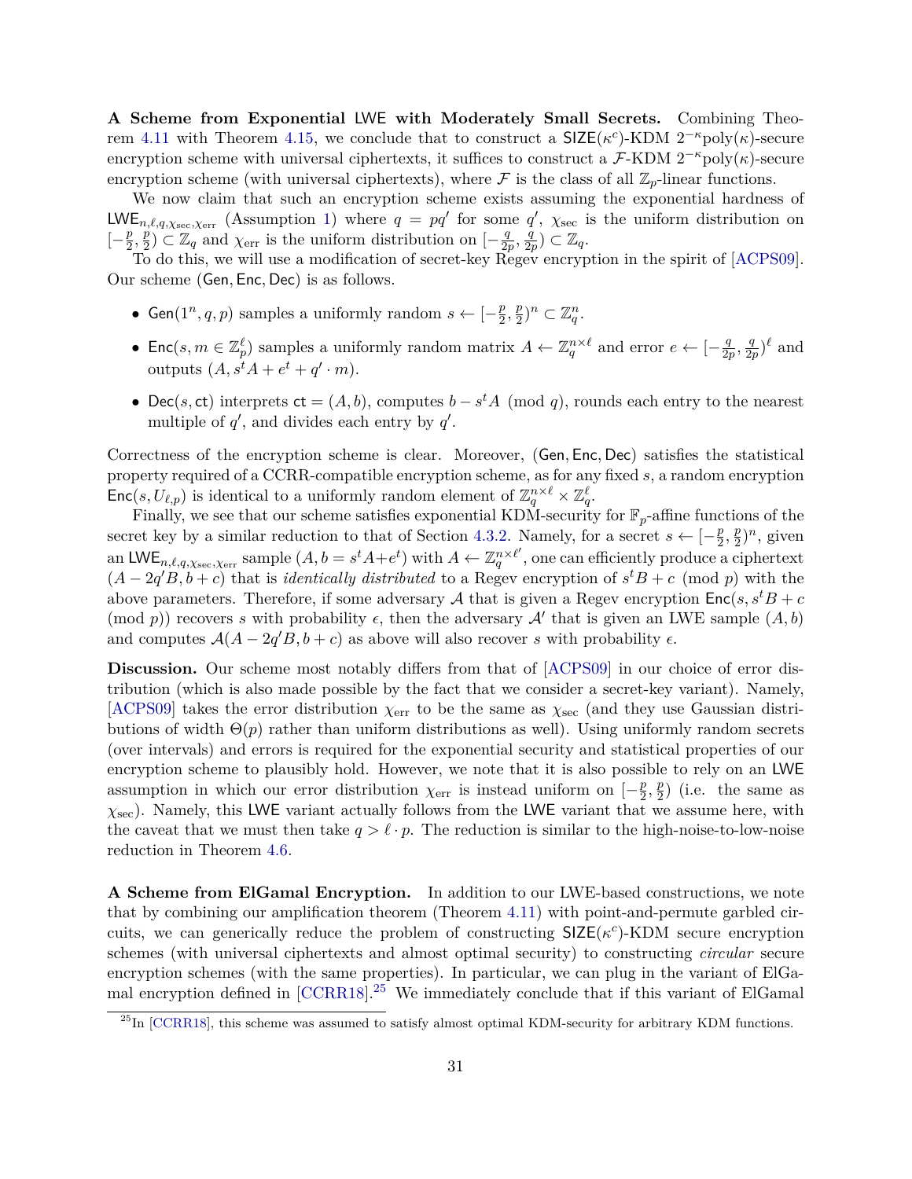**A Scheme from Exponential LWE with Moderately Small Secrets.** Combining Theorem 4.11 with Theorem 4.15, we conclude that to construct a $\mathsf{SIZE}(\kappa^c)$-KDM $2^{-\kappa}\text{poly}(\kappa)$-secure encryption scheme with universal ciphertexts, it suffices to construct a $\mathcal{F}$-KDM $2^{-\kappa}\text{poly}(\kappa)$-secure encryption scheme (with universal ciphertexts), where $\mathcal{F}$ is the class of all $\mathbb{Z}_p$-linear functions.

We now claim that such an encryption scheme exists assuming the exponential hardness of $\mathsf{LWE}_{n,\ell,q,\chi_{\text{sec}},\chi_{\text{err}}}$ (Assumption 1) where $q = pq'$ for some $q'$, $\chi_{\text{sec}}$ is the uniform distribution on $[-\frac{p}{2}, \frac{p}{2}) \subset \mathbb{Z}_q$ and $\chi_{\text{err}}$ is the uniform distribution on $[-\frac{q}{2p}, \frac{q}{2p}) \subset \mathbb{Z}_q$.

To do this, we will use a modification of secret-key Regev encryption in the spirit of [ACPS09]. Our scheme $(\mathsf{Gen}, \mathsf{Enc}, \mathsf{Dec})$ is as follows.

- $\mathsf{Gen}(1^n, q, p)$ samples a uniformly random $s \leftarrow [-\frac{p}{2}, \frac{p}{2})^n \subset \mathbb{Z}_q^n$.
- $\mathsf{Enc}(s, m \in \mathbb{Z}_p^\ell)$ samples a uniformly random matrix $A \leftarrow \mathbb{Z}_q^{n\times\ell}$ and error $e \leftarrow [-\frac{q}{2p}, \frac{q}{2p})^\ell$ and outputs $(A, s^t A + e^t + q' \cdot m)$.
- $\mathsf{Dec}(s, \mathsf{ct})$ interprets $\mathsf{ct} = (A, b)$, computes $b - s^t A \pmod q$, rounds each entry to the nearest multiple of $q'$, and divides each entry by $q'$.

Correctness of the encryption scheme is clear. Moreover, $(\mathsf{Gen}, \mathsf{Enc}, \mathsf{Dec})$ satisfies the statistical property required of a CCRR-compatible encryption scheme, as for any fixed $s$, a random encryption $\mathsf{Enc}(s, U_{\ell,p})$ is identical to a uniformly random element of $\mathbb{Z}_q^{n\times\ell} \times \mathbb{Z}_q^\ell$.

Finally, we see that our scheme satisfies exponential KDM-security for $\mathbb{F}_p$-affine functions of the secret key by a similar reduction to that of Section 4.3.2. Namely, for a secret $s \leftarrow [-\frac{p}{2}, \frac{p}{2})^n$, given an $\mathsf{LWE}_{n,\ell,q,\chi_{\text{sec}},\chi_{\text{err}}}$ sample $(A, b = s^t A + e^t)$ with $A \leftarrow \mathbb{Z}_q^{n\times\ell'}$, one can efficiently produce a ciphertext $(A - 2q'B, b + c)$ that is *identically distributed* to a Regev encryption of $s^t B + c \pmod p$ with the above parameters. Therefore, if some adversary $\mathcal{A}$ that is given a Regev encryption $\mathsf{Enc}(s, s^t B + c \pmod p))$ recovers $s$ with probability $\epsilon$, then the adversary $\mathcal{A}'$ that is given an LWE sample $(A, b)$ and computes $\mathcal{A}(A - 2q'B, b + c)$ as above will also recover $s$ with probability $\epsilon$.

**Discussion.** Our scheme most notably differs from that of [ACPS09] in our choice of error distribution (which is also made possible by the fact that we consider a secret-key variant). Namely, [ACPS09] takes the error distribution $\chi_{\text{err}}$ to be the same as $\chi_{\text{sec}}$ (and they use Gaussian distributions of width $\Theta(p)$ rather than uniform distributions as well). Using uniformly random secrets (over intervals) and errors is required for the exponential security and statistical properties of our encryption scheme to plausibly hold. However, we note that it is also possible to rely on an $\mathsf{LWE}$ assumption in which our error distribution $\chi_{\text{err}}$ is instead uniform on $[-\frac{p}{2}, \frac{p}{2})$ (i.e. the same as $\chi_{\text{sec}}$). Namely, this $\mathsf{LWE}$ variant actually follows from the $\mathsf{LWE}$ variant that we assume here, with the caveat that we must then take $q > \ell \cdot p$. The reduction is similar to the high-noise-to-low-noise reduction in Theorem 4.6.

**A Scheme from ElGamal Encryption.** In addition to our LWE-based constructions, we note that by combining our amplification theorem (Theorem 4.11) with point-and-permute garbled circuits, we can generically reduce the problem of constructing $\mathsf{SIZE}(\kappa^c)$-KDM secure encryption schemes (with universal ciphertexts and almost optimal security) to constructing *circular* secure encryption schemes (with the same properties). In particular, we can plug in the variant of ElGamal encryption defined in [CCRR18].[25] We immediately conclude that if this variant of ElGamal

[25] In [CCRR18], this scheme was assumed to satisfy almost optimal KDM-security for arbitrary KDM functions.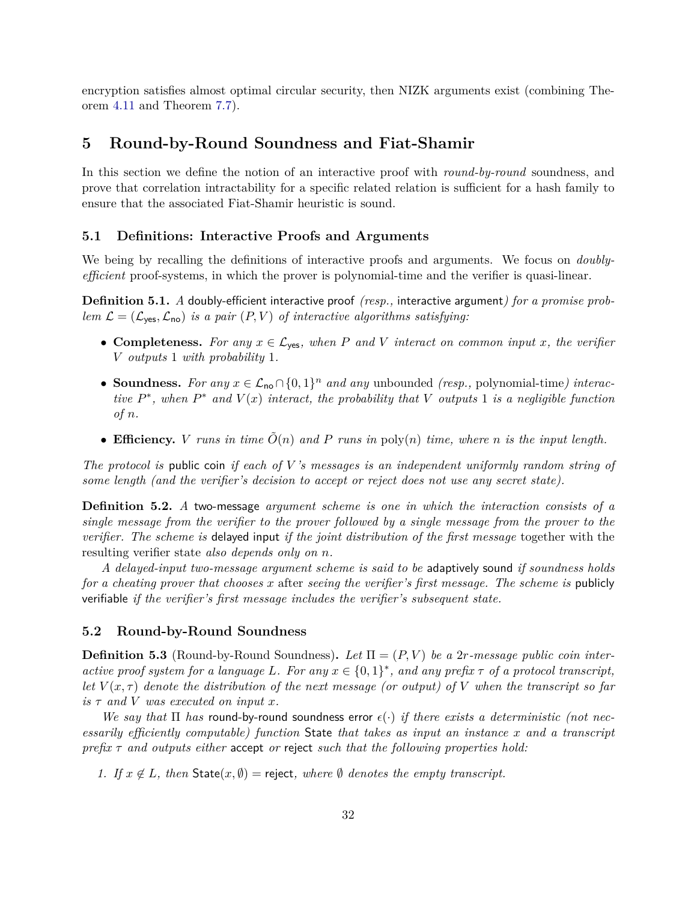encryption satisfies almost optimal circular security, then NIZK arguments exist (combining Theorem 4.11 and Theorem 7.7).

## 5 Round-by-Round Soundness and Fiat-Shamir

In this section we define the notion of an interactive proof with *round-by-round* soundness, and prove that correlation intractability for a specific related relation is sufficient for a hash family to ensure that the associated Fiat-Shamir heuristic is sound.

### 5.1 Definitions: Interactive Proofs and Arguments

We being by recalling the definitions of interactive proofs and arguments. We focus on *doubly-efficient* proof-systems, in which the prover is polynomial-time and the verifier is quasi-linear.

**Definition 5.1.** *A* doubly-efficient interactive proof *(resp.,* interactive argument*) for a promise problem $\mathcal{L} = (\mathcal{L}_{\mathsf{yes}}, \mathcal{L}_{\mathsf{no}})$ is a pair $(P, V)$ of interactive algorithms satisfying:*

- **Completeness.** *For any $x \in \mathcal{L}_{\mathsf{yes}}$, when $P$ and $V$ interact on common input $x$, the verifier $V$ outputs 1 with probability 1.*
- **Soundness.** *For any $x \in \mathcal{L}_{\mathsf{no}} \cap \{0,1\}^n$ and any* unbounded *(resp.,* polynomial-time*) interactive $P^*$, when $P^*$ and $V(x)$ interact, the probability that $V$ outputs 1 is a negligible function of $n$.*
- **Efficiency.** *$V$ runs in time $\tilde{O}(n)$ and $P$ runs in* poly$(n)$ *time, where $n$ is the input length.*

*The protocol is* public coin *if each of $V$'s messages is an independent uniformly random string of some length (and the verifier's decision to accept or reject does not use any secret state).*

**Definition 5.2.** *A* two-message *argument scheme is one in which the interaction consists of a single message from the verifier to the prover followed by a single message from the prover to the verifier. The scheme is* delayed input *if the joint distribution of the first message* together with the resulting verifier state *also depends only on $n$.*

*A delayed-input two-message argument scheme is said to be* adaptively sound *if soundness holds for a cheating prover that chooses $x$* after *seeing the verifier's first message. The scheme is* publicly verifiable *if the verifier's first message includes the verifier's subsequent state.*

### 5.2 Round-by-Round Soundness

**Definition 5.3** (Round-by-Round Soundness)**.** *Let $\Pi = (P, V)$ be a $2r$-message public coin interactive proof system for a language $L$. For any $x \in \{0,1\}^*$, and any prefix $\tau$ of a protocol transcript, let $V(x, \tau)$ denote the distribution of the next message (or output) of $V$ when the transcript so far is $\tau$ and $V$ was executed on input $x$.*

*We say that $\Pi$ has* round-by-round soundness error *$\epsilon(\cdot)$ if there exists a deterministic (not necessarily efficiently computable) function* State *that takes as input an instance $x$ and a transcript prefix $\tau$ and outputs either* accept *or* reject *such that the following properties hold:*

1. *If $x \notin L$, then $\mathsf{State}(x, \emptyset) = \mathsf{reject}$, where $\emptyset$ denotes the empty transcript.*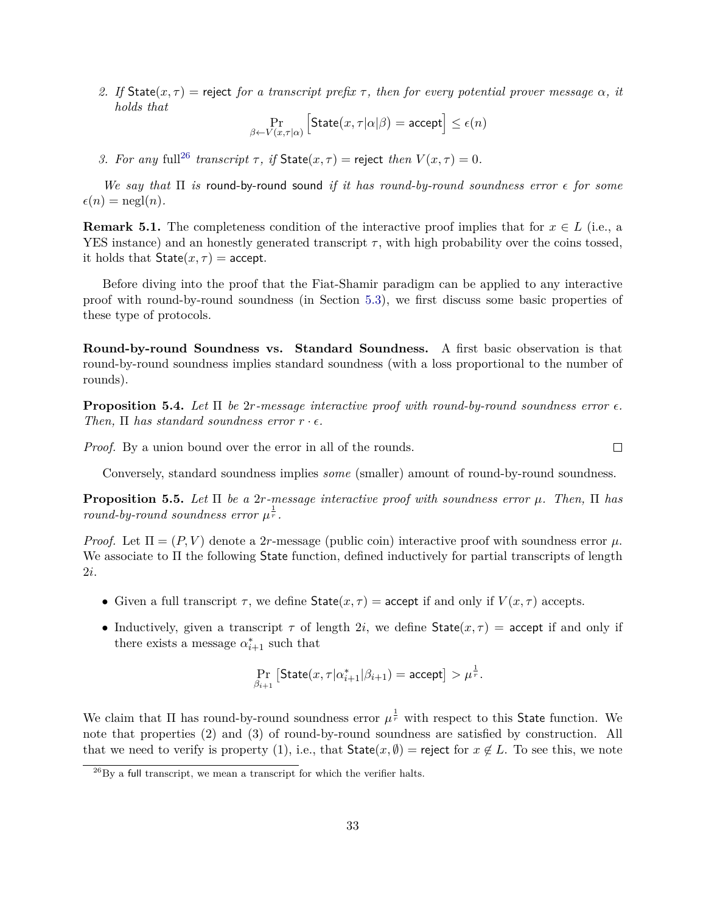2. *If* $\mathsf{State}(x, \tau) = \mathsf{reject}$ *for a transcript prefix* $\tau$*, then for every potential prover message* $\alpha$*, it holds that*

$$\Pr_{\beta \leftarrow V(x,\tau|\alpha)} \Big[\mathsf{State}(x, \tau|\alpha|\beta) = \mathsf{accept}\Big] \leq \epsilon(n)$$

3. *For any* full[26] *transcript* $\tau$*, if* $\mathsf{State}(x, \tau) = \mathsf{reject}$ *then* $V(x, \tau) = 0$*.*

*We say that* $\Pi$ *is* round-by-round sound *if it has round-by-round soundness error* $\epsilon$ *for some* $\epsilon(n) = \mathrm{negl}(n)$*.*

**Remark 5.1.** The completeness condition of the interactive proof implies that for $x \in L$ (i.e., a YES instance) and an honestly generated transcript $\tau$, with high probability over the coins tossed, it holds that $\mathsf{State}(x, \tau) = \mathsf{accept}$.

Before diving into the proof that the Fiat-Shamir paradigm can be applied to any interactive proof with round-by-round soundness (in Section 5.3), we first discuss some basic properties of these type of protocols.

**Round-by-round Soundness vs. Standard Soundness.** A first basic observation is that round-by-round soundness implies standard soundness (with a loss proportional to the number of rounds).

**Proposition 5.4.** *Let* $\Pi$ *be* $2r$*-message interactive proof with round-by-round soundness error* $\epsilon$*. Then,* $\Pi$ *has standard soundness error* $r \cdot \epsilon$*.*

*Proof.* By a union bound over the error in all of the rounds. □

Conversely, standard soundness implies *some* (smaller) amount of round-by-round soundness.

**Proposition 5.5.** *Let* $\Pi$ *be a* $2r$*-message interactive proof with soundness error* $\mu$*. Then,* $\Pi$ *has round-by-round soundness error* $\mu^{\frac{1}{r}}$*.*

*Proof.* Let $\Pi = (P, V)$ denote a $2r$-message (public coin) interactive proof with soundness error $\mu$. We associate to $\Pi$ the following $\mathsf{State}$ function, defined inductively for partial transcripts of length $2i$.

- Given a full transcript $\tau$, we define $\mathsf{State}(x, \tau) = \mathsf{accept}$ if and only if $V(x, \tau)$ accepts.
- Inductively, given a transcript $\tau$ of length $2i$, we define $\mathsf{State}(x, \tau) = \mathsf{accept}$ if and only if there exists a message $\alpha^*_{i+1}$ such that

$$\Pr_{\beta_{i+1}} \left[\mathsf{State}(x, \tau|\alpha^*_{i+1}|\beta_{i+1}) = \mathsf{accept}\right] > \mu^{\frac{1}{r}}.$$

We claim that $\Pi$ has round-by-round soundness error $\mu^{\frac{1}{r}}$ with respect to this $\mathsf{State}$ function. We note that properties (2) and (3) of round-by-round soundness are satisfied by construction. All that we need to verify is property (1), i.e., that $\mathsf{State}(x, \emptyset) = \mathsf{reject}$ for $x \notin L$. To see this, we note

[26] By a full transcript, we mean a transcript for which the verifier halts.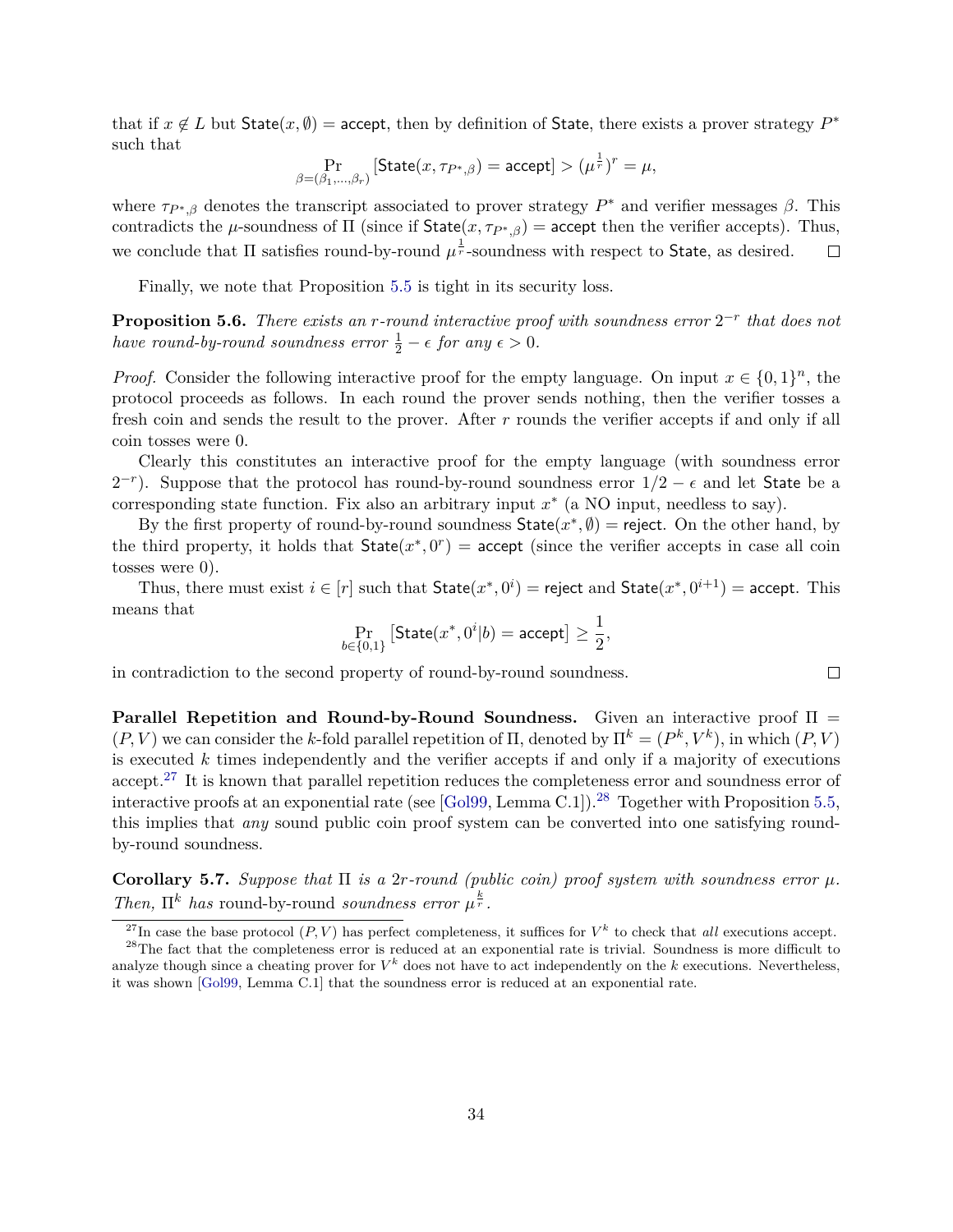that if $x \notin L$ but $\mathsf{State}(x, \emptyset) = \mathsf{accept}$, then by definition of $\mathsf{State}$, there exists a prover strategy $P^*$ such that

$$\Pr_{\beta=(\beta_1,\dots,\beta_r)} [\mathsf{State}(x, \tau_{P^*,\beta}) = \mathsf{accept}] > (\mu^{\frac{1}{r}})^r = \mu,$$

where $\tau_{P^*,\beta}$ denotes the transcript associated to prover strategy $P^*$ and verifier messages $\beta$. This contradicts the $\mu$-soundness of $\Pi$ (since if $\mathsf{State}(x, \tau_{P^*,\beta}) = \mathsf{accept}$ then the verifier accepts). Thus, we conclude that $\Pi$ satisfies round-by-round $\mu^{\frac{1}{r}}$-soundness with respect to $\mathsf{State}$, as desired. □

Finally, we note that Proposition 5.5 is tight in its security loss.

**Proposition 5.6.** *There exists an $r$-round interactive proof with soundness error $2^{-r}$ that does not have round-by-round soundness error $\frac{1}{2} - \epsilon$ for any $\epsilon > 0$.*

*Proof.* Consider the following interactive proof for the empty language. On input $x \in \{0,1\}^n$, the protocol proceeds as follows. In each round the prover sends nothing, then the verifier tosses a fresh coin and sends the result to the prover. After $r$ rounds the verifier accepts if and only if all coin tosses were 0.

Clearly this constitutes an interactive proof for the empty language (with soundness error $2^{-r}$). Suppose that the protocol has round-by-round soundness error $1/2 - \epsilon$ and let $\mathsf{State}$ be a corresponding state function. Fix also an arbitrary input $x^*$ (a NO input, needless to say).

By the first property of round-by-round soundness $\mathsf{State}(x^*, \emptyset) = \mathsf{reject}$. On the other hand, by the third property, it holds that $\mathsf{State}(x^*, 0^r) = \mathsf{accept}$ (since the verifier accepts in case all coin tosses were 0).

Thus, there must exist $i \in [r]$ such that $\mathsf{State}(x^*, 0^i) = \mathsf{reject}$ and $\mathsf{State}(x^*, 0^{i+1}) = \mathsf{accept}$. This means that

$$\Pr_{b \in \{0,1\}} \left[\mathsf{State}(x^*, 0^i | b) = \mathsf{accept}\right] \geq \frac{1}{2},$$

in contradiction to the second property of round-by-round soundness. □

**Parallel Repetition and Round-by-Round Soundness.** Given an interactive proof $\Pi = (P, V)$ we can consider the $k$-fold parallel repetition of $\Pi$, denoted by $\Pi^k = (P^k, V^k)$, in which $(P, V)$ is executed $k$ times independently and the verifier accepts if and only if a majority of executions accept.[27] It is known that parallel repetition reduces the completeness error and soundness error of interactive proofs at an exponential rate (see [Gol99, Lemma C.1]).[28] Together with Proposition 5.5, this implies that *any* sound public coin proof system can be converted into one satisfying round-by-round soundness.

**Corollary 5.7.** *Suppose that $\Pi$ is a $2r$-round (public coin) proof system with soundness error $\mu$. Then, $\Pi^k$ has* round-by-round *soundness error $\mu^{\frac{k}{r}}$.*

[27] In case the base protocol $(P, V)$ has perfect completeness, it suffices for $V^k$ to check that *all* executions accept.

[28] The fact that the completeness error is reduced at an exponential rate is trivial. Soundness is more difficult to analyze though since a cheating prover for $V^k$ does not have to act independently on the $k$ executions. Nevertheless, it was shown [Gol99, Lemma C.1] that the soundness error is reduced at an exponential rate.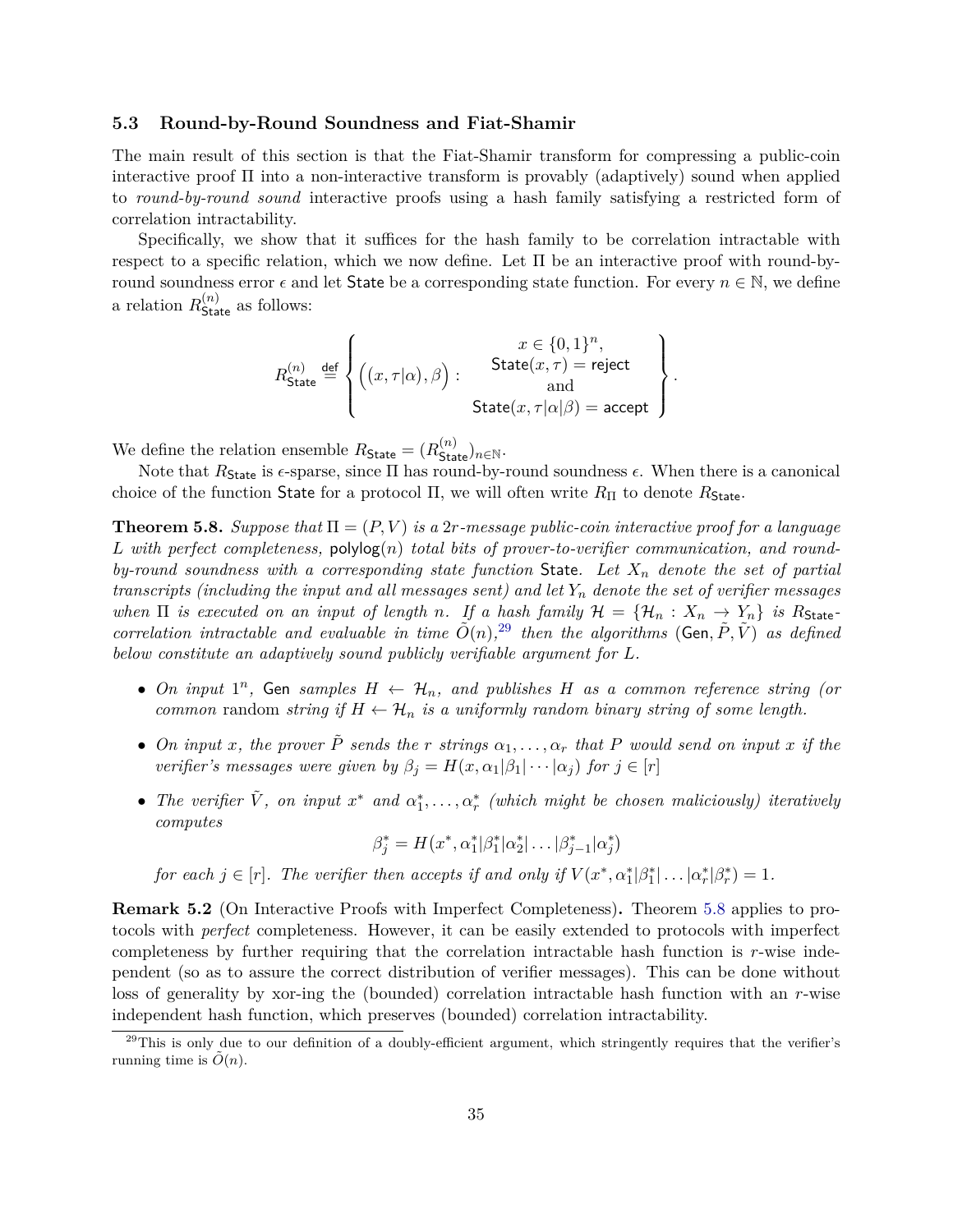### 5.3 Round-by-Round Soundness and Fiat-Shamir

The main result of this section is that the Fiat-Shamir transform for compressing a public-coin interactive proof $\Pi$ into a non-interactive transform is provably (adaptively) sound when applied to *round-by-round sound* interactive proofs using a hash family satisfying a restricted form of correlation intractability.

Specifically, we show that it suffices for the hash family to be correlation intractable with respect to a specific relation, which we now define. Let $\Pi$ be an interactive proof with round-by-round soundness error $\epsilon$ and let $\mathsf{State}$ be a corresponding state function. For every $n \in \mathbb{N}$, we define a relation $R_{\mathsf{State}}^{(n)}$ as follows:

$$R_{\mathsf{State}}^{(n)} \stackrel{\mathsf{def}}{=} \left\{ \Big( (x, \tau|\alpha), \beta \Big) : \begin{array}{c} x \in \{0,1\}^n, \\ \mathsf{State}(x, \tau) = \mathsf{reject} \\ \text{and} \\ \mathsf{State}(x, \tau|\alpha|\beta) = \mathsf{accept} \end{array} \right\}.$$

We define the relation ensemble $R_{\mathsf{State}} = (R_{\mathsf{State}}^{(n)})_{n \in \mathbb{N}}$.

Note that $R_{\mathsf{State}}$ is $\epsilon$-sparse, since $\Pi$ has round-by-round soundness $\epsilon$. When there is a canonical choice of the function $\mathsf{State}$ for a protocol $\Pi$, we will often write $R_\Pi$ to denote $R_{\mathsf{State}}$.

**Theorem 5.8.** *Suppose that $\Pi = (P, V)$ is a $2r$-message public-coin interactive proof for a language $L$ with perfect completeness, $\mathsf{polylog}(n)$ total bits of prover-to-verifier communication, and round-by-round soundness with a corresponding state function $\mathsf{State}$. Let $X_n$ denote the set of partial transcripts (including the input and all messages sent) and let $Y_n$ denote the set of verifier messages when $\Pi$ is executed on an input of length $n$. If a hash family $\mathcal{H} = \{\mathcal{H}_n : X_n \to Y_n\}$ is $R_{\mathsf{State}}$-correlation intractable and evaluable in time $\tilde{O}(n)$,[29] then the algorithms $(\mathsf{Gen}, \tilde{P}, \tilde{V})$ as defined below constitute an adaptively sound publicly verifiable argument for $L$.*

- *On input $1^n$, $\mathsf{Gen}$ samples $H \leftarrow \mathcal{H}_n$, and publishes $H$ as a common reference string (or common* random *string if $H \leftarrow \mathcal{H}_n$ is a uniformly random binary string of some length.*
- *On input $x$, the prover $\tilde{P}$ sends the $r$ strings $\alpha_1, \ldots, \alpha_r$ that $P$ would send on input $x$ if the verifier's messages were given by $\beta_j = H(x, \alpha_1|\beta_1|\cdots|\alpha_j)$ for $j \in [r]$*
- *The verifier $\tilde{V}$, on input $x^*$ and $\alpha_1^*, \ldots, \alpha_r^*$ (which might be chosen maliciously) iteratively computes*

$$\beta_j^* = H(x^*, \alpha_1^*|\beta_1^*|\alpha_2^*| \ldots |\beta_{j-1}^*|\alpha_j^*)$$

  *for each $j \in [r]$. The verifier then accepts if and only if $V(x^*, \alpha_1^*|\beta_1^*| \ldots |\alpha_r^*|\beta_r^*) = 1$.*

**Remark 5.2** (On Interactive Proofs with Imperfect Completeness)**.** Theorem 5.8 applies to protocols with *perfect* completeness. However, it can be easily extended to protocols with imperfect completeness by further requiring that the correlation intractable hash function is $r$-wise independent (so as to assure the correct distribution of verifier messages). This can be done without loss of generality by xor-ing the (bounded) correlation intractable hash function with an $r$-wise independent hash function, which preserves (bounded) correlation intractability.

[29] This is only due to our definition of a doubly-efficient argument, which stringently requires that the verifier's running time is $\tilde{O}(n)$.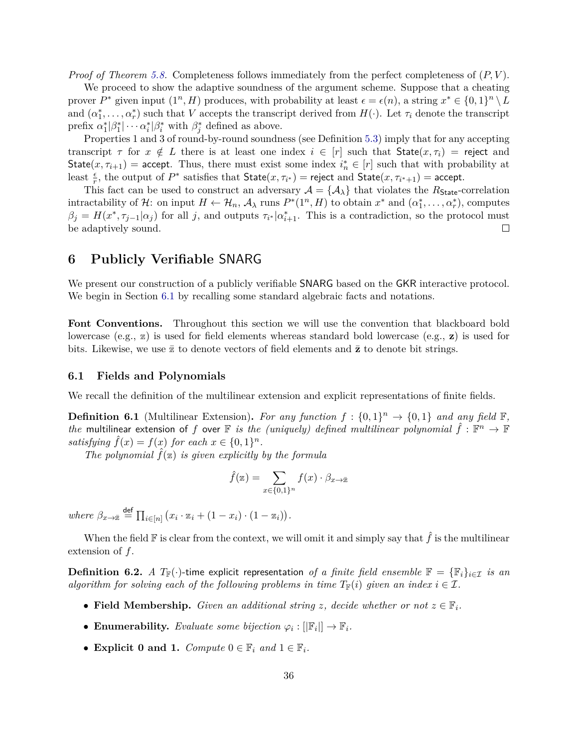*Proof of Theorem 5.8.* Completeness follows immediately from the perfect completeness of $(P, V)$.

We proceed to show the adaptive soundness of the argument scheme. Suppose that a cheating prover $P^*$ given input $(1^n, H)$ produces, with probability at least $\epsilon = \epsilon(n)$, a string $x^* \in \{0,1\}^n \setminus L$ and $(\alpha_1^*, \ldots, \alpha_r^*)$ such that $V$ accepts the transcript derived from $H(\cdot)$. Let $\tau_i$ denote the transcript prefix $\alpha_1^* | \beta_1^* | \cdots \alpha_i^* | \beta_i^*$ with $\beta_j^*$ defined as above.

Properties 1 and 3 of round-by-round soundness (see Definition 5.3) imply that for any accepting transcript $\tau$ for $x \notin L$ there is at least one index $i \in [r]$ such that $\mathsf{State}(x, \tau_i) = \mathsf{reject}$ and $\mathsf{State}(x, \tau_{i+1}) = \mathsf{accept}$. Thus, there must exist some index $i_n^* \in [r]$ such that with probability at least $\frac{\epsilon}{r}$, the output of $P^*$ satisfies that $\mathsf{State}(x, \tau_{i^*}) = \mathsf{reject}$ and $\mathsf{State}(x, \tau_{i^*+1}) = \mathsf{accept}$.

This fact can be used to construct an adversary $\mathcal{A} = \{\mathcal{A}_\lambda\}$ that violates the $R_{\mathsf{State}}$-correlation intractability of $\mathcal{H}$: on input $H \leftarrow \mathcal{H}_n$, $\mathcal{A}_\lambda$ runs $P^*(1^n, H)$ to obtain $x^*$ and $(\alpha_1^*, \ldots, \alpha_r^*)$, computes $\beta_j = H(x^*, \tau_{j-1} | \alpha_j)$ for all $j$, and outputs $\tau_{i^*} | \alpha_{i+1}^*$. This is a contradiction, so the protocol must be adaptively sound. ◻

# 6 Publicly Verifiable SNARG

We present our construction of a publicly verifiable SNARG based on the GKR interactive protocol. We begin in Section 6.1 by recalling some standard algebraic facts and notations.

**Font Conventions.** Throughout this section we will use the convention that blackboard bold lowercase (e.g., $\mathbb{z}$) is used for field elements whereas standard bold lowercase (e.g., $\mathbf{z}$) is used for bits. Likewise, we use $\bar{\mathbb{z}}$ to denote vectors of field elements and $\bar{\mathbf{z}}$ to denote bit strings.

## 6.1 Fields and Polynomials

We recall the definition of the multilinear extension and explicit representations of finite fields.

**Definition 6.1** (Multilinear Extension)**.** *For any function $f : \{0,1\}^n \to \{0,1\}$ and any field $\mathbb{F}$, the* multilinear extension of $f$ over $\mathbb{F}$ *is the (uniquely) defined multilinear polynomial $\hat{f} : \mathbb{F}^n \to \mathbb{F}$ satisfying $\hat{f}(x) = f(x)$ for each $x \in \{0,1\}^n$.*

*The polynomial $\hat{f}(\mathbb{z})$ is given explicitly by the formula*

$$\hat{f}(\mathbb{z}) = \sum_{x \in \{0,1\}^n} f(x) \cdot \beta_{x \to \bar{\mathbb{z}}}$$

*where* $\beta_{x \to \bar{\mathbb{z}}} \stackrel{\mathsf{def}}{=} \prod_{i \in [n]} \left( x_i \cdot \mathbb{z}_i + (1 - x_i) \cdot (1 - \mathbb{z}_i) \right)$.

When the field $\mathbb{F}$ is clear from the context, we will omit it and simply say that $\hat{f}$ is the multilinear extension of $f$.

**Definition 6.2.** *A $T_{\mathbb{F}}(\cdot)$-time* explicit representation *of a finite field ensemble $\mathbb{F} = \{\mathbb{F}_i\}_{i \in \mathcal{I}}$ is an algorithm for solving each of the following problems in time $T_{\mathbb{F}}(i)$ given an index $i \in \mathcal{I}$.*

- **Field Membership.** *Given an additional string $z$, decide whether or not $z \in \mathbb{F}_i$.*
- **Enumerability.** *Evaluate some bijection $\varphi_i : [|\mathbb{F}_i|] \to \mathbb{F}_i$.*
- **Explicit 0 and 1.** *Compute $0 \in \mathbb{F}_i$ and $1 \in \mathbb{F}_i$.*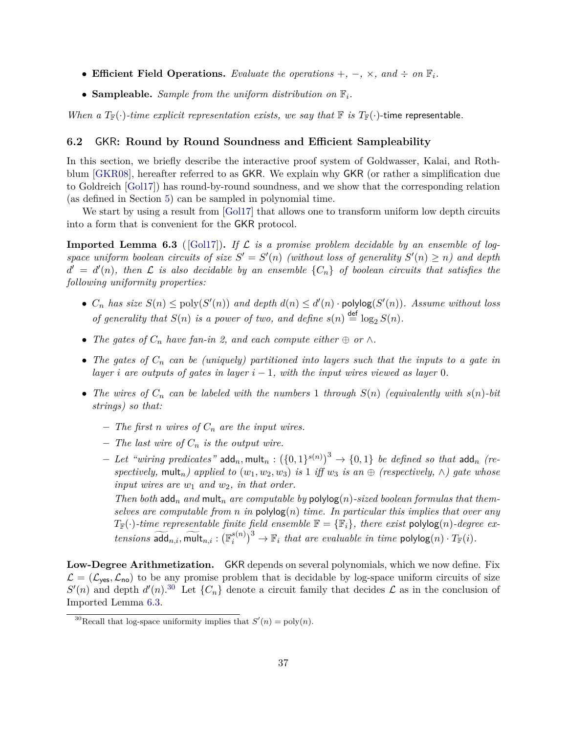- **Efficient Field Operations.** *Evaluate the operations $+$, $-$, $\times$, and $\div$ on $\mathbb{F}_i$.*
- **Sampleable.** *Sample from the uniform distribution on $\mathbb{F}_i$.*

*When a $T_{\mathbb{F}}(\cdot)$-time explicit representation exists, we say that $\mathbb{F}$ is $T_{\mathbb{F}}(\cdot)$-*time representable.

### 6.2 GKR: Round by Round Soundness and Efficient Sampleability

In this section, we briefly describe the interactive proof system of Goldwasser, Kalai, and Rothblum [GKR08], hereafter referred to as GKR. We explain why GKR (or rather a simplification due to Goldreich [Gol17]) has round-by-round soundness, and we show that the corresponding relation (as defined in Section 5) can be sampled in polynomial time.

We start by using a result from [Gol17] that allows one to transform uniform low depth circuits into a form that is convenient for the GKR protocol.

**Imported Lemma 6.3** ([Gol17])**.** *If $\mathcal{L}$ is a promise problem decidable by an ensemble of log-space uniform boolean circuits of size $S' = S'(n)$ (without loss of generality $S'(n) \geq n$) and depth $d' = d'(n)$, then $\mathcal{L}$ is also decidable by an ensemble $\{C_n\}$ of boolean circuits that satisfies the following uniformity properties:*

- *$C_n$ has size $S(n) \leq \mathrm{poly}(S'(n))$ and depth $d(n) \leq d'(n) \cdot \mathsf{polylog}(S'(n))$. Assume without loss of generality that $S(n)$ is a power of two, and define $s(n) \stackrel{\mathsf{def}}{=} \log_2 S(n)$.*
- *The gates of $C_n$ have fan-in 2, and each compute either $\oplus$ or $\wedge$.*
- *The gates of $C_n$ can be (uniquely) partitioned into layers such that the inputs to a gate in layer $i$ are outputs of gates in layer $i-1$, with the input wires viewed as layer 0.*
- *The wires of $C_n$ can be labeled with the numbers 1 through $S(n)$ (equivalently with $s(n)$-bit strings) so that:*
  - *The first $n$ wires of $C_n$ are the input wires.*
  - *The last wire of $C_n$ is the output wire.*
  - *Let "wiring predicates" $\mathsf{add}_n, \mathsf{mult}_n : \left(\{0,1\}^{s(n)}\right)^3 \to \{0,1\}$ be defined so that $\mathsf{add}_n$ (respectively, $\mathsf{mult}_n$) applied to $(w_1, w_2, w_3)$ is 1 iff $w_3$ is an $\oplus$ (respectively, $\wedge$) gate whose input wires are $w_1$ and $w_2$, in that order.*

    *Then both $\mathsf{add}_n$ and $\mathsf{mult}_n$ are computable by $\mathsf{polylog}(n)$-sized boolean formulas that themselves are computable from $n$ in $\mathsf{polylog}(n)$ time. In particular this implies that over any $T_{\mathbb{F}}(\cdot)$-time representable finite field ensemble $\mathbb{F} = \{\mathbb{F}_i\}$, there exist $\mathsf{polylog}(n)$-degree extensions $\widetilde{\mathsf{add}}_{n,i}, \widetilde{\mathsf{mult}}_{n,i} : \left(\mathbb{F}_i^{s(n)}\right)^3 \to \mathbb{F}_i$ that are evaluable in time $\mathsf{polylog}(n) \cdot T_{\mathbb{F}}(i)$.*

**Low-Degree Arithmetization.** GKR depends on several polynomials, which we now define. Fix $\mathcal{L} = (\mathcal{L}_{\mathsf{yes}}, \mathcal{L}_{\mathsf{no}})$ to be any promise problem that is decidable by log-space uniform circuits of size $S'(n)$ and depth $d'(n)$.[30] Let $\{C_n\}$ denote a circuit family that decides $\mathcal{L}$ as in the conclusion of Imported Lemma 6.3.

[30] Recall that log-space uniformity implies that $S'(n) = \mathrm{poly}(n)$.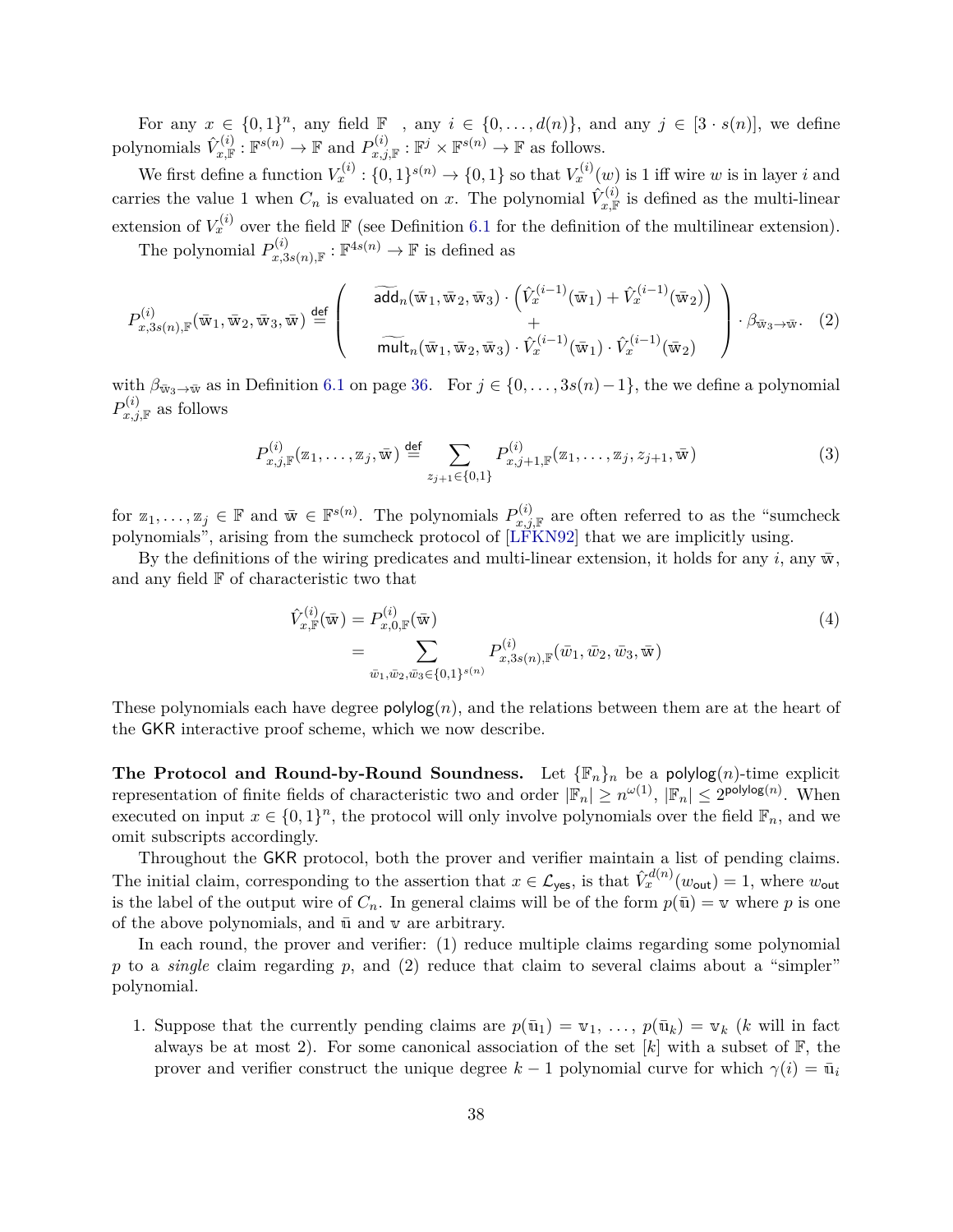For any $x \in \{0,1\}^n$, any field $\mathbb{F}$ , any $i \in \{0, \ldots, d(n)\}$, and any $j \in [3 \cdot s(n)]$, we define polynomials $\hat{V}^{(i)}_{x,\mathbb{F}} : \mathbb{F}^{s(n)} \to \mathbb{F}$ and $P^{(i)}_{x,j,\mathbb{F}} : \mathbb{F}^j \times \mathbb{F}^{s(n)} \to \mathbb{F}$ as follows.

We first define a function $V^{(i)}_x : \{0,1\}^{s(n)} \to \{0,1\}$ so that $V^{(i)}_x(w)$ is 1 iff wire $w$ is in layer $i$ and carries the value 1 when $C_n$ is evaluated on $x$. The polynomial $\hat{V}^{(i)}_{x,\mathbb{F}}$ is defined as the multi-linear extension of $V^{(i)}_x$ over the field $\mathbb{F}$ (see Definition 6.1 for the definition of the multilinear extension).

The polynomial $P^{(i)}_{x,3s(n),\mathbb{F}} : \mathbb{F}^{4s(n)} \to \mathbb{F}$ is defined as

$$P^{(i)}_{x,3s(n),\mathbb{F}}(\bar{\mathbb{w}}_1, \bar{\mathbb{w}}_2, \bar{\mathbb{w}}_3, \bar{\mathbb{w}}) \stackrel{\mathsf{def}}{=} \left( \begin{array}{c} \widetilde{\mathsf{add}}_n(\bar{\mathbb{w}}_1, \bar{\mathbb{w}}_2, \bar{\mathbb{w}}_3) \cdot \left(\hat{V}^{(i-1)}_x(\bar{\mathbb{w}}_1) + \hat{V}^{(i-1)}_x(\bar{\mathbb{w}}_2)\right) \\ + \\ \widetilde{\mathsf{mult}}_n(\bar{\mathbb{w}}_1, \bar{\mathbb{w}}_2, \bar{\mathbb{w}}_3) \cdot \hat{V}^{(i-1)}_x(\bar{\mathbb{w}}_1) \cdot \hat{V}^{(i-1)}_x(\bar{\mathbb{w}}_2) \end{array} \right) \cdot \beta_{\bar{\mathbb{w}}_3 \to \bar{\mathbb{w}}}. \quad (2)$$

with $\beta_{\bar{\mathbb{w}}_3 \to \bar{\mathbb{w}}}$ as in Definition 6.1 on page 36. For $j \in \{0, \ldots, 3s(n)-1\}$, the we define a polynomial $P^{(i)}_{x,j,\mathbb{F}}$ as follows

$$P^{(i)}_{x,j,\mathbb{F}}(\mathbb{z}_1, \ldots, \mathbb{z}_j, \bar{\mathbb{w}}) \stackrel{\mathsf{def}}{=} \sum_{z_{j+1} \in \{0,1\}} P^{(i)}_{x,j+1,\mathbb{F}}(\mathbb{z}_1, \ldots, \mathbb{z}_j, z_{j+1}, \bar{\mathbb{w}}) \quad (3)$$

for $\mathbb{z}_1, \ldots, \mathbb{z}_j \in \mathbb{F}$ and $\bar{\mathbb{w}} \in \mathbb{F}^{s(n)}$. The polynomials $P^{(i)}_{x,j,\mathbb{F}}$ are often referred to as the "sumcheck polynomials", arising from the sumcheck protocol of [LFKN92] that we are implicitly using.

By the definitions of the wiring predicates and multi-linear extension, it holds for any $i$, any $\bar{\mathbb{w}}$, and any field $\mathbb{F}$ of characteristic two that

$$\begin{aligned} \hat{V}^{(i)}_{x,\mathbb{F}}(\bar{\mathbb{w}}) &= P^{(i)}_{x,0,\mathbb{F}}(\bar{\mathbb{w}}) \\ &= \sum_{\bar{w}_1, \bar{w}_2, \bar{w}_3 \in \{0,1\}^{s(n)}} P^{(i)}_{x,3s(n),\mathbb{F}}(\bar{w}_1, \bar{w}_2, \bar{w}_3, \bar{\mathbb{w}}) \end{aligned} \quad (4)$$

These polynomials each have degree $\mathsf{polylog}(n)$, and the relations between them are at the heart of the GKR interactive proof scheme, which we now describe.

**The Protocol and Round-by-Round Soundness.** Let $\{\mathbb{F}_n\}_n$ be a $\mathsf{polylog}(n)$-time explicit representation of finite fields of characteristic two and order $|\mathbb{F}_n| \geq n^{\omega(1)}$, $|\mathbb{F}_n| \leq 2^{\mathsf{polylog}(n)}$. When executed on input $x \in \{0,1\}^n$, the protocol will only involve polynomials over the field $\mathbb{F}_n$, and we omit subscripts accordingly.

Throughout the GKR protocol, both the prover and verifier maintain a list of pending claims. The initial claim, corresponding to the assertion that $x \in \mathcal{L}_{\mathsf{yes}}$, is that $\hat{V}^{d(n)}_x(w_{\mathsf{out}}) = 1$, where $w_{\mathsf{out}}$ is the label of the output wire of $C_n$. In general claims will be of the form $p(\bar{\mathbb{u}}) = \mathbb{v}$ where $p$ is one of the above polynomials, and $\bar{\mathbb{u}}$ and $\mathbb{v}$ are arbitrary.

In each round, the prover and verifier: (1) reduce multiple claims regarding some polynomial $p$ to a *single* claim regarding $p$, and (2) reduce that claim to several claims about a "simpler" polynomial.

1. Suppose that the currently pending claims are $p(\bar{\mathbb{u}}_1) = \mathbb{v}_1, \ldots, p(\bar{\mathbb{u}}_k) = \mathbb{v}_k$ ($k$ will in fact always be at most 2). For some canonical association of the set $[k]$ with a subset of $\mathbb{F}$, the prover and verifier construct the unique degree $k-1$ polynomial curve for which $\gamma(i) = \bar{\mathbb{u}}_i$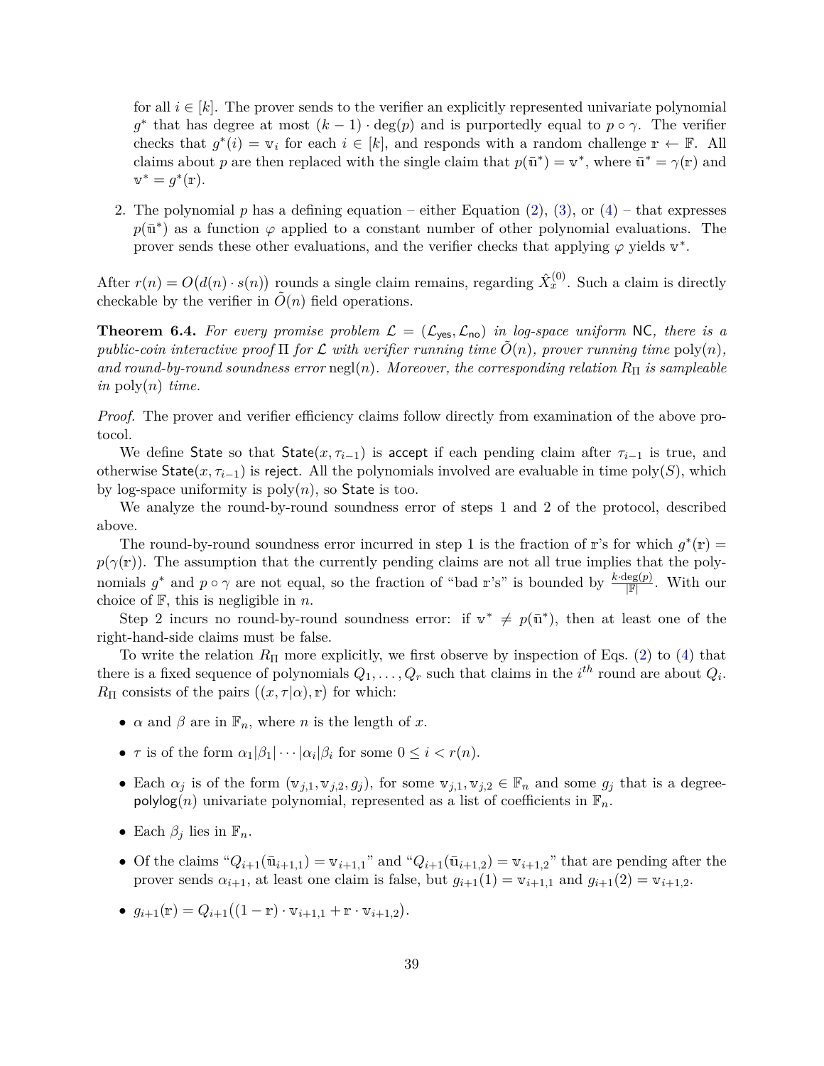for all $i \in [k]$. The prover sends to the verifier an explicitly represented univariate polynomial $g^*$ that has degree at most $(k-1) \cdot \deg(p)$ and is purportedly equal to $p \circ \gamma$. The verifier checks that $g^*(i) = \mathbb{v}_i$ for each $i \in [k]$, and responds with a random challenge $\mathbb{r} \leftarrow \mathbb{F}$. All claims about $p$ are then replaced with the single claim that $p(\bar{\mathbb{u}}^*) = \mathbb{v}^*$, where $\bar{\mathbb{u}}^* = \gamma(\mathbb{r})$ and $\mathbb{v}^* = g^*(\mathbb{r})$.

2. The polynomial $p$ has a defining equation – either Equation (2), (3), or (4) – that expresses $p(\bar{\mathbb{u}}^*)$ as a function $\varphi$ applied to a constant number of other polynomial evaluations. The prover sends these other evaluations, and the verifier checks that applying $\varphi$ yields $\mathbb{v}^*$.

After $r(n) = O\big(d(n) \cdot s(n)\big)$ rounds a single claim remains, regarding $\hat{X}_x^{(0)}$. Such a claim is directly checkable by the verifier in $\tilde{O}(n)$ field operations.

**Theorem 6.4.** *For every promise problem $\mathcal{L} = (\mathcal{L}_{\mathsf{yes}}, \mathcal{L}_{\mathsf{no}})$ in log-space uniform $\mathsf{NC}$, there is a public-coin interactive proof $\Pi$ for $\mathcal{L}$ with verifier running time $\tilde{O}(n)$, prover running time $\mathrm{poly}(n)$, and round-by-round soundness error $\mathrm{negl}(n)$. Moreover, the corresponding relation $R_\Pi$ is sampleable in $\mathrm{poly}(n)$ time.*

*Proof.* The prover and verifier efficiency claims follow directly from examination of the above protocol.

We define $\mathsf{State}$ so that $\mathsf{State}(x, \tau_{i-1})$ is $\mathsf{accept}$ if each pending claim after $\tau_{i-1}$ is true, and otherwise $\mathsf{State}(x, \tau_{i-1})$ is $\mathsf{reject}$. All the polynomials involved are evaluable in time $\mathrm{poly}(S)$, which by log-space uniformity is $\mathrm{poly}(n)$, so $\mathsf{State}$ is too.

We analyze the round-by-round soundness error of steps 1 and 2 of the protocol, described above.

The round-by-round soundness error incurred in step 1 is the fraction of $\mathbb{r}$'s for which $g^*(\mathbb{r}) = p(\gamma(\mathbb{r}))$. The assumption that the currently pending claims are not all true implies that the polynomials $g^*$ and $p \circ \gamma$ are not equal, so the fraction of "bad $\mathbb{r}$'s" is bounded by $\frac{k \cdot \deg(p)}{|\mathbb{F}|}$. With our choice of $\mathbb{F}$, this is negligible in $n$.

Step 2 incurs no round-by-round soundness error: if $\mathbb{v}^* \neq p(\bar{\mathbb{u}}^*)$, then at least one of the right-hand-side claims must be false.

To write the relation $R_\Pi$ more explicitly, we first observe by inspection of Eqs. (2) to (4) that there is a fixed sequence of polynomials $Q_1, \ldots, Q_r$ such that claims in the $i^{th}$ round are about $Q_i$. $R_\Pi$ consists of the pairs $\big((x, \tau|\alpha), \mathbb{r}\big)$ for which:

- $\alpha$ and $\beta$ are in $\mathbb{F}_n$, where $n$ is the length of $x$.
- $\tau$ is of the form $\alpha_1|\beta_1|\cdots|\alpha_i|\beta_i$ for some $0 \leq i < r(n)$.
- Each $\alpha_j$ is of the form $(\mathbb{v}_{j,1}, \mathbb{v}_{j,2}, g_j)$, for some $\mathbb{v}_{j,1}, \mathbb{v}_{j,2} \in \mathbb{F}_n$ and some $g_j$ that is a degree-$\mathsf{polylog}(n)$ univariate polynomial, represented as a list of coefficients in $\mathbb{F}_n$.
- Each $\beta_j$ lies in $\mathbb{F}_n$.
- Of the claims "$Q_{i+1}(\bar{\mathbb{u}}_{i+1,1}) = \mathbb{v}_{i+1,1}$" and "$Q_{i+1}(\bar{\mathbb{u}}_{i+1,2}) = \mathbb{v}_{i+1,2}$" that are pending after the prover sends $\alpha_{i+1}$, at least one claim is false, but $g_{i+1}(1) = \mathbb{v}_{i+1,1}$ and $g_{i+1}(2) = \mathbb{v}_{i+1,2}$.
- $g_{i+1}(\mathbb{r}) = Q_{i+1}\big((1-\mathbb{r}) \cdot \mathbb{v}_{i+1,1} + \mathbb{r} \cdot \mathbb{v}_{i+1,2}\big)$.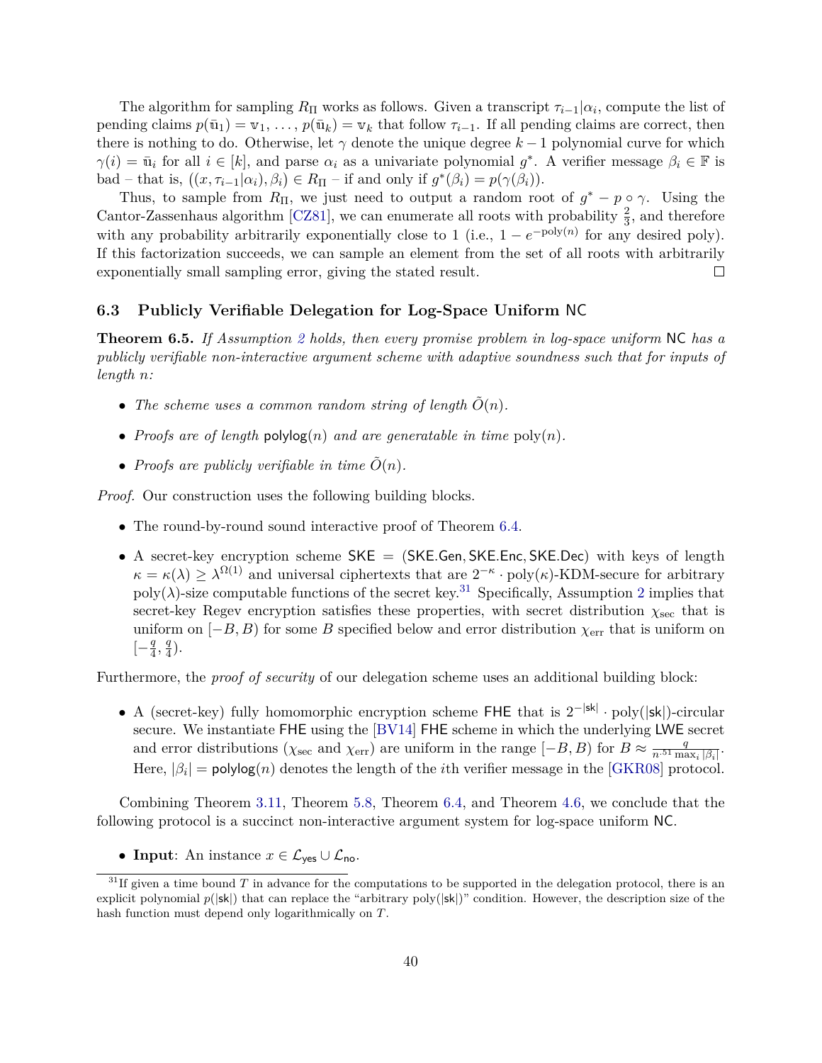The algorithm for sampling $R_\Pi$ works as follows. Given a transcript $\tau_{i-1}|\alpha_i$, compute the list of pending claims $p(\bar{\mathbb{u}}_1) = \mathbb{v}_1, \ldots, p(\bar{\mathbb{u}}_k) = \mathbb{v}_k$ that follow $\tau_{i-1}$. If all pending claims are correct, then there is nothing to do. Otherwise, let $\gamma$ denote the unique degree $k-1$ polynomial curve for which $\gamma(i) = \bar{\mathbb{u}}_i$ for all $i \in [k]$, and parse $\alpha_i$ as a univariate polynomial $g^*$. A verifier message $\beta_i \in \mathbb{F}$ is bad – that is, $((x, \tau_{i-1}|\alpha_i), \beta_i) \in R_\Pi$ – if and only if $g^*(\beta_i) = p(\gamma(\beta_i))$.

Thus, to sample from $R_\Pi$, we just need to output a random root of $g^* - p \circ \gamma$. Using the Cantor-Zassenhaus algorithm [CZ81], we can enumerate all roots with probability $\frac{2}{3}$, and therefore with any probability arbitrarily exponentially close to 1 (i.e., $1 - e^{-\mathrm{poly}(n)}$ for any desired poly). If this factorization succeeds, we can sample an element from the set of all roots with arbitrarily exponentially small sampling error, giving the stated result. □

### 6.3 Publicly Verifiable Delegation for Log-Space Uniform NC

**Theorem 6.5.** *If Assumption 2 holds, then every promise problem in log-space uniform* NC *has a publicly verifiable non-interactive argument scheme with adaptive soundness such that for inputs of length $n$:*

- *The scheme uses a common random string of length $\tilde{O}(n)$.*
- *Proofs are of length* $\mathsf{polylog}(n)$ *and are generatable in time* $\mathrm{poly}(n)$*.*
- *Proofs are publicly verifiable in time $\tilde{O}(n)$.*

*Proof.* Our construction uses the following building blocks.

- The round-by-round sound interactive proof of Theorem 6.4.
- A secret-key encryption scheme $\mathsf{SKE} = (\mathsf{SKE.Gen}, \mathsf{SKE.Enc}, \mathsf{SKE.Dec})$ with keys of length $\kappa = \kappa(\lambda) \geq \lambda^{\Omega(1)}$ and universal ciphertexts that are $2^{-\kappa} \cdot \mathrm{poly}(\kappa)$-KDM-secure for arbitrary $\mathrm{poly}(\lambda)$-size computable functions of the secret key.[31] Specifically, Assumption 2 implies that secret-key Regev encryption satisfies these properties, with secret distribution $\chi_{\mathrm{sec}}$ that is uniform on $[-B, B)$ for some $B$ specified below and error distribution $\chi_{\mathrm{err}}$ that is uniform on $[-\frac{q}{4}, \frac{q}{4})$.

Furthermore, the *proof of security* of our delegation scheme uses an additional building block:

- A (secret-key) fully homomorphic encryption scheme $\mathsf{FHE}$ that is $2^{-|\mathsf{sk}|} \cdot \mathrm{poly}(|\mathsf{sk}|)$-circular secure. We instantiate $\mathsf{FHE}$ using the [BV14] $\mathsf{FHE}$ scheme in which the underlying $\mathsf{LWE}$ secret and error distributions ($\chi_{\mathrm{sec}}$ and $\chi_{\mathrm{err}}$) are uniform in the range $[-B, B)$ for $B \approx \frac{q}{n^{.51} \max_i |\beta_i|}$. Here, $|\beta_i| = \mathsf{polylog}(n)$ denotes the length of the $i$th verifier message in the [GKR08] protocol.

Combining Theorem 3.11, Theorem 5.8, Theorem 6.4, and Theorem 4.6, we conclude that the following protocol is a succinct non-interactive argument system for log-space uniform NC.

- **Input**: An instance $x \in \mathcal{L}_{\mathsf{yes}} \cup \mathcal{L}_{\mathsf{no}}$.

[31] If given a time bound $T$ in advance for the computations to be supported in the delegation protocol, there is an explicit polynomial $p(|\mathsf{sk}|)$ that can replace the "arbitrary $\mathrm{poly}(|\mathsf{sk}|)$" condition. However, the description size of the hash function must depend only logarithmically on $T$.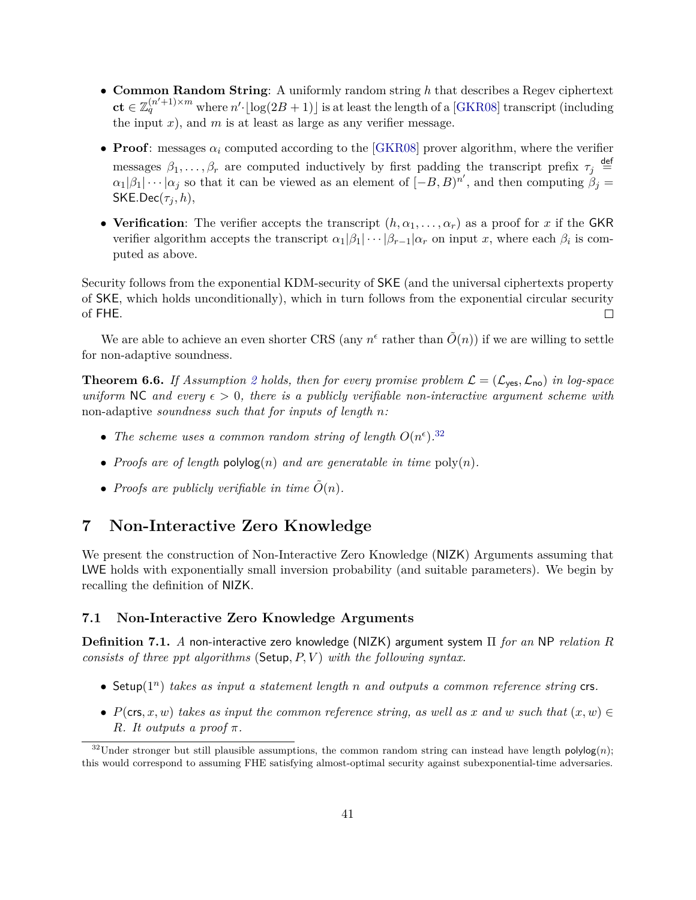- **Common Random String**: A uniformly random string $h$ that describes a Regev ciphertext $\mathbf{ct} \in \mathbb{Z}_q^{(n'+1)\times m}$ where $n' \cdot \lfloor \log(2B+1) \rfloor$ is at least the length of a [GKR08] transcript (including the input $x$), and $m$ is at least as large as any verifier message.
- **Proof**: messages $\alpha_i$ computed according to the [GKR08] prover algorithm, where the verifier messages $\beta_1, \ldots, \beta_r$ are computed inductively by first padding the transcript prefix $\tau_j \stackrel{\mathsf{def}}{=} \alpha_1|\beta_1|\cdots|\alpha_j$ so that it can be viewed as an element of $[-B, B)^{n'}$, and then computing $\beta_j = \mathsf{SKE.Dec}(\tau_j, h)$,
- **Verification**: The verifier accepts the transcript $(h, \alpha_1, \ldots, \alpha_r)$ as a proof for $x$ if the GKR verifier algorithm accepts the transcript $\alpha_1|\beta_1|\cdots|\beta_{r-1}|\alpha_r$ on input $x$, where each $\beta_i$ is computed as above.

Security follows from the exponential KDM-security of SKE (and the universal ciphertexts property of SKE, which holds unconditionally), which in turn follows from the exponential circular security of FHE. □

We are able to achieve an even shorter CRS (any $n^\epsilon$ rather than $\tilde{O}(n)$) if we are willing to settle for non-adaptive soundness.

**Theorem 6.6.** *If Assumption 2 holds, then for every promise problem $\mathcal{L} = (\mathcal{L}_{\mathsf{yes}}, \mathcal{L}_{\mathsf{no}})$ in log-space uniform* NC *and every $\epsilon > 0$, there is a publicly verifiable non-interactive argument scheme with* non-adaptive *soundness such that for inputs of length $n$:*

- *The scheme uses a common random string of length $O(n^\epsilon)$.*[32]
- *Proofs are of length* $\mathsf{polylog}(n)$ *and are generatable in time* $\mathrm{poly}(n)$.
- *Proofs are publicly verifiable in time $\tilde{O}(n)$.*

# 7 Non-Interactive Zero Knowledge

We present the construction of Non-Interactive Zero Knowledge (NIZK) Arguments assuming that LWE holds with exponentially small inversion probability (and suitable parameters). We begin by recalling the definition of NIZK.

## 7.1 Non-Interactive Zero Knowledge Arguments

**Definition 7.1.** *A* non-interactive zero knowledge (NIZK) argument system $\Pi$ *for an* NP *relation $R$ consists of three ppt algorithms* $(\mathsf{Setup}, P, V)$ *with the following syntax.*

- $\mathsf{Setup}(1^n)$ *takes as input a statement length $n$ and outputs a common reference string* $\mathsf{crs}$.
- $P(\mathsf{crs}, x, w)$ *takes as input the common reference string, as well as $x$ and $w$ such that $(x, w) \in R$. It outputs a proof $\pi$.*

[32] Under stronger but still plausible assumptions, the common random string can instead have length $\mathsf{polylog}(n)$; this would correspond to assuming FHE satisfying almost-optimal security against subexponential-time adversaries.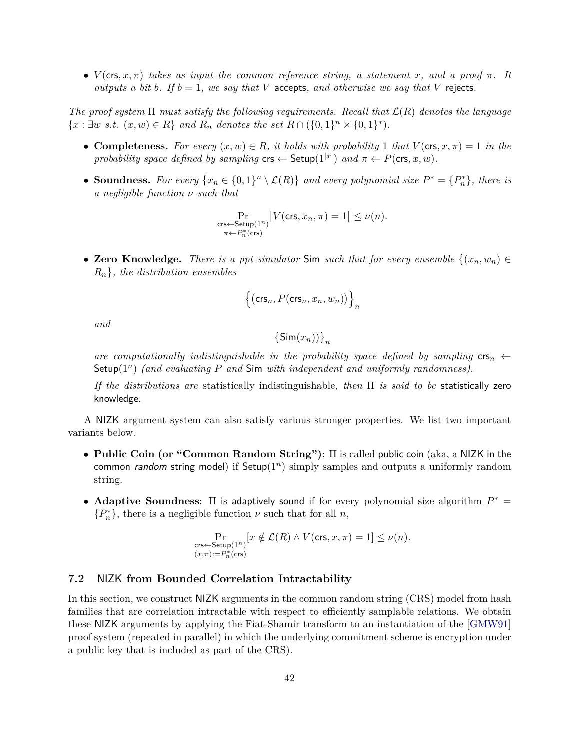- $V(\mathsf{crs}, x, \pi)$ *takes as input the common reference string, a statement $x$, and a proof $\pi$. It outputs a bit $b$. If $b = 1$, we say that $V$* accepts*, and otherwise we say that $V$* rejects.

*The proof system $\Pi$ must satisfy the following requirements. Recall that $\mathcal{L}(R)$ denotes the language $\{x : \exists w \text{ s.t. } (x, w) \in R\}$ and $R_n$ denotes the set $R \cap (\{0,1\}^n \times \{0,1\}^*)$.*

- **Completeness.** *For every $(x, w) \in R$, it holds with probability 1 that $V(\mathsf{crs}, x, \pi) = 1$ in the probability space defined by sampling $\mathsf{crs} \leftarrow \mathsf{Setup}(1^{|x|})$ and $\pi \leftarrow P(\mathsf{crs}, x, w)$.*

- **Soundness.** *For every $\{x_n \in \{0,1\}^n \setminus \mathcal{L}(R)\}$ and every polynomial size $P^* = \{P_n^*\}$, there is a negligible function $\nu$ such that*

$$\Pr_{\substack{\mathsf{crs} \leftarrow \mathsf{Setup}(1^n) \\ \pi \leftarrow P_n^*(\mathsf{crs})}} \big[V(\mathsf{crs}, x_n, \pi) = 1\big] \leq \nu(n).$$

- **Zero Knowledge.** *There is a ppt simulator* Sim *such that for every ensemble $\{(x_n, w_n) \in R_n\}$, the distribution ensembles*

$$\Big\{(\mathsf{crs}_n, P(\mathsf{crs}_n, x_n, w_n))\Big\}_n$$

  *and*

$$\big\{\mathsf{Sim}(x_n)\big\}_n$$

  *are computationally indistinguishable in the probability space defined by sampling $\mathsf{crs}_n \leftarrow \mathsf{Setup}(1^n)$ (and evaluating $P$ and* Sim *with independent and uniformly randomness).*

  *If the distributions are* statistically indistinguishable*, then $\Pi$ is said to be* statistically zero knowledge.

A NIZK argument system can also satisfy various stronger properties. We list two important variants below.

- **Public Coin (or "Common Random String")**: $\Pi$ is called public coin (aka, a NIZK in the common *random* string model) if $\mathsf{Setup}(1^n)$ simply samples and outputs a uniformly random string.

- **Adaptive Soundness**: $\Pi$ is adaptively sound if for every polynomial size algorithm $P^* = \{P_n^*\}$, there is a negligible function $\nu$ such that for all $n$,

$$\Pr_{\substack{\mathsf{crs} \leftarrow \mathsf{Setup}(1^n) \\ (x,\pi) := P_n^*(\mathsf{crs})}} [x \notin \mathcal{L}(R) \wedge V(\mathsf{crs}, x, \pi) = 1] \leq \nu(n).$$

### 7.2 NIZK from Bounded Correlation Intractability

In this section, we construct NIZK arguments in the common random string (CRS) model from hash families that are correlation intractable with respect to efficiently samplable relations. We obtain these NIZK arguments by applying the Fiat-Shamir transform to an instantiation of the [GMW91] proof system (repeated in parallel) in which the underlying commitment scheme is encryption under a public key that is included as part of the CRS).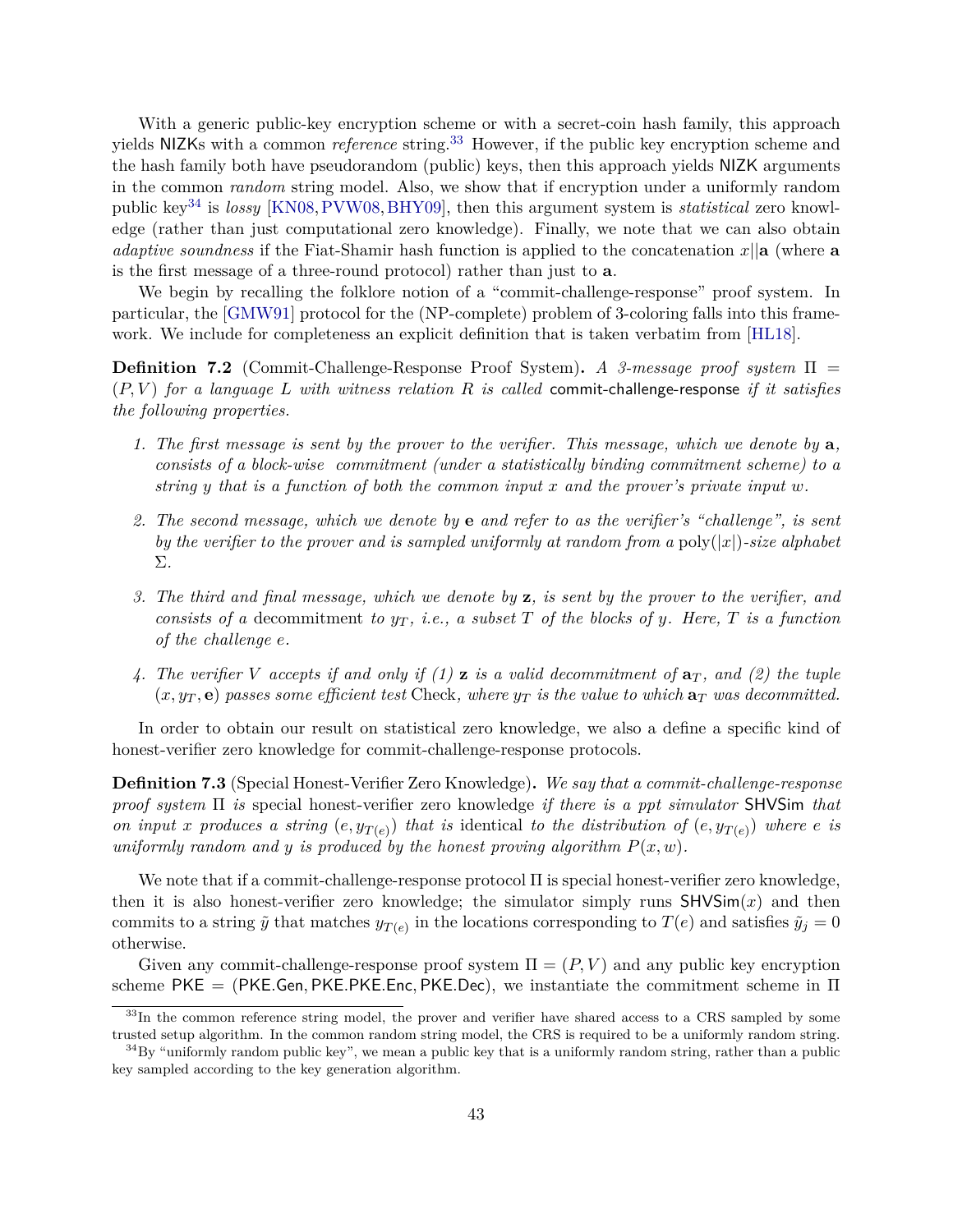With a generic public-key encryption scheme or with a secret-coin hash family, this approach yields NIZKs with a common *reference* string.[33] However, if the public key encryption scheme and the hash family both have pseudorandom (public) keys, then this approach yields NIZK arguments in the common *random* string model. Also, we show that if encryption under a uniformly random public key[34] is *lossy* [KN08, PVW08, BHY09], then this argument system is *statistical* zero knowledge (rather than just computational zero knowledge). Finally, we note that we can also obtain *adaptive soundness* if the Fiat-Shamir hash function is applied to the concatenation $x||\mathbf{a}$ (where $\mathbf{a}$ is the first message of a three-round protocol) rather than just to $\mathbf{a}$.

We begin by recalling the folklore notion of a "commit-challenge-response" proof system. In particular, the [GMW91] protocol for the (NP-complete) problem of 3-coloring falls into this framework. We include for completeness an explicit definition that is taken verbatim from [HL18].

**Definition 7.2** (Commit-Challenge-Response Proof System)**.** *A 3-message proof system $\Pi = (P, V)$ for a language $L$ with witness relation $R$ is called* commit-challenge-response *if it satisfies the following properties.*

1. *The first message is sent by the prover to the verifier. This message, which we denote by $\mathbf{a}$, consists of a block-wise commitment (under a statistically binding commitment scheme) to a string $y$ that is a function of both the common input $x$ and the prover's private input $w$.*
2. *The second message, which we denote by $\mathbf{e}$ and refer to as the verifier's "challenge", is sent by the verifier to the prover and is sampled uniformly at random from a $\mathrm{poly}(|x|)$-size alphabet $\Sigma$.*
3. *The third and final message, which we denote by $\mathbf{z}$, is sent by the prover to the verifier, and consists of a* decommitment *to $y_T$, i.e., a subset $T$ of the blocks of $y$. Here, $T$ is a function of the challenge $e$.*
4. *The verifier $V$ accepts if and only if (1) $\mathbf{z}$ is a valid decommitment of $\mathbf{a}_T$, and (2) the tuple $(x, y_T, \mathbf{e})$ passes some efficient test* Check*, where $y_T$ is the value to which $\mathbf{a}_T$ was decommitted.*

In order to obtain our result on statistical zero knowledge, we also a define a specific kind of honest-verifier zero knowledge for commit-challenge-response protocols.

**Definition 7.3** (Special Honest-Verifier Zero Knowledge)**.** *We say that a commit-challenge-response proof system $\Pi$ is* special honest-verifier zero knowledge *if there is a ppt simulator* SHVSim *that on input $x$ produces a string $(e, y_{T(e)})$ that is* identical *to the distribution of $(e, y_{T(e)})$ where $e$ is uniformly random and $y$ is produced by the honest proving algorithm $P(x, w)$.*

We note that if a commit-challenge-response protocol $\Pi$ is special honest-verifier zero knowledge, then it is also honest-verifier zero knowledge; the simulator simply runs $\mathsf{SHVSim}(x)$ and then commits to a string $\tilde{y}$ that matches $y_{T(e)}$ in the locations corresponding to $T(e)$ and satisfies $\tilde{y}_j = 0$ otherwise.

Given any commit-challenge-response proof system $\Pi = (P, V)$ and any public key encryption scheme $\mathsf{PKE} = (\mathsf{PKE.Gen}, \mathsf{PKE.PKE.Enc}, \mathsf{PKE.Dec})$, we instantiate the commitment scheme in $\Pi$

[33] In the common reference string model, the prover and verifier have shared access to a CRS sampled by some trusted setup algorithm. In the common random string model, the CRS is required to be a uniformly random string.

[34] By "uniformly random public key", we mean a public key that is a uniformly random string, rather than a public key sampled according to the key generation algorithm.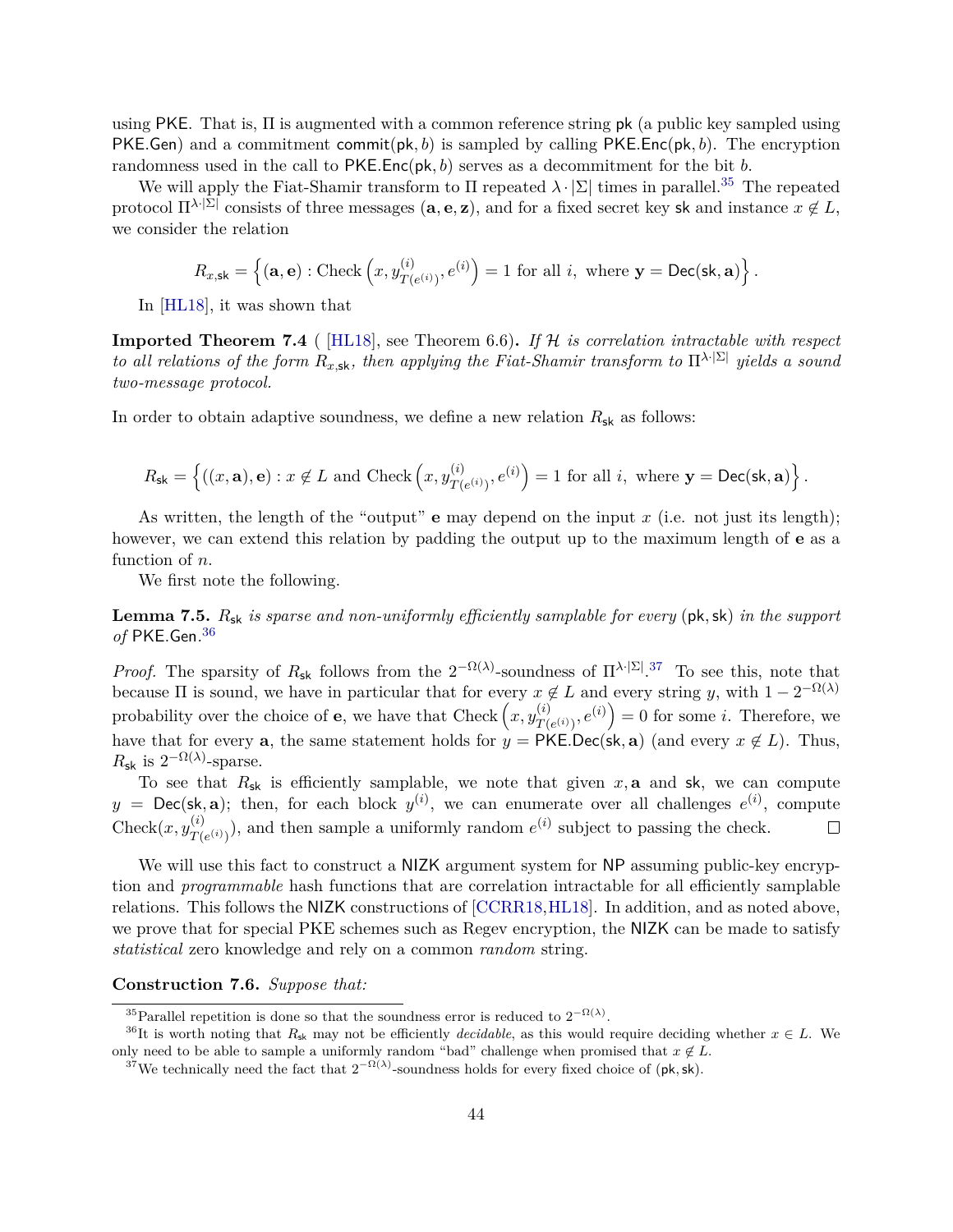using PKE. That is, $\Pi$ is augmented with a common reference string $\mathsf{pk}$ (a public key sampled using $\mathsf{PKE.Gen}$) and a commitment $\mathsf{commit}(\mathsf{pk}, b)$ is sampled by calling $\mathsf{PKE.Enc}(\mathsf{pk}, b)$. The encryption randomness used in the call to $\mathsf{PKE.Enc}(\mathsf{pk}, b)$ serves as a decommitment for the bit $b$.

We will apply the Fiat-Shamir transform to $\Pi$ repeated $\lambda \cdot |\Sigma|$ times in parallel.[35] The repeated protocol $\Pi^{\lambda \cdot |\Sigma|}$ consists of three messages $(\mathbf{a}, \mathbf{e}, \mathbf{z})$, and for a fixed secret key $\mathsf{sk}$ and instance $x \notin L$, we consider the relation

$$R_{x,\mathsf{sk}} = \left\{ (\mathbf{a}, \mathbf{e}) : \text{Check}\left(x, y^{(i)}_{T(e^{(i)})}, e^{(i)}\right) = 1 \text{ for all } i, \text{ where } \mathbf{y} = \mathsf{Dec}(\mathsf{sk}, \mathbf{a}) \right\}.$$

In [HL18], it was shown that

**Imported Theorem 7.4** ( [HL18], see Theorem 6.6)**.** *If $\mathcal{H}$ is correlation intractable with respect to all relations of the form $R_{x,\mathsf{sk}}$, then applying the Fiat-Shamir transform to $\Pi^{\lambda \cdot |\Sigma|}$ yields a sound two-message protocol.*

In order to obtain adaptive soundness, we define a new relation $R_{\mathsf{sk}}$ as follows:

$$R_{\mathsf{sk}} = \left\{ ((x, \mathbf{a}), \mathbf{e}) : x \notin L \text{ and Check}\left(x, y^{(i)}_{T(e^{(i)})}, e^{(i)}\right) = 1 \text{ for all } i, \text{ where } \mathbf{y} = \mathsf{Dec}(\mathsf{sk}, \mathbf{a}) \right\}.$$

As written, the length of the "output" $\mathbf{e}$ may depend on the input $x$ (i.e. not just its length); however, we can extend this relation by padding the output up to the maximum length of $\mathbf{e}$ as a function of $n$.

We first note the following.

**Lemma 7.5.** *$R_{\mathsf{sk}}$ is sparse and non-uniformly efficiently samplable for every $(\mathsf{pk}, \mathsf{sk})$ in the support of $\mathsf{PKE.Gen}$.*[36]

*Proof.* The sparsity of $R_{\mathsf{sk}}$ follows from the $2^{-\Omega(\lambda)}$-soundness of $\Pi^{\lambda \cdot |\Sigma|}$.[37] To see this, note that because $\Pi$ is sound, we have in particular that for every $x \notin L$ and every string $y$, with $1 - 2^{-\Omega(\lambda)}$ probability over the choice of $\mathbf{e}$, we have that $\text{Check}\left(x, y^{(i)}_{T(e^{(i)})}, e^{(i)}\right) = 0$ for some $i$. Therefore, we have that for every $\mathbf{a}$, the same statement holds for $y = \mathsf{PKE.Dec}(\mathsf{sk}, \mathbf{a})$ (and every $x \notin L$). Thus, $R_{\mathsf{sk}}$ is $2^{-\Omega(\lambda)}$-sparse.

To see that $R_{\mathsf{sk}}$ is efficiently samplable, we note that given $x, \mathbf{a}$ and $\mathsf{sk}$, we can compute $y = \mathsf{Dec}(\mathsf{sk}, \mathbf{a})$; then, for each block $y^{(i)}$, we can enumerate over all challenges $e^{(i)}$, compute $\text{Check}(x, y^{(i)}_{T(e^{(i)})})$, and then sample a uniformly random $e^{(i)}$ subject to passing the check. $\square$

We will use this fact to construct a NIZK argument system for NP assuming public-key encryption and *programmable* hash functions that are correlation intractable for all efficiently samplable relations. This follows the NIZK constructions of [CCRR18, HL18]. In addition, and as noted above, we prove that for special PKE schemes such as Regev encryption, the NIZK can be made to satisfy *statistical* zero knowledge and rely on a common *random* string.

**Construction 7.6.** *Suppose that:*

---

[35] Parallel repetition is done so that the soundness error is reduced to $2^{-\Omega(\lambda)}$.

[36] It is worth noting that $R_{\mathsf{sk}}$ may not be efficiently *decidable*, as this would require deciding whether $x \in L$. We only need to be able to sample a uniformly random "bad" challenge when promised that $x \notin L$.

[37] We technically need the fact that $2^{-\Omega(\lambda)}$-soundness holds for every fixed choice of $(\mathsf{pk}, \mathsf{sk})$.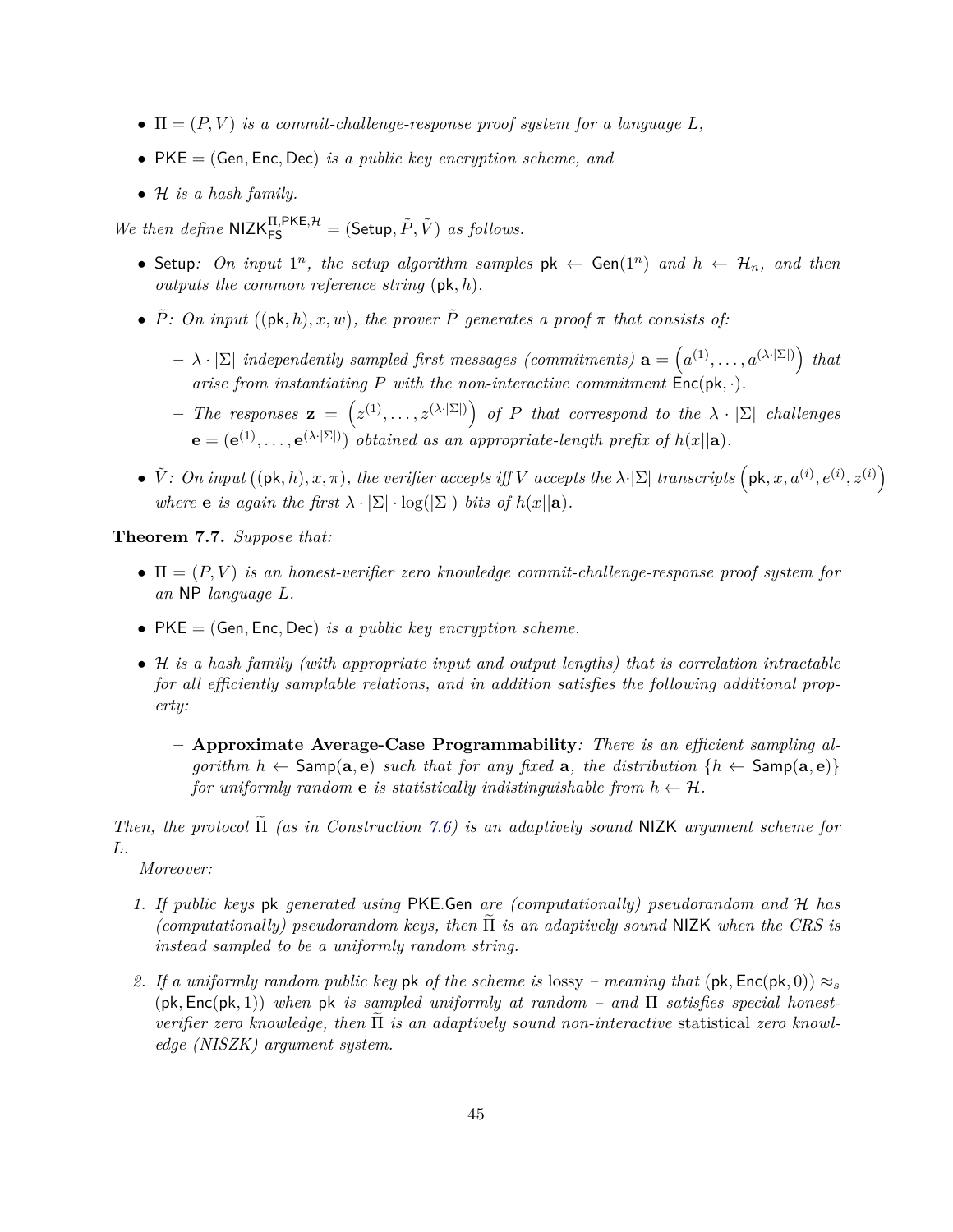- $\Pi = (P, V)$ *is a commit-challenge-response proof system for a language* $L$*,*
- $\mathsf{PKE} = (\mathsf{Gen}, \mathsf{Enc}, \mathsf{Dec})$ *is a public key encryption scheme, and*
- $\mathcal{H}$ *is a hash family.*

*We then define* $\mathsf{NIZK}_{\mathsf{FS}}^{\Pi,\mathsf{PKE},\mathcal{H}} = (\mathsf{Setup}, \tilde{P}, \tilde{V})$ *as follows.*

- $\mathsf{Setup}$*: On input* $1^n$*, the setup algorithm samples* $\mathsf{pk} \leftarrow \mathsf{Gen}(1^n)$ *and* $h \leftarrow \mathcal{H}_n$*, and then outputs the common reference string* $(\mathsf{pk}, h)$*.*
- $\tilde{P}$*: On input* $((\mathsf{pk}, h), x, w)$*, the prover* $\tilde{P}$ *generates a proof* $\pi$ *that consists of:*
  - $\lambda \cdot |\Sigma|$ *independently sampled first messages (commitments)* $\mathbf{a} = \left(a^{(1)}, \ldots, a^{(\lambda \cdot |\Sigma|)}\right)$ *that arise from instantiating* $P$ *with the non-interactive commitment* $\mathsf{Enc}(\mathsf{pk}, \cdot)$*.*
  - *The responses* $\mathbf{z} = \left(z^{(1)}, \ldots, z^{(\lambda \cdot |\Sigma|)}\right)$ *of* $P$ *that correspond to the* $\lambda \cdot |\Sigma|$ *challenges* $\mathbf{e} = (\mathbf{e}^{(1)}, \ldots, \mathbf{e}^{(\lambda \cdot |\Sigma|)})$ *obtained as an appropriate-length prefix of* $h(x||\mathbf{a})$*.*
- $\tilde{V}$*: On input* $((\mathsf{pk}, h), x, \pi)$*, the verifier accepts iff* $V$ *accepts the* $\lambda \cdot |\Sigma|$ *transcripts* $\left(\mathsf{pk}, x, a^{(i)}, e^{(i)}, z^{(i)}\right)$ *where* $\mathbf{e}$ *is again the first* $\lambda \cdot |\Sigma| \cdot \log(|\Sigma|)$ *bits of* $h(x||\mathbf{a})$*.*

**Theorem 7.7.** *Suppose that:*

- $\Pi = (P, V)$ *is an honest-verifier zero knowledge commit-challenge-response proof system for an* $\mathsf{NP}$ *language* $L$*.*
- $\mathsf{PKE} = (\mathsf{Gen}, \mathsf{Enc}, \mathsf{Dec})$ *is a public key encryption scheme.*
- $\mathcal{H}$ *is a hash family (with appropriate input and output lengths) that is correlation intractable for all efficiently samplable relations, and in addition satisfies the following additional property:*
  - **Approximate Average-Case Programmability***: There is an efficient sampling algorithm* $h \leftarrow \mathsf{Samp}(\mathbf{a}, \mathbf{e})$ *such that for any fixed* $\mathbf{a}$*, the distribution* $\{h \leftarrow \mathsf{Samp}(\mathbf{a}, \mathbf{e})\}$ *for uniformly random* $\mathbf{e}$ *is statistically indistinguishable from* $h \leftarrow \mathcal{H}$*.*

*Then, the protocol* $\widetilde{\Pi}$ *(as in Construction 7.6) is an adaptively sound* $\mathsf{NIZK}$ *argument scheme for* $L$*.*

*Moreover:*

1. *If public keys* $\mathsf{pk}$ *generated using* $\mathsf{PKE}.\mathsf{Gen}$ *are (computationally) pseudorandom and* $\mathcal{H}$ *has (computationally) pseudorandom keys, then* $\widetilde{\Pi}$ *is an adaptively sound* $\mathsf{NIZK}$ *when the CRS is instead sampled to be a uniformly random string.*
2. *If a uniformly random public key* $\mathsf{pk}$ *of the scheme is* lossy *– meaning that* $(\mathsf{pk}, \mathsf{Enc}(\mathsf{pk}, 0)) \approx_s (\mathsf{pk}, \mathsf{Enc}(\mathsf{pk}, 1))$ *when* $\mathsf{pk}$ *is sampled uniformly at random – and* $\Pi$ *satisfies special honest-verifier zero knowledge, then* $\widetilde{\Pi}$ *is an adaptively sound non-interactive* statistical *zero knowledge (NISZK) argument system.*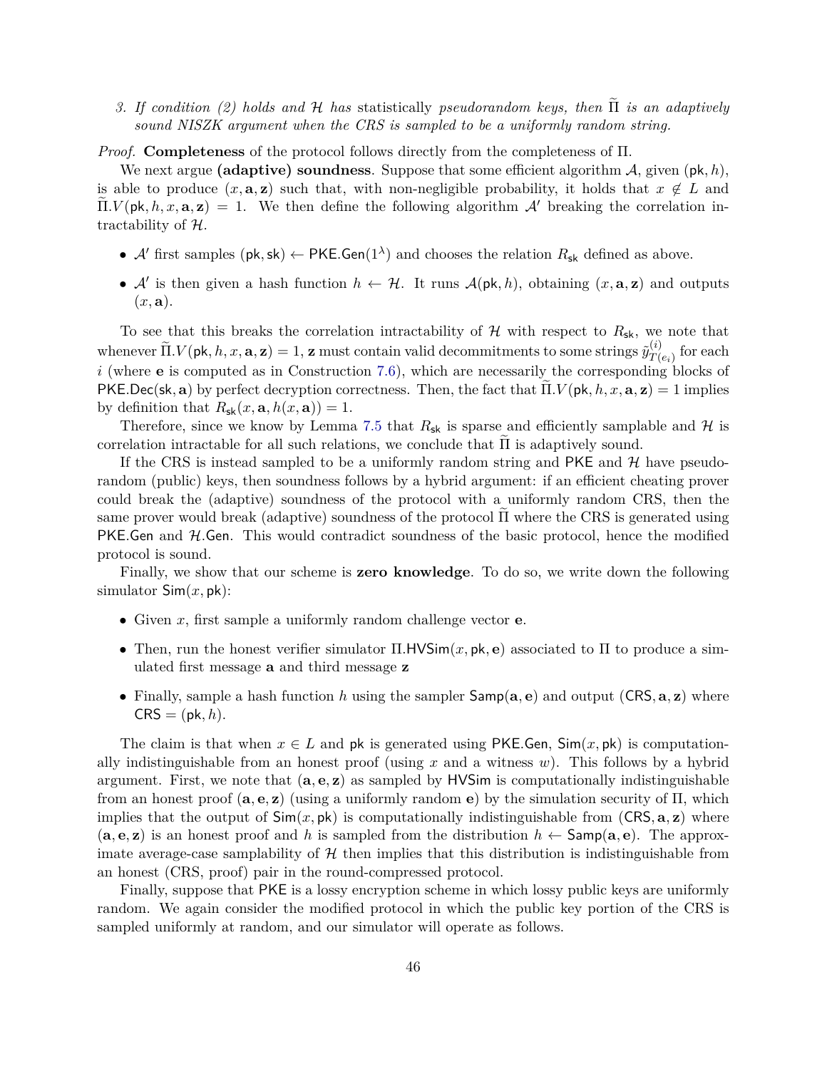3. *If condition (2) holds and $\mathcal{H}$ has* statistically *pseudorandom keys, then $\widetilde{\Pi}$ is an adaptively sound NISZK argument when the CRS is sampled to be a uniformly random string.*

*Proof.* **Completeness** of the protocol follows directly from the completeness of $\Pi$.

We next argue **(adaptive) soundness**. Suppose that some efficient algorithm $\mathcal{A}$, given $(\mathsf{pk}, h)$, is able to produce $(x, \mathbf{a}, \mathbf{z})$ such that, with non-negligible probability, it holds that $x \notin L$ and $\widetilde{\Pi}.V(\mathsf{pk}, h, x, \mathbf{a}, \mathbf{z}) = 1$. We then define the following algorithm $\mathcal{A}'$ breaking the correlation intractability of $\mathcal{H}$.

- $\mathcal{A}'$ first samples $(\mathsf{pk}, \mathsf{sk}) \leftarrow \mathsf{PKE.Gen}(1^\lambda)$ and chooses the relation $R_{\mathsf{sk}}$ defined as above.
- $\mathcal{A}'$ is then given a hash function $h \leftarrow \mathcal{H}$. It runs $\mathcal{A}(\mathsf{pk}, h)$, obtaining $(x, \mathbf{a}, \mathbf{z})$ and outputs $(x, \mathbf{a})$.

To see that this breaks the correlation intractability of $\mathcal{H}$ with respect to $R_{\mathsf{sk}}$, we note that whenever $\widetilde{\Pi}.V(\mathsf{pk}, h, x, \mathbf{a}, \mathbf{z}) = 1$, $\mathbf{z}$ must contain valid decommitments to some strings $\tilde{y}^{(i)}_{T(e_i)}$ for each $i$ (where $\mathbf{e}$ is computed as in Construction 7.6), which are necessarily the corresponding blocks of $\mathsf{PKE.Dec}(\mathsf{sk}, \mathbf{a})$ by perfect decryption correctness. Then, the fact that $\widetilde{\Pi}.V(\mathsf{pk}, h, x, \mathbf{a}, \mathbf{z}) = 1$ implies by definition that $R_{\mathsf{sk}}(x, \mathbf{a}, h(x, \mathbf{a})) = 1$.

Therefore, since we know by Lemma 7.5 that $R_{\mathsf{sk}}$ is sparse and efficiently samplable and $\mathcal{H}$ is correlation intractable for all such relations, we conclude that $\widetilde{\Pi}$ is adaptively sound.

If the CRS is instead sampled to be a uniformly random string and $\mathsf{PKE}$ and $\mathcal{H}$ have pseudorandom (public) keys, then soundness follows by a hybrid argument: if an efficient cheating prover could break the (adaptive) soundness of the protocol with a uniformly random CRS, then the same prover would break (adaptive) soundness of the protocol $\widetilde{\Pi}$ where the CRS is generated using $\mathsf{PKE.Gen}$ and $\mathcal{H}.\mathsf{Gen}$. This would contradict soundness of the basic protocol, hence the modified protocol is sound.

Finally, we show that our scheme is **zero knowledge**. To do so, we write down the following simulator $\mathsf{Sim}(x, \mathsf{pk})$:

- Given $x$, first sample a uniformly random challenge vector $\mathbf{e}$.
- Then, run the honest verifier simulator $\Pi.\mathsf{HVSim}(x, \mathsf{pk}, \mathbf{e})$ associated to $\Pi$ to produce a simulated first message $\mathbf{a}$ and third message $\mathbf{z}$
- Finally, sample a hash function $h$ using the sampler $\mathsf{Samp}(\mathbf{a}, \mathbf{e})$ and output $(\mathsf{CRS}, \mathbf{a}, \mathbf{z})$ where $\mathsf{CRS} = (\mathsf{pk}, h)$.

The claim is that when $x \in L$ and $\mathsf{pk}$ is generated using $\mathsf{PKE.Gen}$, $\mathsf{Sim}(x, \mathsf{pk})$ is computationally indistinguishable from an honest proof (using $x$ and a witness $w$). This follows by a hybrid argument. First, we note that $(\mathbf{a}, \mathbf{e}, \mathbf{z})$ as sampled by $\mathsf{HVSim}$ is computationally indistinguishable from an honest proof $(\mathbf{a}, \mathbf{e}, \mathbf{z})$ (using a uniformly random $\mathbf{e}$) by the simulation security of $\Pi$, which implies that the output of $\mathsf{Sim}(x, \mathsf{pk})$ is computationally indistinguishable from $(\mathsf{CRS}, \mathbf{a}, \mathbf{z})$ where $(\mathbf{a}, \mathbf{e}, \mathbf{z})$ is an honest proof and $h$ is sampled from the distribution $h \leftarrow \mathsf{Samp}(\mathbf{a}, \mathbf{e})$. The approximate average-case samplability of $\mathcal{H}$ then implies that this distribution is indistinguishable from an honest (CRS, proof) pair in the round-compressed protocol.

Finally, suppose that $\mathsf{PKE}$ is a lossy encryption scheme in which lossy public keys are uniformly random. We again consider the modified protocol in which the public key portion of the CRS is sampled uniformly at random, and our simulator will operate as follows.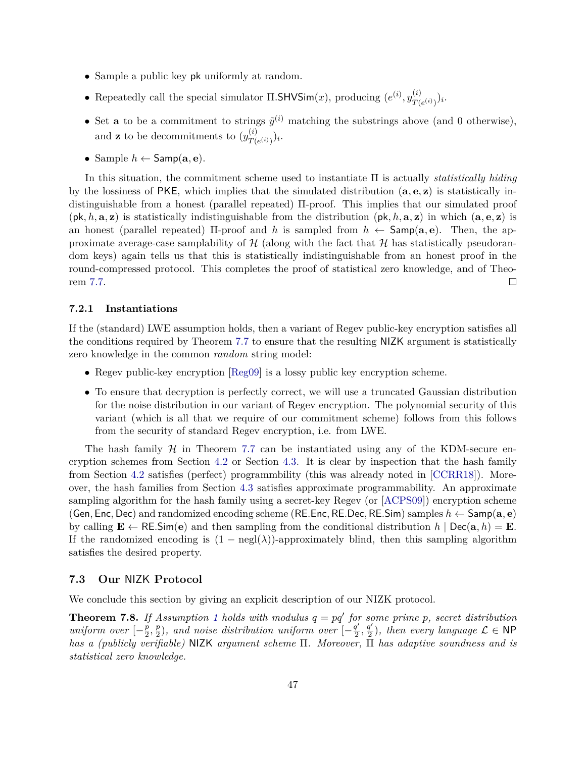- Sample a public key $\mathsf{pk}$ uniformly at random.
- Repeatedly call the special simulator $\Pi.\mathsf{SHVSim}(x)$, producing $(e^{(i)}, y^{(i)}_{T(e^{(i)})})_i$.
- Set $\mathbf{a}$ to be a commitment to strings $\tilde{y}^{(i)}$ matching the substrings above (and 0 otherwise), and $\mathbf{z}$ to be decommitments to $(y^{(i)}_{T(e^{(i)})})_i$.
- Sample $h \leftarrow \mathsf{Samp}(\mathbf{a}, \mathbf{e})$.

In this situation, the commitment scheme used to instantiate $\Pi$ is actually *statistically hiding* by the lossiness of $\mathsf{PKE}$, which implies that the simulated distribution $(\mathbf{a}, \mathbf{e}, \mathbf{z})$ is statistically indistinguishable from a honest (parallel repeated) $\Pi$-proof. This implies that our simulated proof $(\mathsf{pk}, h, \mathbf{a}, \mathbf{z})$ is statistically indistinguishable from the distribution $(\mathsf{pk}, h, \mathbf{a}, \mathbf{z})$ in which $(\mathbf{a}, \mathbf{e}, \mathbf{z})$ is an honest (parallel repeated) $\Pi$-proof and $h$ is sampled from $h \leftarrow \mathsf{Samp}(\mathbf{a}, \mathbf{e})$. Then, the approximate average-case samplability of $\mathcal{H}$ (along with the fact that $\mathcal{H}$ has statistically pseudorandom keys) again tells us that this is statistically indistinguishable from an honest proof in the round-compressed protocol. This completes the proof of statistical zero knowledge, and of Theorem 7.7. □

### 7.2.1 Instantiations

If the (standard) LWE assumption holds, then a variant of Regev public-key encryption satisfies all the conditions required by Theorem 7.7 to ensure that the resulting $\mathsf{NIZK}$ argument is statistically zero knowledge in the common *random* string model:

- Regev public-key encryption [Reg09] is a lossy public key encryption scheme.
- To ensure that decryption is perfectly correct, we will use a truncated Gaussian distribution for the noise distribution in our variant of Regev encryption. The polynomial security of this variant (which is all that we require of our commitment scheme) follows from this follows from the security of standard Regev encryption, i.e. from LWE.

The hash family $\mathcal{H}$ in Theorem 7.7 can be instantiated using any of the KDM-secure encryption schemes from Section 4.2 or Section 4.3. It is clear by inspection that the hash family from Section 4.2 satisfies (perfect) programmbility (this was already noted in [CCRR18]). Moreover, the hash families from Section 4.3 satisfies approximate programmability. An approximate sampling algorithm for the hash family using a secret-key Regev (or [ACPS09]) encryption scheme $(\mathsf{Gen}, \mathsf{Enc}, \mathsf{Dec})$ and randomized encoding scheme $(\mathsf{RE.Enc}, \mathsf{RE.Dec}, \mathsf{RE.Sim})$ samples $h \leftarrow \mathsf{Samp}(\mathbf{a}, \mathbf{e})$ by calling $\mathbf{E} \leftarrow \mathsf{RE.Sim}(\mathbf{e})$ and then sampling from the conditional distribution $h \mid \mathsf{Dec}(\mathbf{a}, h) = \mathbf{E}$. If the randomized encoding is $(1 - \mathrm{negl}(\lambda))$-approximately blind, then this sampling algorithm satisfies the desired property.

## 7.3 Our $\mathsf{NIZK}$ Protocol

We conclude this section by giving an explicit description of our NIZK protocol.

**Theorem 7.8.** *If Assumption 1 holds with modulus $q = pq'$ for some prime $p$, secret distribution uniform over $[-\frac{p}{2}, \frac{p}{2})$, and noise distribution uniform over $[-\frac{q'}{2}, \frac{q'}{2})$, then every language $\mathcal{L} \in \mathsf{NP}$ has a (publicly verifiable) $\mathsf{NIZK}$ argument scheme $\Pi$. Moreover, $\Pi$ has adaptive soundness and is statistical zero knowledge.*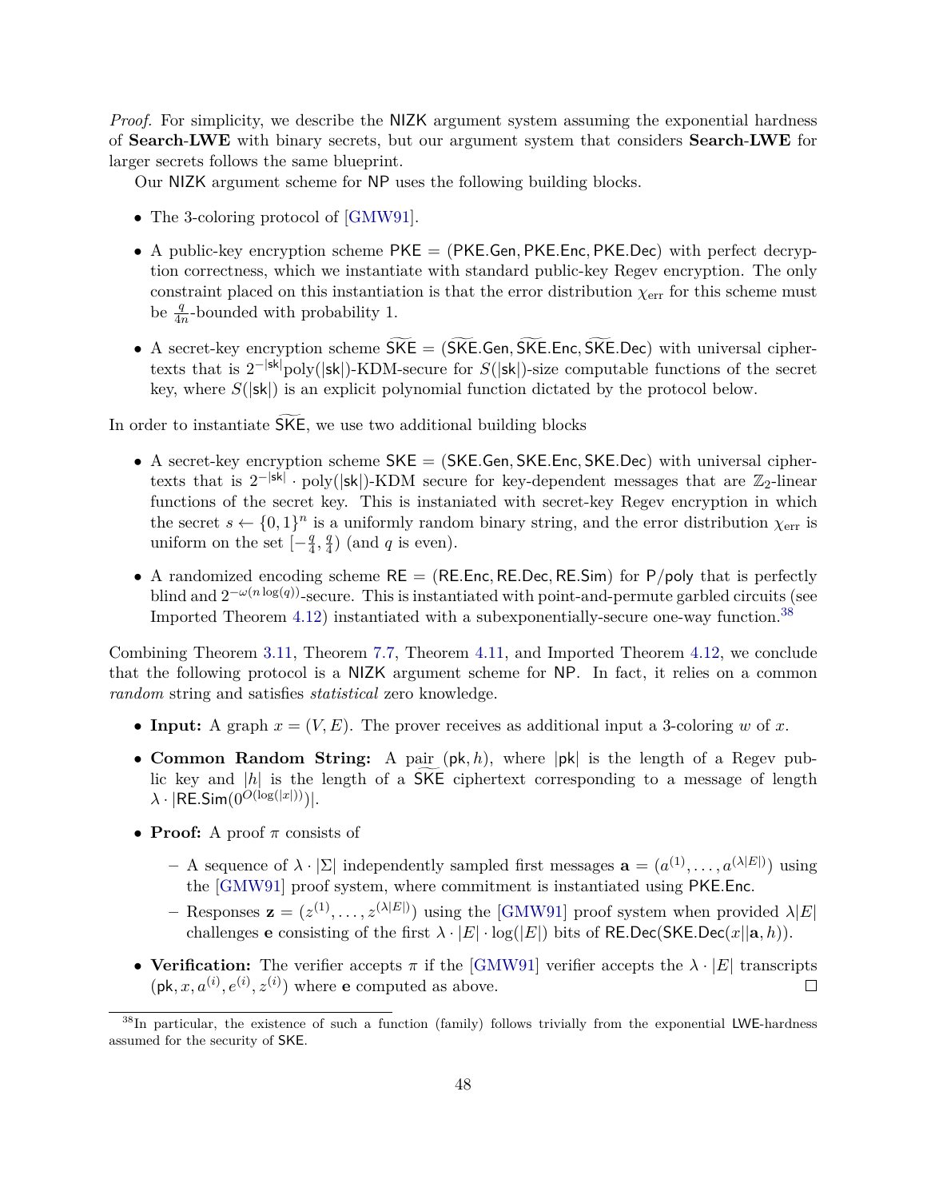*Proof.* For simplicity, we describe the NIZK argument system assuming the exponential hardness of **Search-LWE** with binary secrets, but our argument system that considers **Search-LWE** for larger secrets follows the same blueprint.

Our NIZK argument scheme for NP uses the following building blocks.

- The 3-coloring protocol of [GMW91].
- A public-key encryption scheme $\mathsf{PKE} = (\mathsf{PKE.Gen}, \mathsf{PKE.Enc}, \mathsf{PKE.Dec})$ with perfect decryption correctness, which we instantiate with standard public-key Regev encryption. The only constraint placed on this instantiation is that the error distribution $\chi_{\mathrm{err}}$ for this scheme must be $\frac{q}{4n}$-bounded with probability 1.
- A secret-key encryption scheme $\widetilde{\mathsf{SKE}} = (\widetilde{\mathsf{SKE}}.\mathsf{Gen}, \widetilde{\mathsf{SKE}}.\mathsf{Enc}, \widetilde{\mathsf{SKE}}.\mathsf{Dec})$ with universal ciphertexts that is $2^{-|\mathsf{sk}|}\mathrm{poly}(|\mathsf{sk}|)$-KDM-secure for $S(|\mathsf{sk}|)$-size computable functions of the secret key, where $S(|\mathsf{sk}|)$ is an explicit polynomial function dictated by the protocol below.

In order to instantiate $\widetilde{\mathsf{SKE}}$, we use two additional building blocks

- A secret-key encryption scheme $\mathsf{SKE} = (\mathsf{SKE.Gen}, \mathsf{SKE.Enc}, \mathsf{SKE.Dec})$ with universal ciphertexts that is $2^{-|\mathsf{sk}|} \cdot \mathrm{poly}(|\mathsf{sk}|)$-KDM secure for key-dependent messages that are $\mathbb{Z}_2$-linear functions of the secret key. This is instaniated with secret-key Regev encryption in which the secret $s \leftarrow \{0,1\}^n$ is a uniformly random binary string, and the error distribution $\chi_{\mathrm{err}}$ is uniform on the set $[-\frac{q}{4}, \frac{q}{4})$ (and $q$ is even).
- A randomized encoding scheme $\mathsf{RE} = (\mathsf{RE.Enc}, \mathsf{RE.Dec}, \mathsf{RE.Sim})$ for $\mathsf{P/poly}$ that is perfectly blind and $2^{-\omega(n \log(q))}$-secure. This is instantiated with point-and-permute garbled circuits (see Imported Theorem 4.12) instantiated with a subexponentially-secure one-way function.[38]

Combining Theorem 3.11, Theorem 7.7, Theorem 4.11, and Imported Theorem 4.12, we conclude that the following protocol is a NIZK argument scheme for NP. In fact, it relies on a common *random* string and satisfies *statistical* zero knowledge.

- **Input:** A graph $x = (V, E)$. The prover receives as additional input a 3-coloring $w$ of $x$.
- **Common Random String:** A pair $(\mathsf{pk}, h)$, where $|\mathsf{pk}|$ is the length of a Regev public key and $|h|$ is the length of a $\widetilde{\mathsf{SKE}}$ ciphertext corresponding to a message of length $\lambda \cdot |\mathsf{RE.Sim}(0^{O(\log(|x|))})|$.
- **Proof:** A proof $\pi$ consists of
  - A sequence of $\lambda \cdot |\Sigma|$ independently sampled first messages $\mathbf{a} = (a^{(1)}, \ldots, a^{(\lambda|E|)})$ using the [GMW91] proof system, where commitment is instantiated using $\mathsf{PKE.Enc}$.
  - Responses $\mathbf{z} = (z^{(1)}, \ldots, z^{(\lambda|E|)})$ using the [GMW91] proof system when provided $\lambda|E|$ challenges $\mathbf{e}$ consisting of the first $\lambda \cdot |E| \cdot \log(|E|)$ bits of $\mathsf{RE.Dec}(\mathsf{SKE.Dec}(x||\mathbf{a}, h))$.
- **Verification:** The verifier accepts $\pi$ if the [GMW91] verifier accepts the $\lambda \cdot |E|$ transcripts $(\mathsf{pk}, x, a^{(i)}, e^{(i)}, z^{(i)})$ where $\mathbf{e}$ computed as above. □

[38] In particular, the existence of such a function (family) follows trivially from the exponential LWE-hardness assumed for the security of SKE.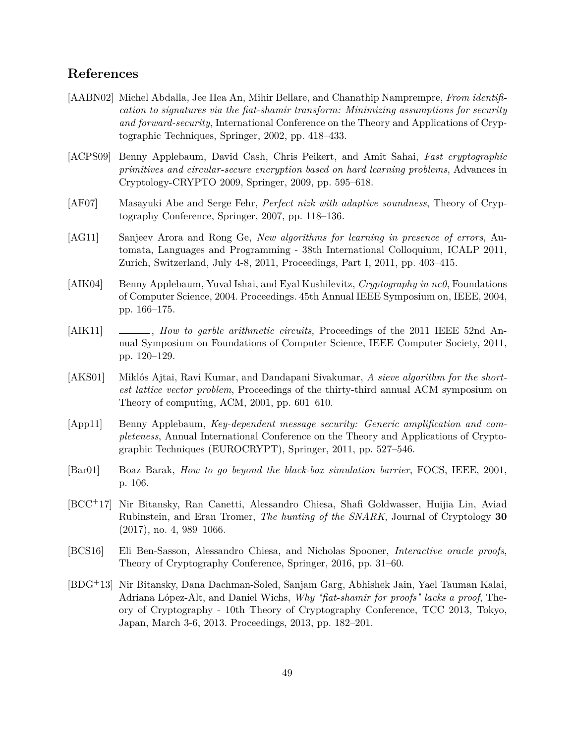## References

[AABN02] Michel Abdalla, Jee Hea An, Mihir Bellare, and Chanathip Namprempre, *From identification to signatures via the fiat-shamir transform: Minimizing assumptions for security and forward-security*, International Conference on the Theory and Applications of Cryptographic Techniques, Springer, 2002, pp. 418–433.

[ACPS09] Benny Applebaum, David Cash, Chris Peikert, and Amit Sahai, *Fast cryptographic primitives and circular-secure encryption based on hard learning problems*, Advances in Cryptology-CRYPTO 2009, Springer, 2009, pp. 595–618.

[AF07] Masayuki Abe and Serge Fehr, *Perfect nizk with adaptive soundness*, Theory of Cryptography Conference, Springer, 2007, pp. 118–136.

[AG11] Sanjeev Arora and Rong Ge, *New algorithms for learning in presence of errors*, Automata, Languages and Programming - 38th International Colloquium, ICALP 2011, Zurich, Switzerland, July 4-8, 2011, Proceedings, Part I, 2011, pp. 403–415.

[AIK04] Benny Applebaum, Yuval Ishai, and Eyal Kushilevitz, *Cryptography in nc0*, Foundations of Computer Science, 2004. Proceedings. 45th Annual IEEE Symposium on, IEEE, 2004, pp. 166–175.

[AIK11] ______, *How to garble arithmetic circuits*, Proceedings of the 2011 IEEE 52nd Annual Symposium on Foundations of Computer Science, IEEE Computer Society, 2011, pp. 120–129.

[AKS01] Miklós Ajtai, Ravi Kumar, and Dandapani Sivakumar, *A sieve algorithm for the shortest lattice vector problem*, Proceedings of the thirty-third annual ACM symposium on Theory of computing, ACM, 2001, pp. 601–610.

[App11] Benny Applebaum, *Key-dependent message security: Generic amplification and completeness*, Annual International Conference on the Theory and Applications of Cryptographic Techniques (EUROCRYPT), Springer, 2011, pp. 527–546.

[Bar01] Boaz Barak, *How to go beyond the black-box simulation barrier*, FOCS, IEEE, 2001, p. 106.

[BCC+17] Nir Bitansky, Ran Canetti, Alessandro Chiesa, Shafi Goldwasser, Huijia Lin, Aviad Rubinstein, and Eran Tromer, *The hunting of the SNARK*, Journal of Cryptology **30** (2017), no. 4, 989–1066.

[BCS16] Eli Ben-Sasson, Alessandro Chiesa, and Nicholas Spooner, *Interactive oracle proofs*, Theory of Cryptography Conference, Springer, 2016, pp. 31–60.

[BDG+13] Nir Bitansky, Dana Dachman-Soled, Sanjam Garg, Abhishek Jain, Yael Tauman Kalai, Adriana López-Alt, and Daniel Wichs, *Why "fiat-shamir for proofs" lacks a proof*, Theory of Cryptography - 10th Theory of Cryptography Conference, TCC 2013, Tokyo, Japan, March 3-6, 2013. Proceedings, 2013, pp. 182–201.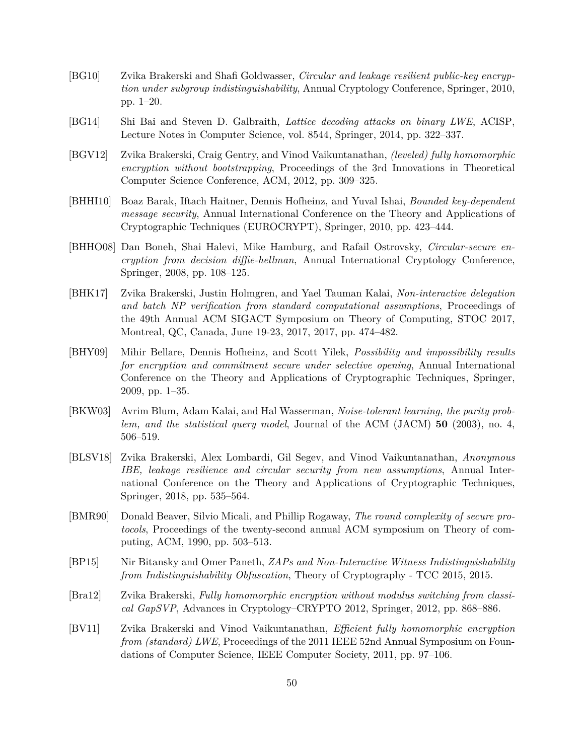[BG10] Zvika Brakerski and Shafi Goldwasser, *Circular and leakage resilient public-key encryption under subgroup indistinguishability*, Annual Cryptology Conference, Springer, 2010, pp. 1–20.

[BG14] Shi Bai and Steven D. Galbraith, *Lattice decoding attacks on binary LWE*, ACISP, Lecture Notes in Computer Science, vol. 8544, Springer, 2014, pp. 322–337.

[BGV12] Zvika Brakerski, Craig Gentry, and Vinod Vaikuntanathan, *(leveled) fully homomorphic encryption without bootstrapping*, Proceedings of the 3rd Innovations in Theoretical Computer Science Conference, ACM, 2012, pp. 309–325.

[BHHI10] Boaz Barak, Iftach Haitner, Dennis Hofheinz, and Yuval Ishai, *Bounded key-dependent message security*, Annual International Conference on the Theory and Applications of Cryptographic Techniques (EUROCRYPT), Springer, 2010, pp. 423–444.

[BHHO08] Dan Boneh, Shai Halevi, Mike Hamburg, and Rafail Ostrovsky, *Circular-secure encryption from decision diffie-hellman*, Annual International Cryptology Conference, Springer, 2008, pp. 108–125.

[BHK17] Zvika Brakerski, Justin Holmgren, and Yael Tauman Kalai, *Non-interactive delegation and batch NP verification from standard computational assumptions*, Proceedings of the 49th Annual ACM SIGACT Symposium on Theory of Computing, STOC 2017, Montreal, QC, Canada, June 19-23, 2017, 2017, pp. 474–482.

[BHY09] Mihir Bellare, Dennis Hofheinz, and Scott Yilek, *Possibility and impossibility results for encryption and commitment secure under selective opening*, Annual International Conference on the Theory and Applications of Cryptographic Techniques, Springer, 2009, pp. 1–35.

[BKW03] Avrim Blum, Adam Kalai, and Hal Wasserman, *Noise-tolerant learning, the parity problem, and the statistical query model*, Journal of the ACM (JACM) **50** (2003), no. 4, 506–519.

[BLSV18] Zvika Brakerski, Alex Lombardi, Gil Segev, and Vinod Vaikuntanathan, *Anonymous IBE, leakage resilience and circular security from new assumptions*, Annual International Conference on the Theory and Applications of Cryptographic Techniques, Springer, 2018, pp. 535–564.

[BMR90] Donald Beaver, Silvio Micali, and Phillip Rogaway, *The round complexity of secure protocols*, Proceedings of the twenty-second annual ACM symposium on Theory of computing, ACM, 1990, pp. 503–513.

[BP15] Nir Bitansky and Omer Paneth, *ZAPs and Non-Interactive Witness Indistinguishability from Indistinguishability Obfuscation*, Theory of Cryptography - TCC 2015, 2015.

[Bra12] Zvika Brakerski, *Fully homomorphic encryption without modulus switching from classical GapSVP*, Advances in Cryptology–CRYPTO 2012, Springer, 2012, pp. 868–886.

[BV11] Zvika Brakerski and Vinod Vaikuntanathan, *Efficient fully homomorphic encryption from (standard) LWE*, Proceedings of the 2011 IEEE 52nd Annual Symposium on Foundations of Computer Science, IEEE Computer Society, 2011, pp. 97–106.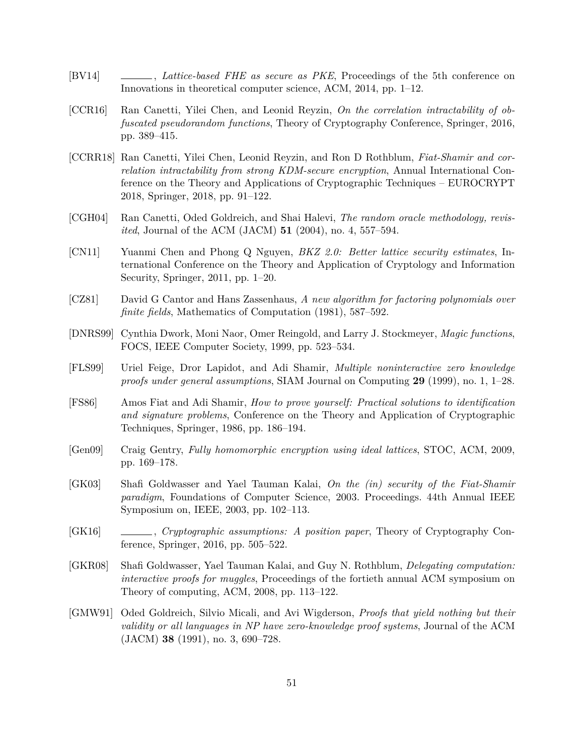[BV14] ______, *Lattice-based FHE as secure as PKE*, Proceedings of the 5th conference on Innovations in theoretical computer science, ACM, 2014, pp. 1–12.

[CCR16] Ran Canetti, Yilei Chen, and Leonid Reyzin, *On the correlation intractability of obfuscated pseudorandom functions*, Theory of Cryptography Conference, Springer, 2016, pp. 389–415.

[CCRR18] Ran Canetti, Yilei Chen, Leonid Reyzin, and Ron D Rothblum, *Fiat-Shamir and correlation intractability from strong KDM-secure encryption*, Annual International Conference on the Theory and Applications of Cryptographic Techniques – EUROCRYPT 2018, Springer, 2018, pp. 91–122.

[CGH04] Ran Canetti, Oded Goldreich, and Shai Halevi, *The random oracle methodology, revisited*, Journal of the ACM (JACM) **51** (2004), no. 4, 557–594.

[CN11] Yuanmi Chen and Phong Q Nguyen, *BKZ 2.0: Better lattice security estimates*, International Conference on the Theory and Application of Cryptology and Information Security, Springer, 2011, pp. 1–20.

[CZ81] David G Cantor and Hans Zassenhaus, *A new algorithm for factoring polynomials over finite fields*, Mathematics of Computation (1981), 587–592.

[DNRS99] Cynthia Dwork, Moni Naor, Omer Reingold, and Larry J. Stockmeyer, *Magic functions*, FOCS, IEEE Computer Society, 1999, pp. 523–534.

[FLS99] Uriel Feige, Dror Lapidot, and Adi Shamir, *Multiple noninteractive zero knowledge proofs under general assumptions*, SIAM Journal on Computing **29** (1999), no. 1, 1–28.

[FS86] Amos Fiat and Adi Shamir, *How to prove yourself: Practical solutions to identification and signature problems*, Conference on the Theory and Application of Cryptographic Techniques, Springer, 1986, pp. 186–194.

[Gen09] Craig Gentry, *Fully homomorphic encryption using ideal lattices*, STOC, ACM, 2009, pp. 169–178.

[GK03] Shafi Goldwasser and Yael Tauman Kalai, *On the (in) security of the Fiat-Shamir paradigm*, Foundations of Computer Science, 2003. Proceedings. 44th Annual IEEE Symposium on, IEEE, 2003, pp. 102–113.

[GK16] ______, *Cryptographic assumptions: A position paper*, Theory of Cryptography Conference, Springer, 2016, pp. 505–522.

[GKR08] Shafi Goldwasser, Yael Tauman Kalai, and Guy N. Rothblum, *Delegating computation: interactive proofs for muggles*, Proceedings of the fortieth annual ACM symposium on Theory of computing, ACM, 2008, pp. 113–122.

[GMW91] Oded Goldreich, Silvio Micali, and Avi Wigderson, *Proofs that yield nothing but their validity or all languages in NP have zero-knowledge proof systems*, Journal of the ACM (JACM) **38** (1991), no. 3, 690–728.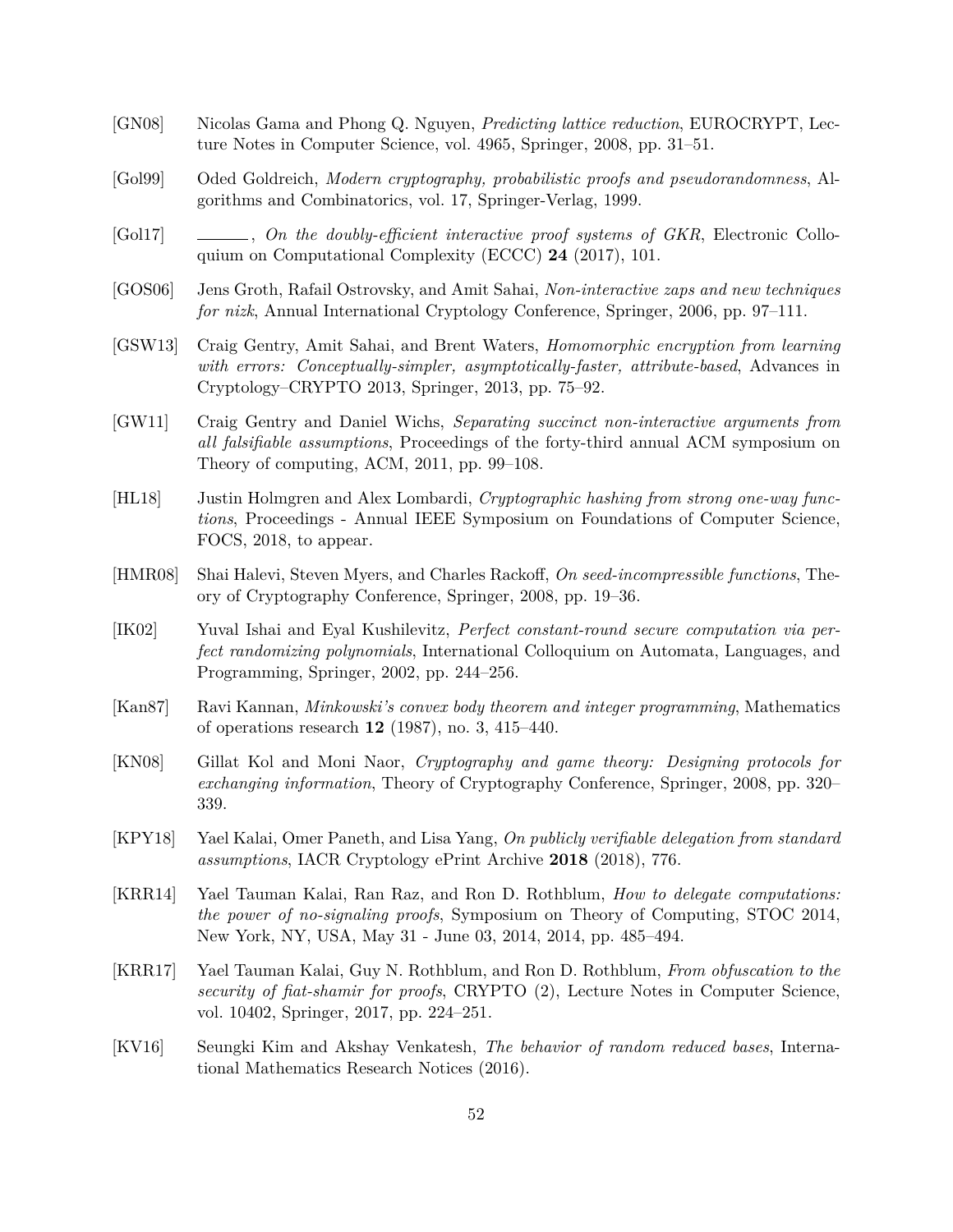[GN08] Nicolas Gama and Phong Q. Nguyen, *Predicting lattice reduction*, EUROCRYPT, Lecture Notes in Computer Science, vol. 4965, Springer, 2008, pp. 31–51.

[Gol99] Oded Goldreich, *Modern cryptography, probabilistic proofs and pseudorandomness*, Algorithms and Combinatorics, vol. 17, Springer-Verlag, 1999.

[Gol17] ______, *On the doubly-efficient interactive proof systems of GKR*, Electronic Colloquium on Computational Complexity (ECCC) **24** (2017), 101.

[GOS06] Jens Groth, Rafail Ostrovsky, and Amit Sahai, *Non-interactive zaps and new techniques for nizk*, Annual International Cryptology Conference, Springer, 2006, pp. 97–111.

[GSW13] Craig Gentry, Amit Sahai, and Brent Waters, *Homomorphic encryption from learning with errors: Conceptually-simpler, asymptotically-faster, attribute-based*, Advances in Cryptology–CRYPTO 2013, Springer, 2013, pp. 75–92.

[GW11] Craig Gentry and Daniel Wichs, *Separating succinct non-interactive arguments from all falsifiable assumptions*, Proceedings of the forty-third annual ACM symposium on Theory of computing, ACM, 2011, pp. 99–108.

[HL18] Justin Holmgren and Alex Lombardi, *Cryptographic hashing from strong one-way functions*, Proceedings - Annual IEEE Symposium on Foundations of Computer Science, FOCS, 2018, to appear.

[HMR08] Shai Halevi, Steven Myers, and Charles Rackoff, *On seed-incompressible functions*, Theory of Cryptography Conference, Springer, 2008, pp. 19–36.

[IK02] Yuval Ishai and Eyal Kushilevitz, *Perfect constant-round secure computation via perfect randomizing polynomials*, International Colloquium on Automata, Languages, and Programming, Springer, 2002, pp. 244–256.

[Kan87] Ravi Kannan, *Minkowski's convex body theorem and integer programming*, Mathematics of operations research **12** (1987), no. 3, 415–440.

[KN08] Gillat Kol and Moni Naor, *Cryptography and game theory: Designing protocols for exchanging information*, Theory of Cryptography Conference, Springer, 2008, pp. 320–339.

[KPY18] Yael Kalai, Omer Paneth, and Lisa Yang, *On publicly verifiable delegation from standard assumptions*, IACR Cryptology ePrint Archive **2018** (2018), 776.

[KRR14] Yael Tauman Kalai, Ran Raz, and Ron D. Rothblum, *How to delegate computations: the power of no-signaling proofs*, Symposium on Theory of Computing, STOC 2014, New York, NY, USA, May 31 - June 03, 2014, 2014, pp. 485–494.

[KRR17] Yael Tauman Kalai, Guy N. Rothblum, and Ron D. Rothblum, *From obfuscation to the security of fiat-shamir for proofs*, CRYPTO (2), Lecture Notes in Computer Science, vol. 10402, Springer, 2017, pp. 224–251.

[KV16] Seungki Kim and Akshay Venkatesh, *The behavior of random reduced bases*, International Mathematics Research Notices (2016).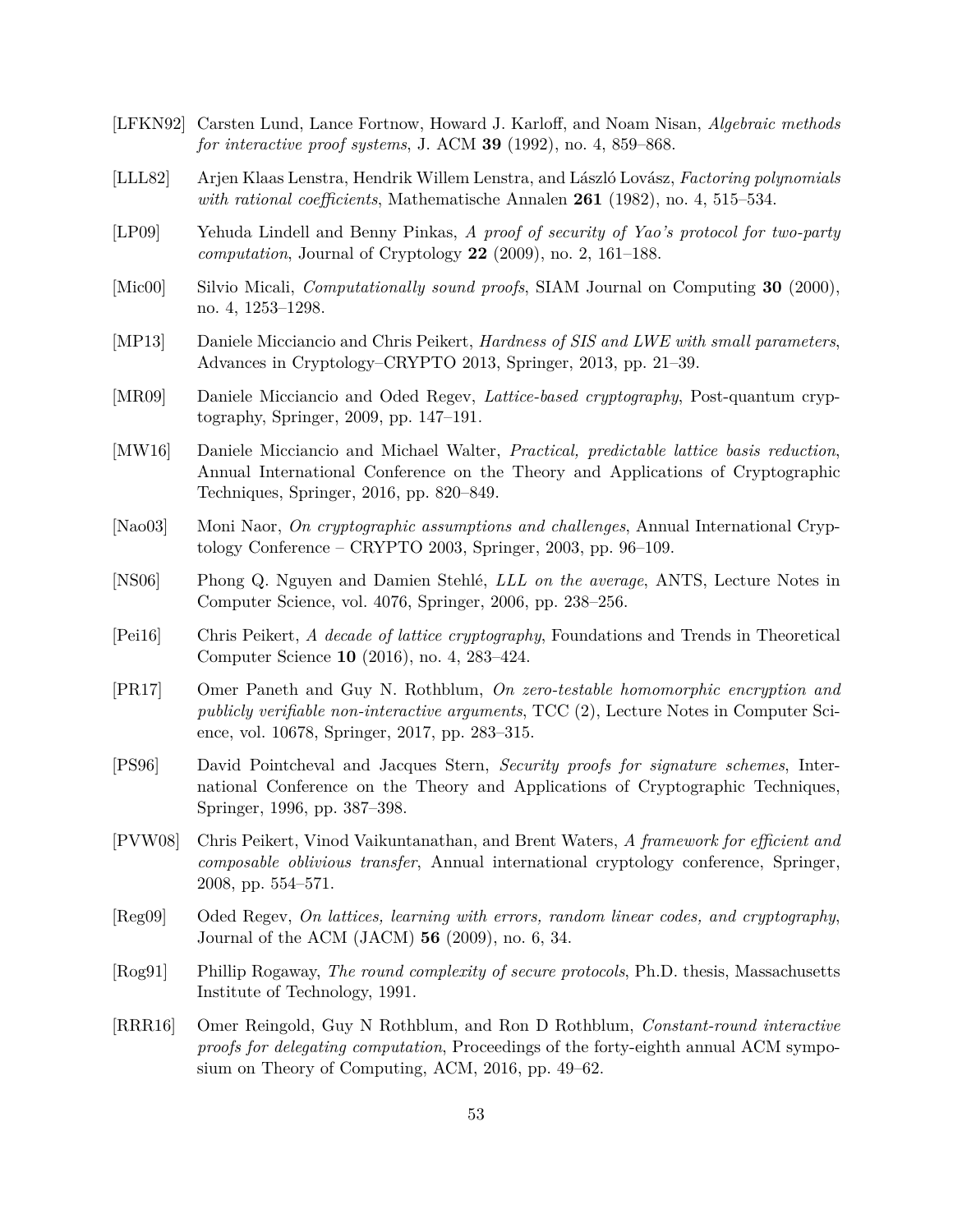[LFKN92] Carsten Lund, Lance Fortnow, Howard J. Karloff, and Noam Nisan, *Algebraic methods for interactive proof systems*, J. ACM **39** (1992), no. 4, 859–868.

[LLL82] Arjen Klaas Lenstra, Hendrik Willem Lenstra, and László Lovász, *Factoring polynomials with rational coefficients*, Mathematische Annalen **261** (1982), no. 4, 515–534.

[LP09] Yehuda Lindell and Benny Pinkas, *A proof of security of Yao's protocol for two-party computation*, Journal of Cryptology **22** (2009), no. 2, 161–188.

[Mic00] Silvio Micali, *Computationally sound proofs*, SIAM Journal on Computing **30** (2000), no. 4, 1253–1298.

[MP13] Daniele Micciancio and Chris Peikert, *Hardness of SIS and LWE with small parameters*, Advances in Cryptology–CRYPTO 2013, Springer, 2013, pp. 21–39.

[MR09] Daniele Micciancio and Oded Regev, *Lattice-based cryptography*, Post-quantum cryptography, Springer, 2009, pp. 147–191.

[MW16] Daniele Micciancio and Michael Walter, *Practical, predictable lattice basis reduction*, Annual International Conference on the Theory and Applications of Cryptographic Techniques, Springer, 2016, pp. 820–849.

[Nao03] Moni Naor, *On cryptographic assumptions and challenges*, Annual International Cryptology Conference – CRYPTO 2003, Springer, 2003, pp. 96–109.

[NS06] Phong Q. Nguyen and Damien Stehlé, *LLL on the average*, ANTS, Lecture Notes in Computer Science, vol. 4076, Springer, 2006, pp. 238–256.

[Pei16] Chris Peikert, *A decade of lattice cryptography*, Foundations and Trends in Theoretical Computer Science **10** (2016), no. 4, 283–424.

[PR17] Omer Paneth and Guy N. Rothblum, *On zero-testable homomorphic encryption and publicly verifiable non-interactive arguments*, TCC (2), Lecture Notes in Computer Science, vol. 10678, Springer, 2017, pp. 283–315.

[PS96] David Pointcheval and Jacques Stern, *Security proofs for signature schemes*, International Conference on the Theory and Applications of Cryptographic Techniques, Springer, 1996, pp. 387–398.

[PVW08] Chris Peikert, Vinod Vaikuntanathan, and Brent Waters, *A framework for efficient and composable oblivious transfer*, Annual international cryptology conference, Springer, 2008, pp. 554–571.

[Reg09] Oded Regev, *On lattices, learning with errors, random linear codes, and cryptography*, Journal of the ACM (JACM) **56** (2009), no. 6, 34.

[Rog91] Phillip Rogaway, *The round complexity of secure protocols*, Ph.D. thesis, Massachusetts Institute of Technology, 1991.

[RRR16] Omer Reingold, Guy N Rothblum, and Ron D Rothblum, *Constant-round interactive proofs for delegating computation*, Proceedings of the forty-eighth annual ACM symposium on Theory of Computing, ACM, 2016, pp. 49–62.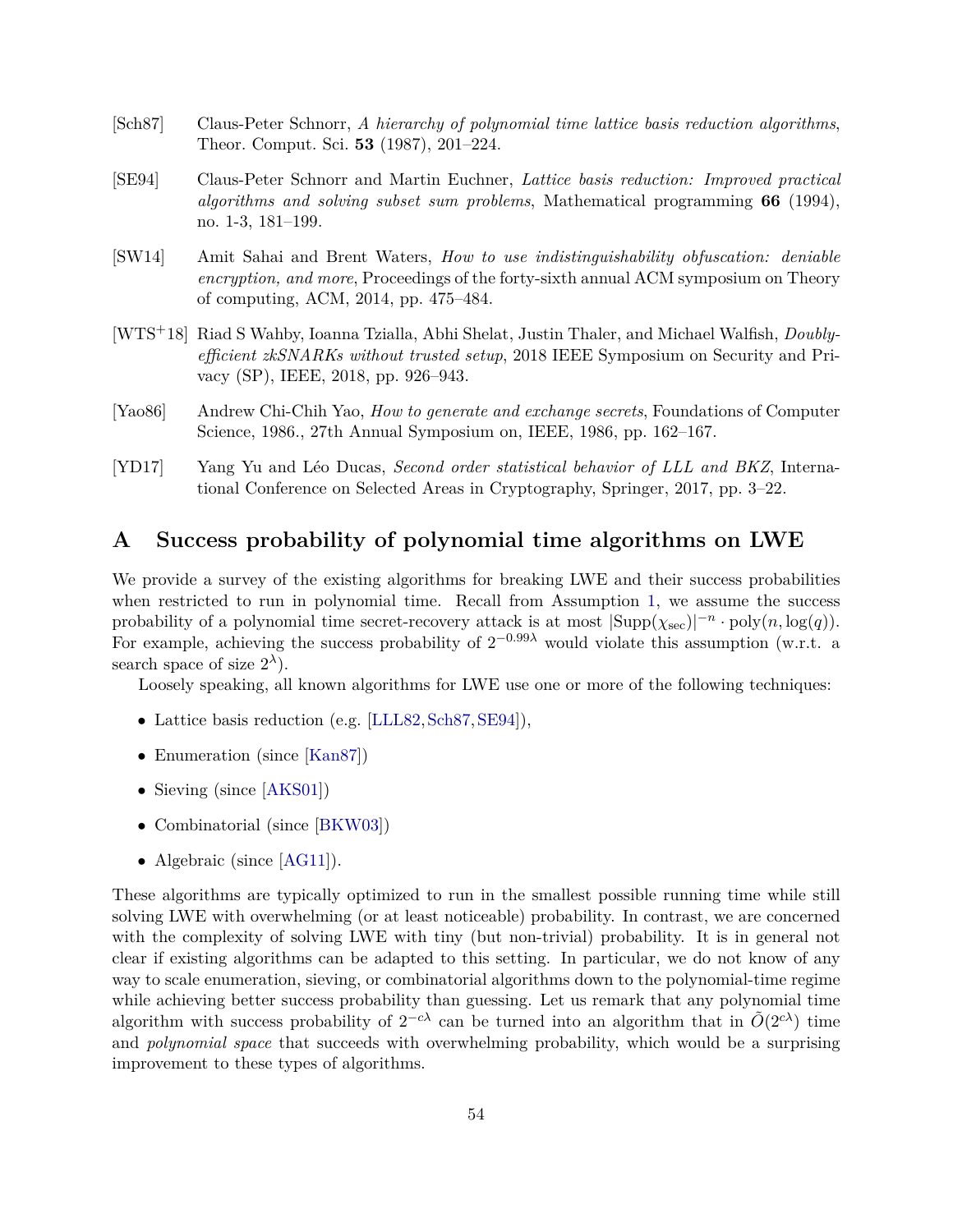[Sch87] Claus-Peter Schnorr, *A hierarchy of polynomial time lattice basis reduction algorithms*, Theor. Comput. Sci. **53** (1987), 201–224.

[SE94] Claus-Peter Schnorr and Martin Euchner, *Lattice basis reduction: Improved practical algorithms and solving subset sum problems*, Mathematical programming **66** (1994), no. 1-3, 181–199.

[SW14] Amit Sahai and Brent Waters, *How to use indistinguishability obfuscation: deniable encryption, and more*, Proceedings of the forty-sixth annual ACM symposium on Theory of computing, ACM, 2014, pp. 475–484.

[WTS+18] Riad S Wahby, Ioanna Tzialla, Abhi Shelat, Justin Thaler, and Michael Walfish, *Doubly-efficient zkSNARKs without trusted setup*, 2018 IEEE Symposium on Security and Privacy (SP), IEEE, 2018, pp. 926–943.

[Yao86] Andrew Chi-Chih Yao, *How to generate and exchange secrets*, Foundations of Computer Science, 1986., 27th Annual Symposium on, IEEE, 1986, pp. 162–167.

[YD17] Yang Yu and Léo Ducas, *Second order statistical behavior of LLL and BKZ*, International Conference on Selected Areas in Cryptography, Springer, 2017, pp. 3–22.

# A Success probability of polynomial time algorithms on LWE

We provide a survey of the existing algorithms for breaking LWE and their success probabilities when restricted to run in polynomial time. Recall from Assumption 1, we assume the success probability of a polynomial time secret-recovery attack is at most $|\mathrm{Supp}(\chi_{\mathrm{sec}})|^{-n} \cdot \mathrm{poly}(n, \log(q))$. For example, achieving the success probability of $2^{-0.99\lambda}$ would violate this assumption (w.r.t. a search space of size $2^{\lambda}$).

Loosely speaking, all known algorithms for LWE use one or more of the following techniques:

- Lattice basis reduction (e.g. [LLL82, Sch87, SE94]),
- Enumeration (since [Kan87])
- Sieving (since [AKS01])
- Combinatorial (since [BKW03])
- Algebraic (since [AG11]).

These algorithms are typically optimized to run in the smallest possible running time while still solving LWE with overwhelming (or at least noticeable) probability. In contrast, we are concerned with the complexity of solving LWE with tiny (but non-trivial) probability. It is in general not clear if existing algorithms can be adapted to this setting. In particular, we do not know of any way to scale enumeration, sieving, or combinatorial algorithms down to the polynomial-time regime while achieving better success probability than guessing. Let us remark that any polynomial time algorithm with success probability of $2^{-c\lambda}$ can be turned into an algorithm that in $\tilde{O}(2^{c\lambda})$ time and *polynomial space* that succeeds with overwhelming probability, which would be a surprising improvement to these types of algorithms.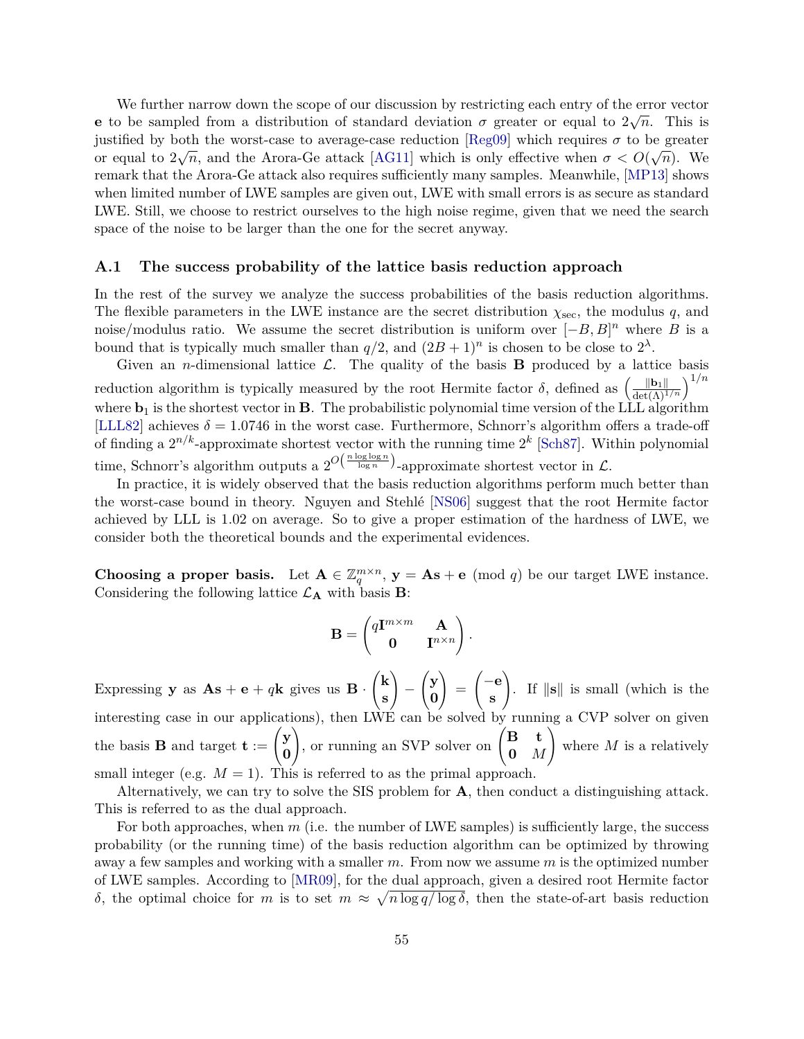We further narrow down the scope of our discussion by restricting each entry of the error vector $\mathbf{e}$ to be sampled from a distribution of standard deviation $\sigma$ greater or equal to $2\sqrt{n}$. This is justified by both the worst-case to average-case reduction [Reg09] which requires $\sigma$ to be greater or equal to $2\sqrt{n}$, and the Arora-Ge attack [AG11] which is only effective when $\sigma < O(\sqrt{n})$. We remark that the Arora-Ge attack also requires sufficiently many samples. Meanwhile, [MP13] shows when limited number of LWE samples are given out, LWE with small errors is as secure as standard LWE. Still, we choose to restrict ourselves to the high noise regime, given that we need the search space of the noise to be larger than the one for the secret anyway.

### A.1 The success probability of the lattice basis reduction approach

In the rest of the survey we analyze the success probabilities of the basis reduction algorithms. The flexible parameters in the LWE instance are the secret distribution $\chi_{\text{sec}}$, the modulus $q$, and noise/modulus ratio. We assume the secret distribution is uniform over $[-B, B]^n$ where $B$ is a bound that is typically much smaller than $q/2$, and $(2B+1)^n$ is chosen to be close to $2^\lambda$.

Given an $n$-dimensional lattice $\mathcal{L}$. The quality of the basis $\mathbf{B}$ produced by a lattice basis reduction algorithm is typically measured by the root Hermite factor $\delta$, defined as $\left(\frac{\|\mathbf{b}_1\|}{\det(\Lambda)^{1/n}}\right)^{1/n}$ where $\mathbf{b}_1$ is the shortest vector in $\mathbf{B}$. The probabilistic polynomial time version of the LLL algorithm [LLL82] achieves $\delta = 1.0746$ in the worst case. Furthermore, Schnorr's algorithm offers a trade-off of finding a $2^{n/k}$-approximate shortest vector with the running time $2^k$ [Sch87]. Within polynomial time, Schnorr's algorithm outputs a $2^{O\left(\frac{n \log\log n}{\log n}\right)}$-approximate shortest vector in $\mathcal{L}$.

In practice, it is widely observed that the basis reduction algorithms perform much better than the worst-case bound in theory. Nguyen and Stehlé [NS06] suggest that the root Hermite factor achieved by LLL is 1.02 on average. So to give a proper estimation of the hardness of LWE, we consider both the theoretical bounds and the experimental evidences.

**Choosing a proper basis.** Let $\mathbf{A} \in \mathbb{Z}_q^{m\times n}$, $\mathbf{y} = \mathbf{A}\mathbf{s} + \mathbf{e} \pmod q$ be our target LWE instance. Considering the following lattice $\mathcal{L}_{\mathbf{A}}$ with basis $\mathbf{B}$:

$$\mathbf{B} = \begin{pmatrix} q\mathbf{I}^{m\times m} & \mathbf{A} \\ \mathbf{0} & \mathbf{I}^{n\times n} \end{pmatrix}.$$

Expressing $\mathbf{y}$ as $\mathbf{A}\mathbf{s} + \mathbf{e} + q\mathbf{k}$ gives us $\mathbf{B} \cdot \begin{pmatrix} \mathbf{k} \\ \mathbf{s} \end{pmatrix} - \begin{pmatrix} \mathbf{y} \\ \mathbf{0} \end{pmatrix} = \begin{pmatrix} -\mathbf{e} \\ \mathbf{s} \end{pmatrix}$. If $\|\mathbf{s}\|$ is small (which is the interesting case in our applications), then LWE can be solved by running a CVP solver on given the basis $\mathbf{B}$ and target $\mathbf{t} := \begin{pmatrix} \mathbf{y} \\ \mathbf{0} \end{pmatrix}$, or running an SVP solver on $\begin{pmatrix} \mathbf{B} & \mathbf{t} \\ \mathbf{0} & M \end{pmatrix}$ where $M$ is a relatively small integer (e.g. $M = 1$). This is referred to as the primal approach.

Alternatively, we can try to solve the SIS problem for $\mathbf{A}$, then conduct a distinguishing attack. This is referred to as the dual approach.

For both approaches, when $m$ (i.e. the number of LWE samples) is sufficiently large, the success probability (or the running time) of the basis reduction algorithm can be optimized by throwing away a few samples and working with a smaller $m$. From now we assume $m$ is the optimized number of LWE samples. According to [MR09], for the dual approach, given a desired root Hermite factor $\delta$, the optimal choice for $m$ is to set $m \approx \sqrt{n \log q / \log \delta}$, then the state-of-art basis reduction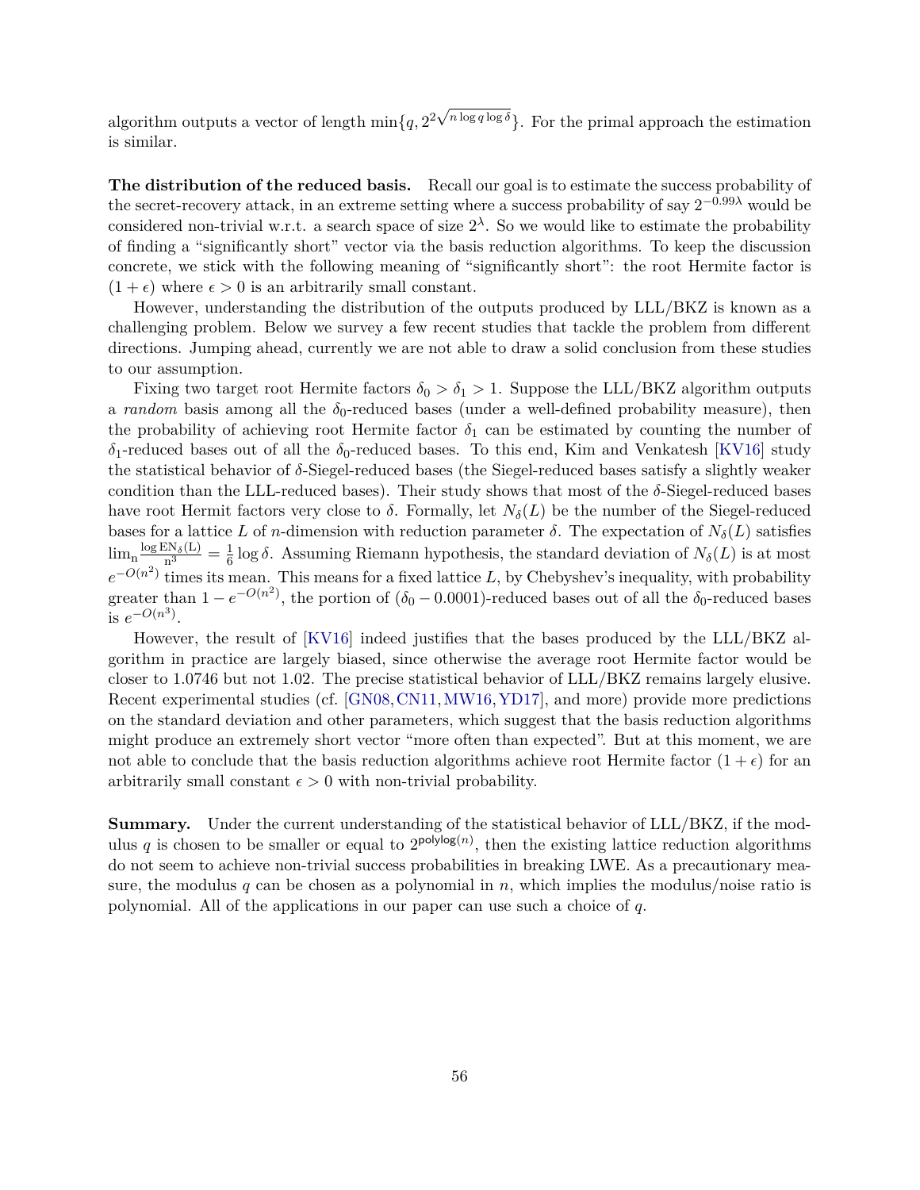algorithm outputs a vector of length $\min\{q, 2^{2\sqrt{n \log q \log \delta}}\}$. For the primal approach the estimation is similar.

**The distribution of the reduced basis.** Recall our goal is to estimate the success probability of the secret-recovery attack, in an extreme setting where a success probability of say $2^{-0.99\lambda}$ would be considered non-trivial w.r.t. a search space of size $2^{\lambda}$. So we would like to estimate the probability of finding a "significantly short" vector via the basis reduction algorithms. To keep the discussion concrete, we stick with the following meaning of "significantly short": the root Hermite factor is $(1+\epsilon)$ where $\epsilon > 0$ is an arbitrarily small constant.

However, understanding the distribution of the outputs produced by LLL/BKZ is known as a challenging problem. Below we survey a few recent studies that tackle the problem from different directions. Jumping ahead, currently we are not able to draw a solid conclusion from these studies to our assumption.

Fixing two target root Hermite factors $\delta_0 > \delta_1 > 1$. Suppose the LLL/BKZ algorithm outputs a *random* basis among all the $\delta_0$-reduced bases (under a well-defined probability measure), then the probability of achieving root Hermite factor $\delta_1$ can be estimated by counting the number of $\delta_1$-reduced bases out of all the $\delta_0$-reduced bases. To this end, Kim and Venkatesh [KV16] study the statistical behavior of $\delta$-Siegel-reduced bases (the Siegel-reduced bases satisfy a slightly weaker condition than the LLL-reduced bases). Their study shows that most of the $\delta$-Siegel-reduced bases have root Hermit factors very close to $\delta$. Formally, let $N_\delta(L)$ be the number of the Siegel-reduced bases for a lattice $L$ of $n$-dimension with reduction parameter $\delta$. The expectation of $N_\delta(L)$ satisfies $\lim_{\mathrm{n}} \frac{\log \mathrm{E} \mathrm{N}_\delta(\mathrm{L})}{\mathrm{n}^3} = \frac{1}{6}\log\delta$. Assuming Riemann hypothesis, the standard deviation of $N_\delta(L)$ is at most $e^{-O(n^2)}$ times its mean. This means for a fixed lattice $L$, by Chebyshev's inequality, with probability greater than $1 - e^{-O(n^2)}$, the portion of $(\delta_0 - 0.0001)$-reduced bases out of all the $\delta_0$-reduced bases is $e^{-O(n^3)}$.

However, the result of [KV16] indeed justifies that the bases produced by the LLL/BKZ algorithm in practice are largely biased, since otherwise the average root Hermite factor would be closer to 1.0746 but not 1.02. The precise statistical behavior of LLL/BKZ remains largely elusive. Recent experimental studies (cf. [GN08, CN11, MW16, YD17], and more) provide more predictions on the standard deviation and other parameters, which suggest that the basis reduction algorithms might produce an extremely short vector "more often than expected". But at this moment, we are not able to conclude that the basis reduction algorithms achieve root Hermite factor $(1+\epsilon)$ for an arbitrarily small constant $\epsilon > 0$ with non-trivial probability.

**Summary.** Under the current understanding of the statistical behavior of LLL/BKZ, if the modulus $q$ is chosen to be smaller or equal to $2^{\mathsf{polylog}(n)}$, then the existing lattice reduction algorithms do not seem to achieve non-trivial success probabilities in breaking LWE. As a precautionary measure, the modulus $q$ can be chosen as a polynomial in $n$, which implies the modulus/noise ratio is polynomial. All of the applications in our paper can use such a choice of $q$.